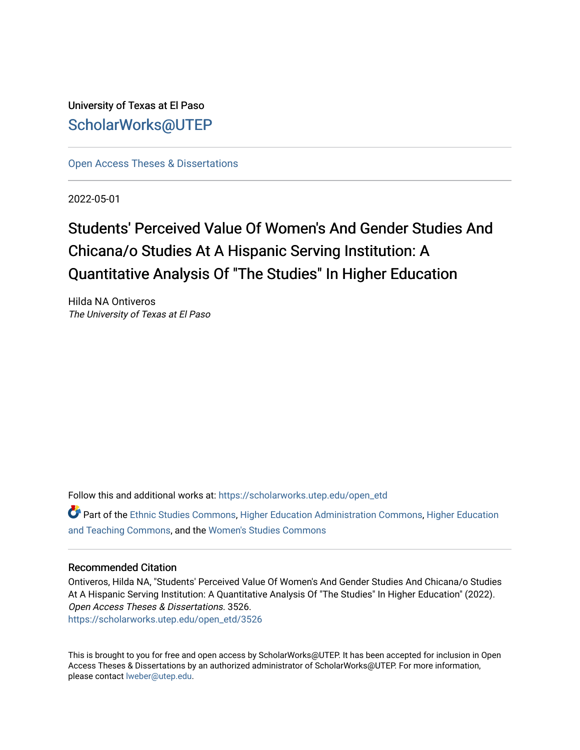University of Texas at El Paso

ScholarWorks@UTEP

Open Access Theses & Dissertations

2022-05-01

# Students' Perceived Value Of Women's And Gender Studies And Chicana/o Studies At A Hispanic Serving Institution: A Quantitative Analysis Of "The Studies" In Higher Education

Hilda NA Ontiveros
*The University of Texas at El Paso*

Follow this and additional works at: https://scholarworks.utep.edu/open_etd

Part of the Ethnic Studies Commons, Higher Education Administration Commons, Higher Education and Teaching Commons, and the Women's Studies Commons

### Recommended Citation

Ontiveros, Hilda NA, "Students' Perceived Value Of Women's And Gender Studies And Chicana/o Studies At A Hispanic Serving Institution: A Quantitative Analysis Of "The Studies" In Higher Education" (2022). *Open Access Theses & Dissertations*. 3526.
https://scholarworks.utep.edu/open_etd/3526

This is brought to you for free and open access by ScholarWorks@UTEP. It has been accepted for inclusion in Open Access Theses & Dissertations by an authorized administrator of ScholarWorks@UTEP. For more information, please contact lweber@utep.edu.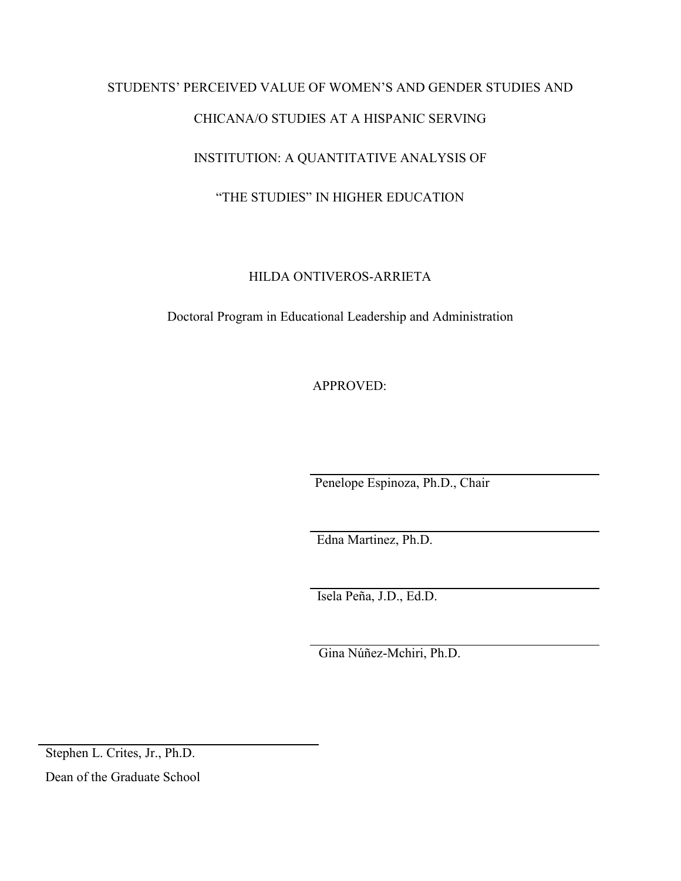STUDENTS' PERCEIVED VALUE OF WOMEN'S AND GENDER STUDIES AND

CHICANA/O STUDIES AT A HISPANIC SERVING

INSTITUTION: A QUANTITATIVE ANALYSIS OF

"THE STUDIES" IN HIGHER EDUCATION

HILDA ONTIVEROS-ARRIETA

Doctoral Program in Educational Leadership and Administration

APPROVED:

Penelope Espinoza, Ph.D., Chair

Edna Martinez, Ph.D.

Isela Peña, J.D., Ed.D.

Gina Núñez-Mchiri, Ph.D.

Stephen L. Crites, Jr., Ph.D.

Dean of the Graduate School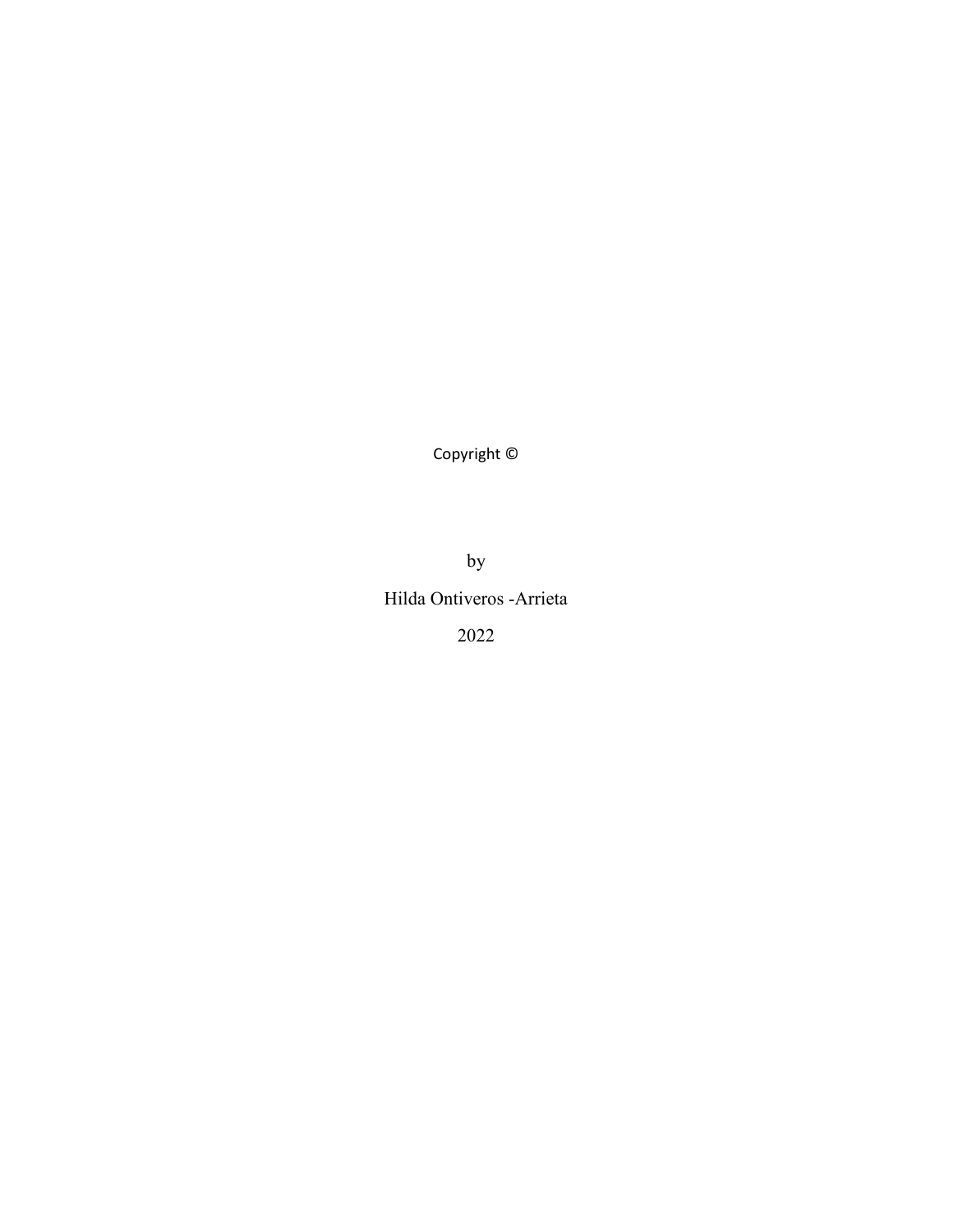Copyright ©

by

Hilda Ontiveros -Arrieta

2022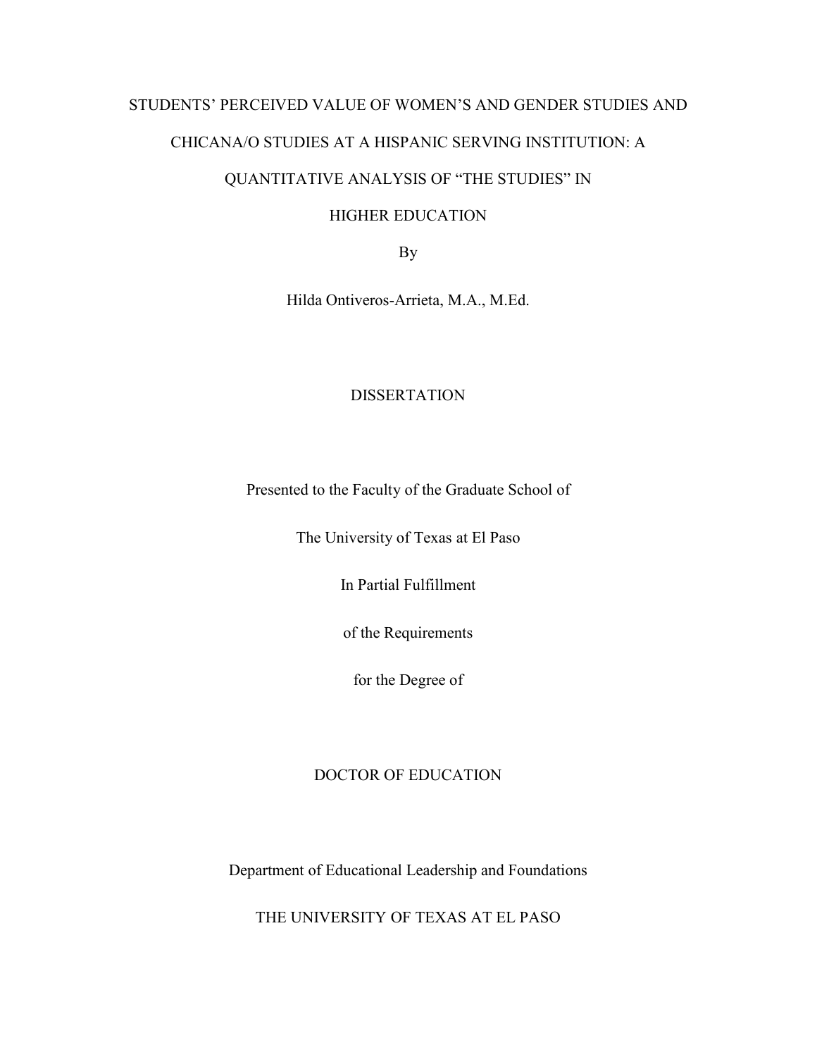STUDENTS' PERCEIVED VALUE OF WOMEN'S AND GENDER STUDIES AND CHICANA/O STUDIES AT A HISPANIC SERVING INSTITUTION: A QUANTITATIVE ANALYSIS OF "THE STUDIES" IN HIGHER EDUCATION

By

Hilda Ontiveros-Arrieta, M.A., M.Ed.

DISSERTATION

Presented to the Faculty of the Graduate School of

The University of Texas at El Paso

In Partial Fulfillment

of the Requirements

for the Degree of

DOCTOR OF EDUCATION

Department of Educational Leadership and Foundations

THE UNIVERSITY OF TEXAS AT EL PASO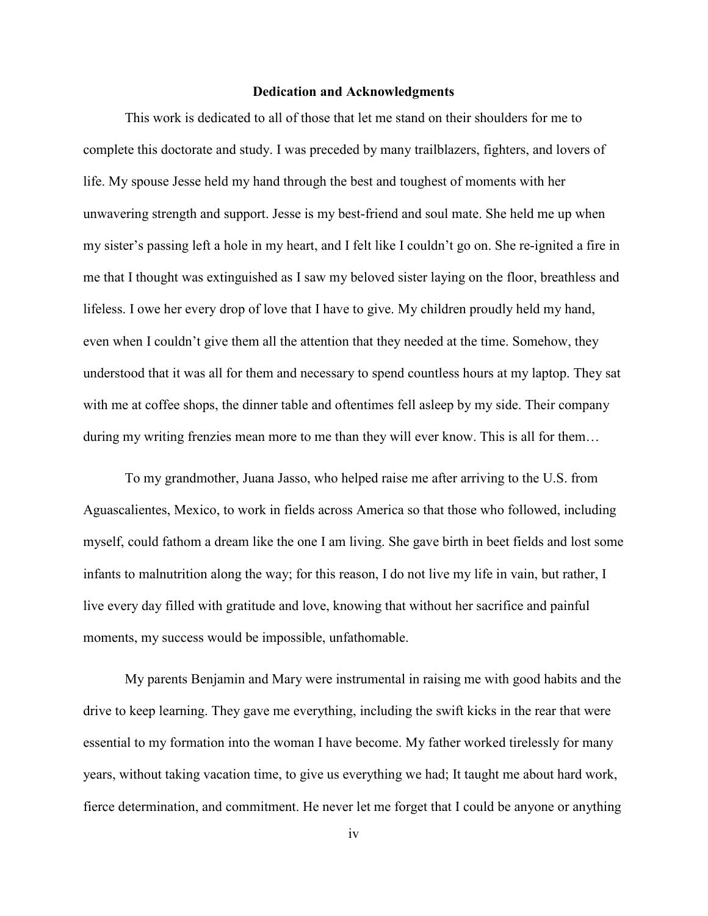## Dedication and Acknowledgments

This work is dedicated to all of those that let me stand on their shoulders for me to complete this doctorate and study. I was preceded by many trailblazers, fighters, and lovers of life. My spouse Jesse held my hand through the best and toughest of moments with her unwavering strength and support. Jesse is my best-friend and soul mate. She held me up when my sister's passing left a hole in my heart, and I felt like I couldn't go on. She re-ignited a fire in me that I thought was extinguished as I saw my beloved sister laying on the floor, breathless and lifeless. I owe her every drop of love that I have to give. My children proudly held my hand, even when I couldn't give them all the attention that they needed at the time. Somehow, they understood that it was all for them and necessary to spend countless hours at my laptop. They sat with me at coffee shops, the dinner table and oftentimes fell asleep by my side. Their company during my writing frenzies mean more to me than they will ever know. This is all for them…

To my grandmother, Juana Jasso, who helped raise me after arriving to the U.S. from Aguascalientes, Mexico, to work in fields across America so that those who followed, including myself, could fathom a dream like the one I am living. She gave birth in beet fields and lost some infants to malnutrition along the way; for this reason, I do not live my life in vain, but rather, I live every day filled with gratitude and love, knowing that without her sacrifice and painful moments, my success would be impossible, unfathomable.

My parents Benjamin and Mary were instrumental in raising me with good habits and the drive to keep learning. They gave me everything, including the swift kicks in the rear that were essential to my formation into the woman I have become. My father worked tirelessly for many years, without taking vacation time, to give us everything we had; It taught me about hard work, fierce determination, and commitment. He never let me forget that I could be anyone or anything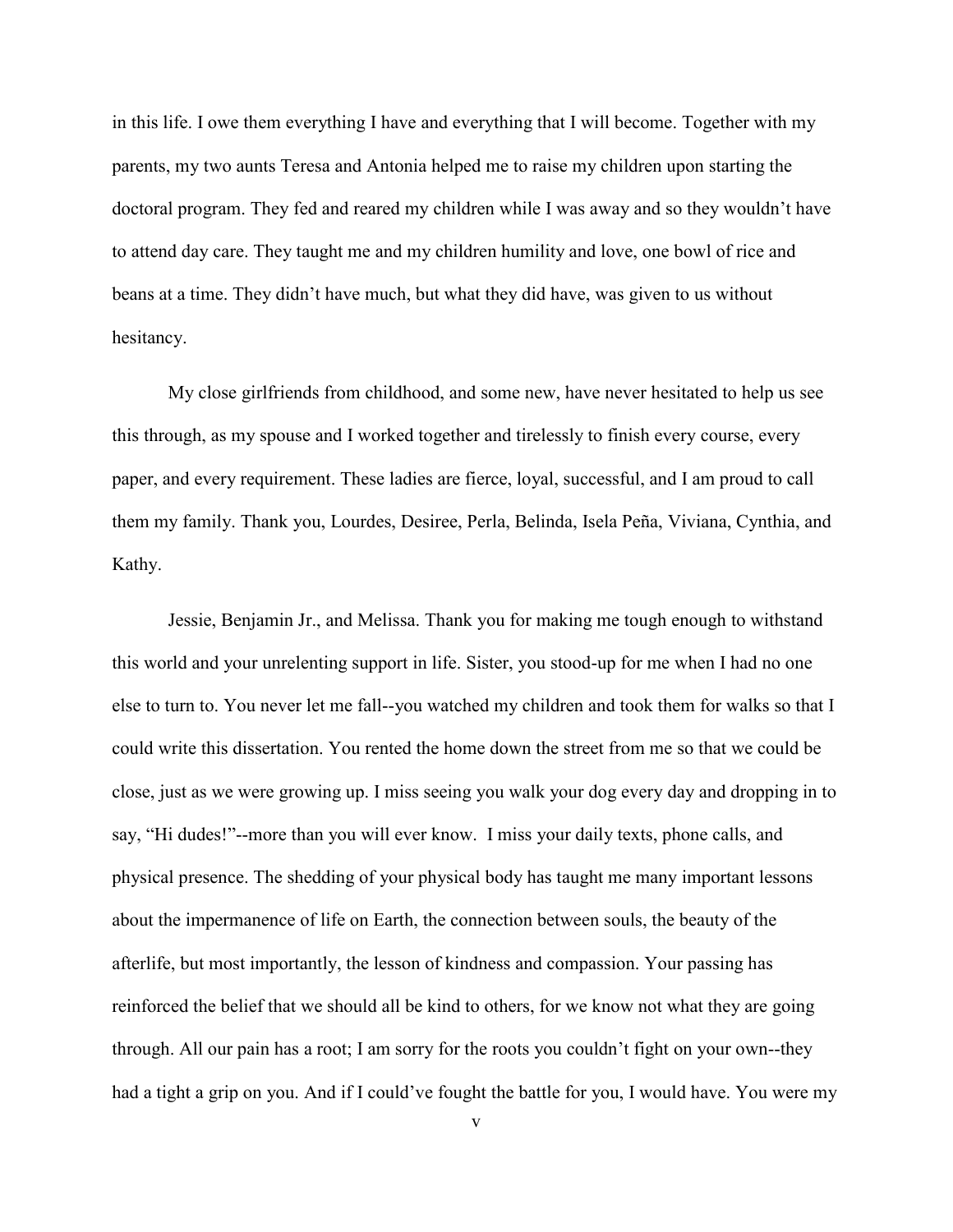in this life. I owe them everything I have and everything that I will become. Together with my parents, my two aunts Teresa and Antonia helped me to raise my children upon starting the doctoral program. They fed and reared my children while I was away and so they wouldn't have to attend day care. They taught me and my children humility and love, one bowl of rice and beans at a time. They didn't have much, but what they did have, was given to us without hesitancy.

My close girlfriends from childhood, and some new, have never hesitated to help us see this through, as my spouse and I worked together and tirelessly to finish every course, every paper, and every requirement. These ladies are fierce, loyal, successful, and I am proud to call them my family. Thank you, Lourdes, Desiree, Perla, Belinda, Isela Peña, Viviana, Cynthia, and Kathy.

Jessie, Benjamin Jr., and Melissa. Thank you for making me tough enough to withstand this world and your unrelenting support in life. Sister, you stood-up for me when I had no one else to turn to. You never let me fall--you watched my children and took them for walks so that I could write this dissertation. You rented the home down the street from me so that we could be close, just as we were growing up. I miss seeing you walk your dog every day and dropping in to say, "Hi dudes!"--more than you will ever know. I miss your daily texts, phone calls, and physical presence. The shedding of your physical body has taught me many important lessons about the impermanence of life on Earth, the connection between souls, the beauty of the afterlife, but most importantly, the lesson of kindness and compassion. Your passing has reinforced the belief that we should all be kind to others, for we know not what they are going through. All our pain has a root; I am sorry for the roots you couldn't fight on your own--they had a tight a grip on you. And if I could've fought the battle for you, I would have. You were my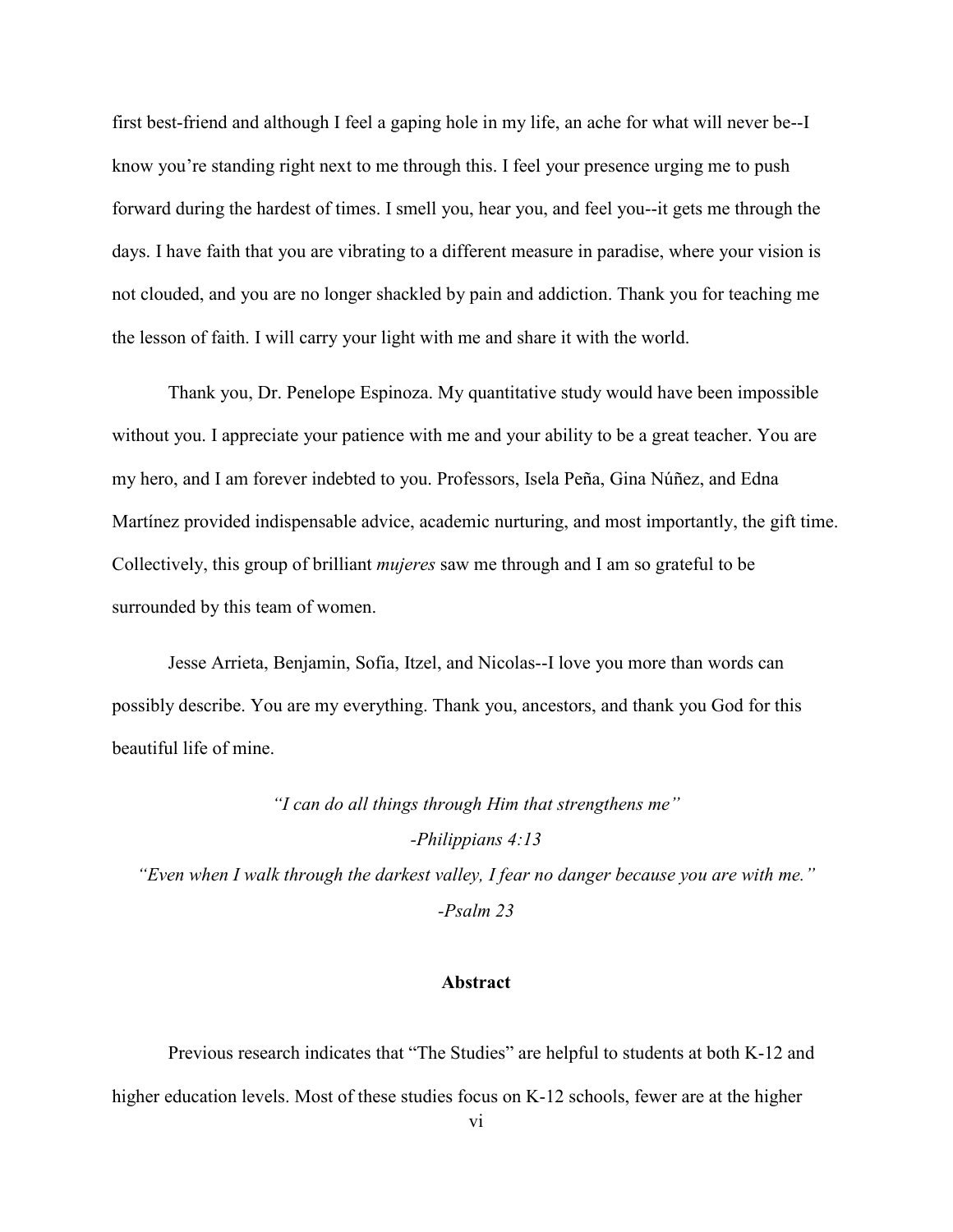first best-friend and although I feel a gaping hole in my life, an ache for what will never be--I know you're standing right next to me through this. I feel your presence urging me to push forward during the hardest of times. I smell you, hear you, and feel you--it gets me through the days. I have faith that you are vibrating to a different measure in paradise, where your vision is not clouded, and you are no longer shackled by pain and addiction. Thank you for teaching me the lesson of faith. I will carry your light with me and share it with the world.

Thank you, Dr. Penelope Espinoza. My quantitative study would have been impossible without you. I appreciate your patience with me and your ability to be a great teacher. You are my hero, and I am forever indebted to you. Professors, Isela Peña, Gina Núñez, and Edna Martínez provided indispensable advice, academic nurturing, and most importantly, the gift time. Collectively, this group of brilliant *mujeres* saw me through and I am so grateful to be surrounded by this team of women.

Jesse Arrieta, Benjamin, Sofia, Itzel, and Nicolas--I love you more than words can possibly describe. You are my everything. Thank you, ancestors, and thank you God for this beautiful life of mine.

*"I can do all things through Him that strengthens me"*

*-Philippians 4:13*

*"Even when I walk through the darkest valley, I fear no danger because you are with me."*

*-Psalm 23*

## Abstract

Previous research indicates that "The Studies" are helpful to students at both K-12 and higher education levels. Most of these studies focus on K-12 schools, fewer are at the higher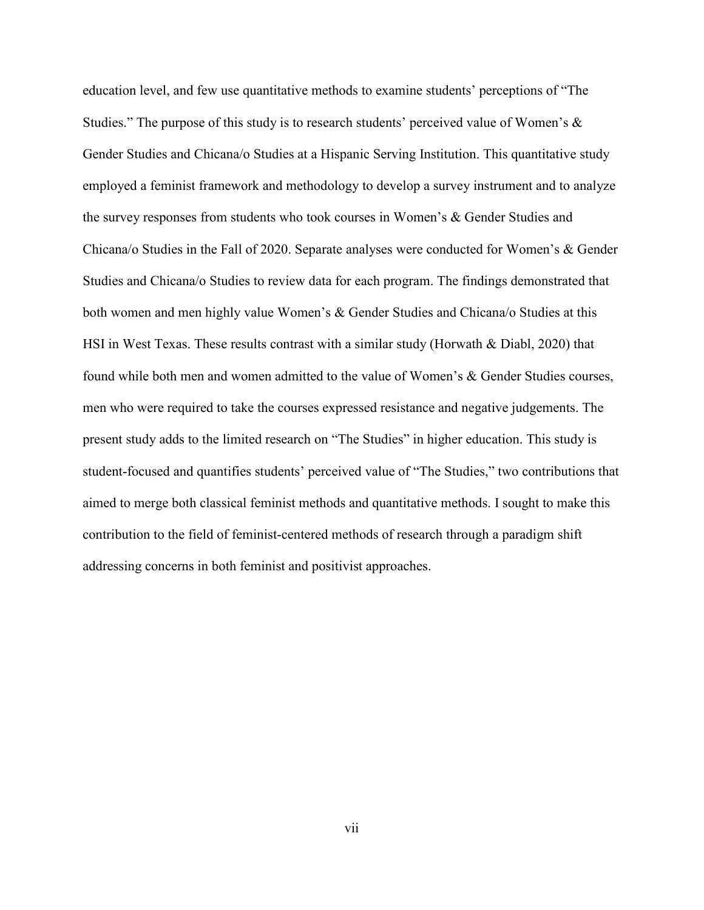education level, and few use quantitative methods to examine students' perceptions of "The Studies." The purpose of this study is to research students' perceived value of Women's & Gender Studies and Chicana/o Studies at a Hispanic Serving Institution. This quantitative study employed a feminist framework and methodology to develop a survey instrument and to analyze the survey responses from students who took courses in Women's & Gender Studies and Chicana/o Studies in the Fall of 2020. Separate analyses were conducted for Women's & Gender Studies and Chicana/o Studies to review data for each program. The findings demonstrated that both women and men highly value Women's & Gender Studies and Chicana/o Studies at this HSI in West Texas. These results contrast with a similar study (Horwath & Diabl, 2020) that found while both men and women admitted to the value of Women's & Gender Studies courses, men who were required to take the courses expressed resistance and negative judgements. The present study adds to the limited research on "The Studies" in higher education. This study is student-focused and quantifies students' perceived value of "The Studies," two contributions that aimed to merge both classical feminist methods and quantitative methods. I sought to make this contribution to the field of feminist-centered methods of research through a paradigm shift addressing concerns in both feminist and positivist approaches.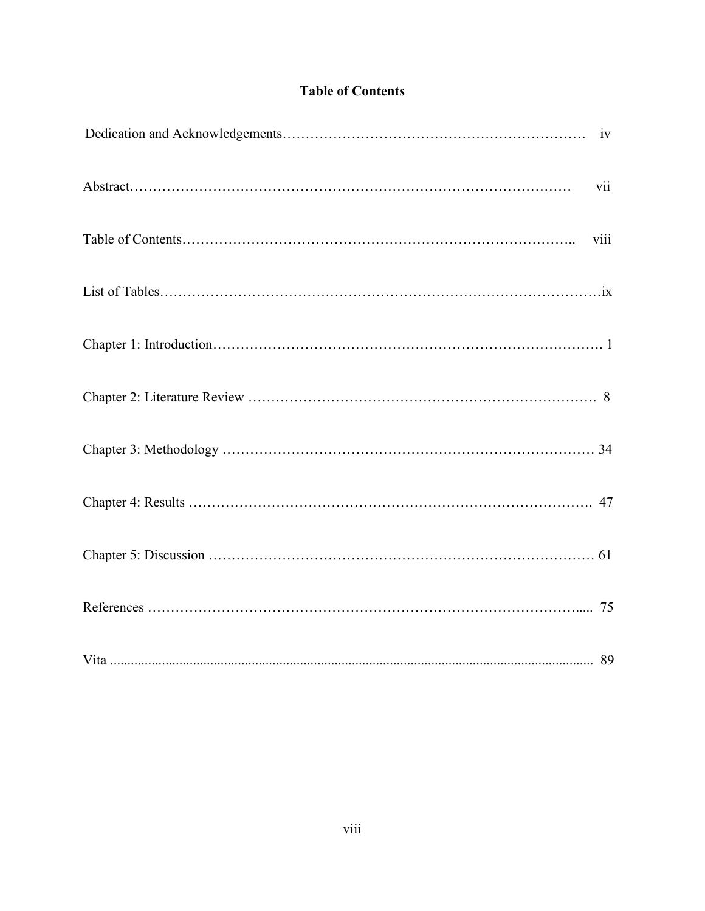# Table of Contents

Dedication and Acknowledgements………………………………………………………… iv

Abstract……………………………………………………………………………… vii

Table of Contents……………………………………………………………………….. viii

List of Tables……………………………………………………………………………ix

Chapter 1: Introduction………………………………………………………………………. 1

Chapter 2: Literature Review ………………………………………………………………. 8

Chapter 3: Methodology ……………………………………………………………………… 34

Chapter 4: Results ……………………………………………………………………………. 47

Chapter 5: Discussion ………………………………………………………………………… 61

References ……………………………………………………………………………….... 75

Vita ........................................................................................................................................ 89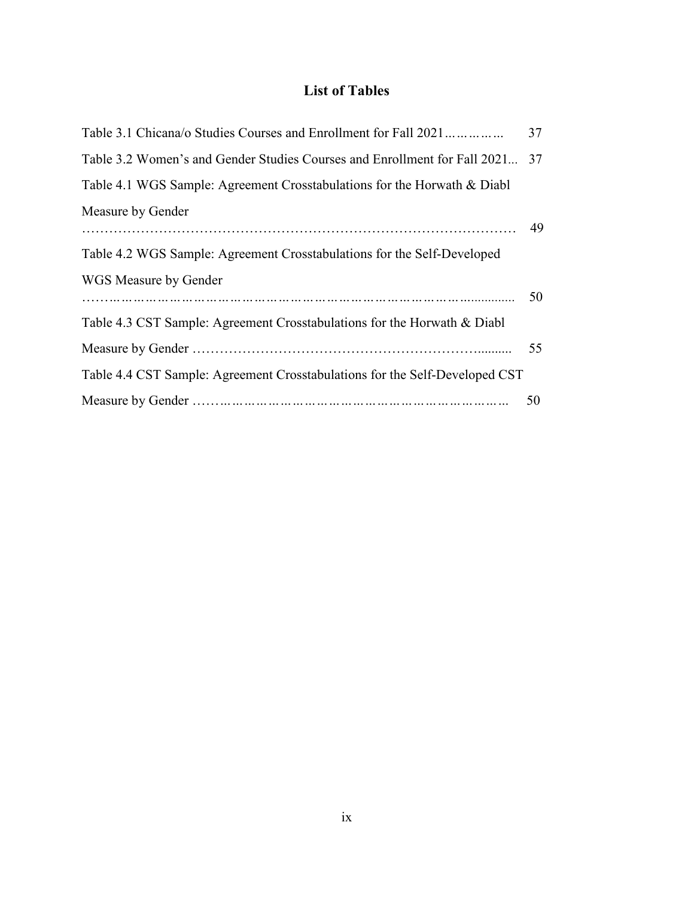# List of Tables

Table 3.1 Chicana/o Studies Courses and Enrollment for Fall 2021…………… 37

Table 3.2 Women's and Gender Studies Courses and Enrollment for Fall 2021... 37

Table 4.1 WGS Sample: Agreement Crosstabulations for the Horwath & Diabl Measure by Gender ……………………………………………………………………………… 49

Table 4.2 WGS Sample: Agreement Crosstabulations for the Self-Developed WGS Measure by Gender ……………………………………………………………………………… 50

Table 4.3 CST Sample: Agreement Crosstabulations for the Horwath & Diabl Measure by Gender ……………………………………………………….......... 55

Table 4.4 CST Sample: Agreement Crosstabulations for the Self-Developed CST Measure by Gender ……………………………………………………………… 50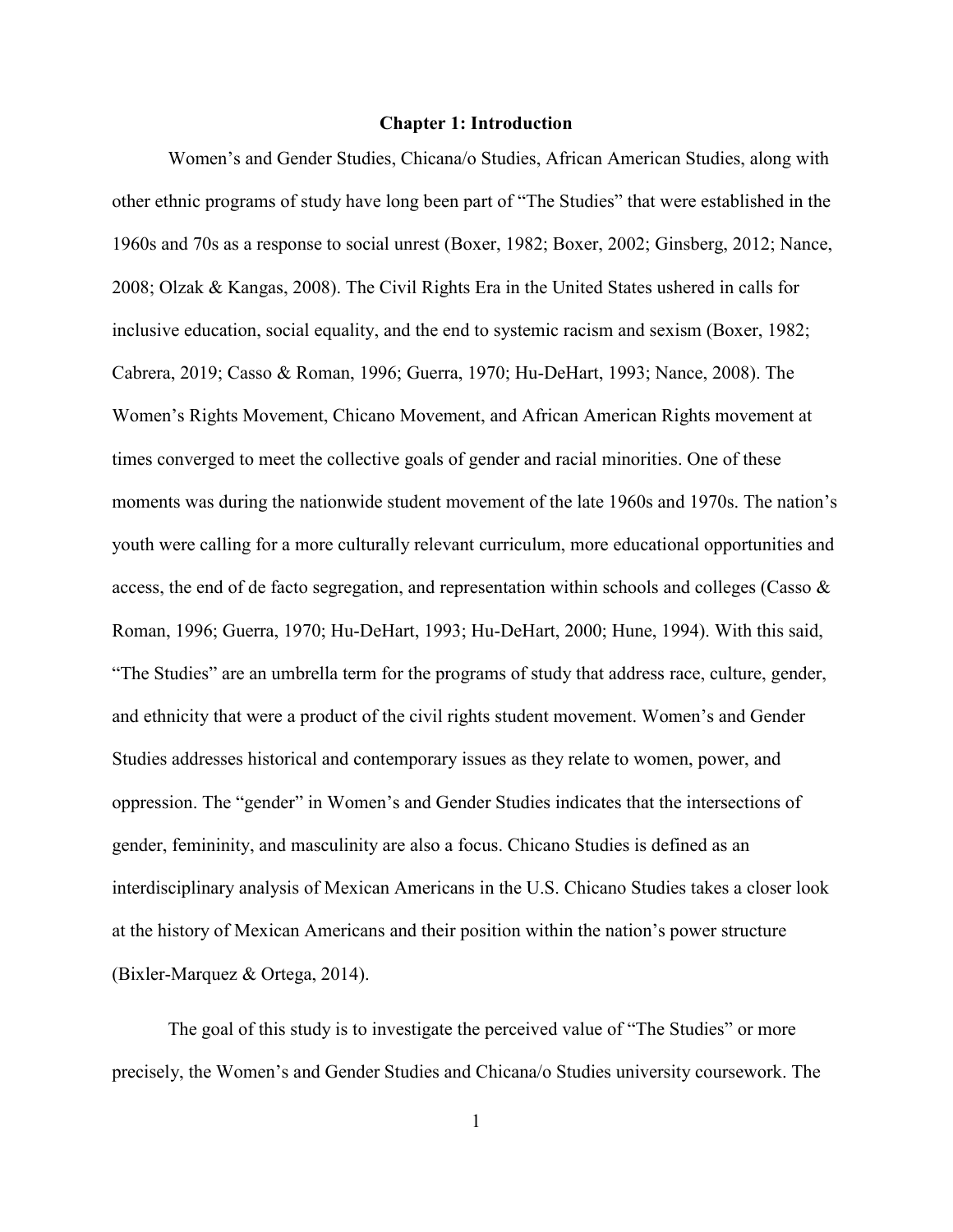# Chapter 1: Introduction

Women's and Gender Studies, Chicana/o Studies, African American Studies, along with other ethnic programs of study have long been part of "The Studies" that were established in the 1960s and 70s as a response to social unrest (Boxer, 1982; Boxer, 2002; Ginsberg, 2012; Nance, 2008; Olzak & Kangas, 2008). The Civil Rights Era in the United States ushered in calls for inclusive education, social equality, and the end to systemic racism and sexism (Boxer, 1982; Cabrera, 2019; Casso & Roman, 1996; Guerra, 1970; Hu-DeHart, 1993; Nance, 2008). The Women's Rights Movement, Chicano Movement, and African American Rights movement at times converged to meet the collective goals of gender and racial minorities. One of these moments was during the nationwide student movement of the late 1960s and 1970s. The nation's youth were calling for a more culturally relevant curriculum, more educational opportunities and access, the end of de facto segregation, and representation within schools and colleges (Casso & Roman, 1996; Guerra, 1970; Hu-DeHart, 1993; Hu-DeHart, 2000; Hune, 1994). With this said, "The Studies" are an umbrella term for the programs of study that address race, culture, gender, and ethnicity that were a product of the civil rights student movement. Women's and Gender Studies addresses historical and contemporary issues as they relate to women, power, and oppression. The "gender" in Women's and Gender Studies indicates that the intersections of gender, femininity, and masculinity are also a focus. Chicano Studies is defined as an interdisciplinary analysis of Mexican Americans in the U.S. Chicano Studies takes a closer look at the history of Mexican Americans and their position within the nation's power structure (Bixler-Marquez & Ortega, 2014).

The goal of this study is to investigate the perceived value of "The Studies" or more precisely, the Women's and Gender Studies and Chicana/o Studies university coursework. The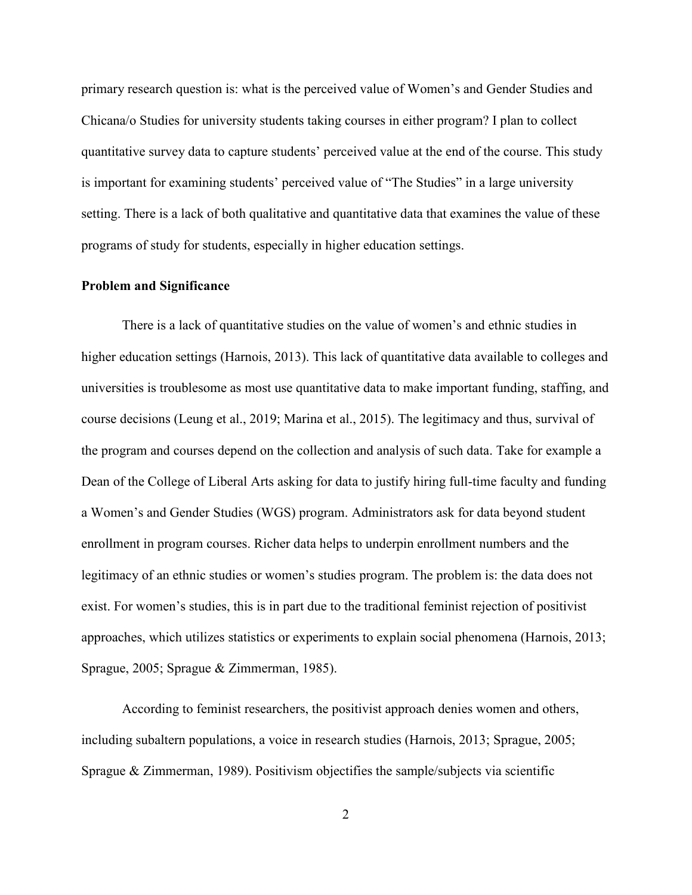primary research question is: what is the perceived value of Women's and Gender Studies and Chicana/o Studies for university students taking courses in either program? I plan to collect quantitative survey data to capture students' perceived value at the end of the course. This study is important for examining students' perceived value of "The Studies" in a large university setting. There is a lack of both qualitative and quantitative data that examines the value of these programs of study for students, especially in higher education settings.

**Problem and Significance**

There is a lack of quantitative studies on the value of women's and ethnic studies in higher education settings (Harnois, 2013). This lack of quantitative data available to colleges and universities is troublesome as most use quantitative data to make important funding, staffing, and course decisions (Leung et al., 2019; Marina et al., 2015). The legitimacy and thus, survival of the program and courses depend on the collection and analysis of such data. Take for example a Dean of the College of Liberal Arts asking for data to justify hiring full-time faculty and funding a Women's and Gender Studies (WGS) program. Administrators ask for data beyond student enrollment in program courses. Richer data helps to underpin enrollment numbers and the legitimacy of an ethnic studies or women's studies program. The problem is: the data does not exist. For women's studies, this is in part due to the traditional feminist rejection of positivist approaches, which utilizes statistics or experiments to explain social phenomena (Harnois, 2013; Sprague, 2005; Sprague & Zimmerman, 1985).

According to feminist researchers, the positivist approach denies women and others, including subaltern populations, a voice in research studies (Harnois, 2013; Sprague, 2005; Sprague & Zimmerman, 1989). Positivism objectifies the sample/subjects via scientific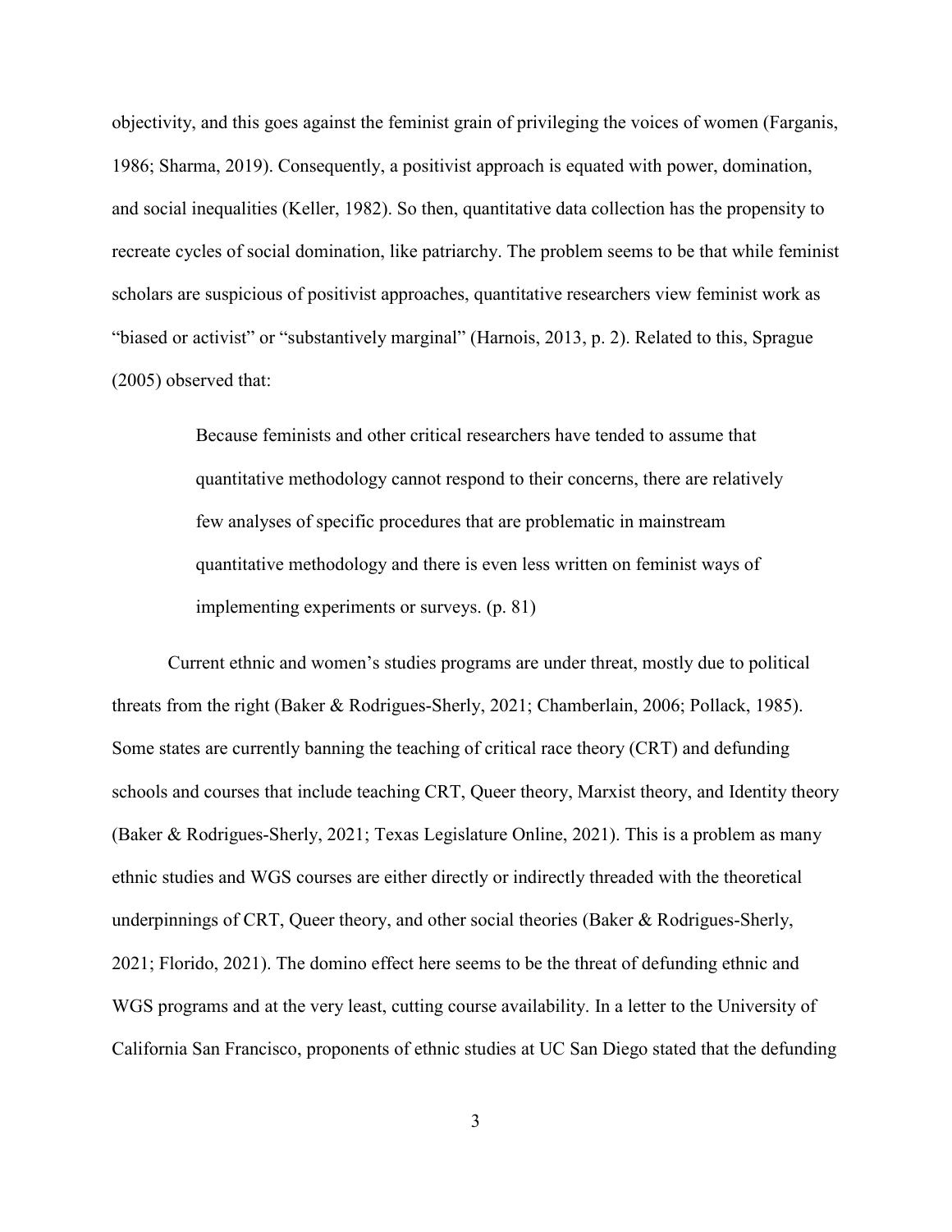objectivity, and this goes against the feminist grain of privileging the voices of women (Farganis, 1986; Sharma, 2019). Consequently, a positivist approach is equated with power, domination, and social inequalities (Keller, 1982). So then, quantitative data collection has the propensity to recreate cycles of social domination, like patriarchy. The problem seems to be that while feminist scholars are suspicious of positivist approaches, quantitative researchers view feminist work as "biased or activist" or "substantively marginal" (Harnois, 2013, p. 2). Related to this, Sprague (2005) observed that:

> Because feminists and other critical researchers have tended to assume that quantitative methodology cannot respond to their concerns, there are relatively few analyses of specific procedures that are problematic in mainstream quantitative methodology and there is even less written on feminist ways of implementing experiments or surveys. (p. 81)

Current ethnic and women's studies programs are under threat, mostly due to political threats from the right (Baker & Rodrigues-Sherly, 2021; Chamberlain, 2006; Pollack, 1985). Some states are currently banning the teaching of critical race theory (CRT) and defunding schools and courses that include teaching CRT, Queer theory, Marxist theory, and Identity theory (Baker & Rodrigues-Sherly, 2021; Texas Legislature Online, 2021). This is a problem as many ethnic studies and WGS courses are either directly or indirectly threaded with the theoretical underpinnings of CRT, Queer theory, and other social theories (Baker & Rodrigues-Sherly, 2021; Florido, 2021). The domino effect here seems to be the threat of defunding ethnic and WGS programs and at the very least, cutting course availability. In a letter to the University of California San Francisco, proponents of ethnic studies at UC San Diego stated that the defunding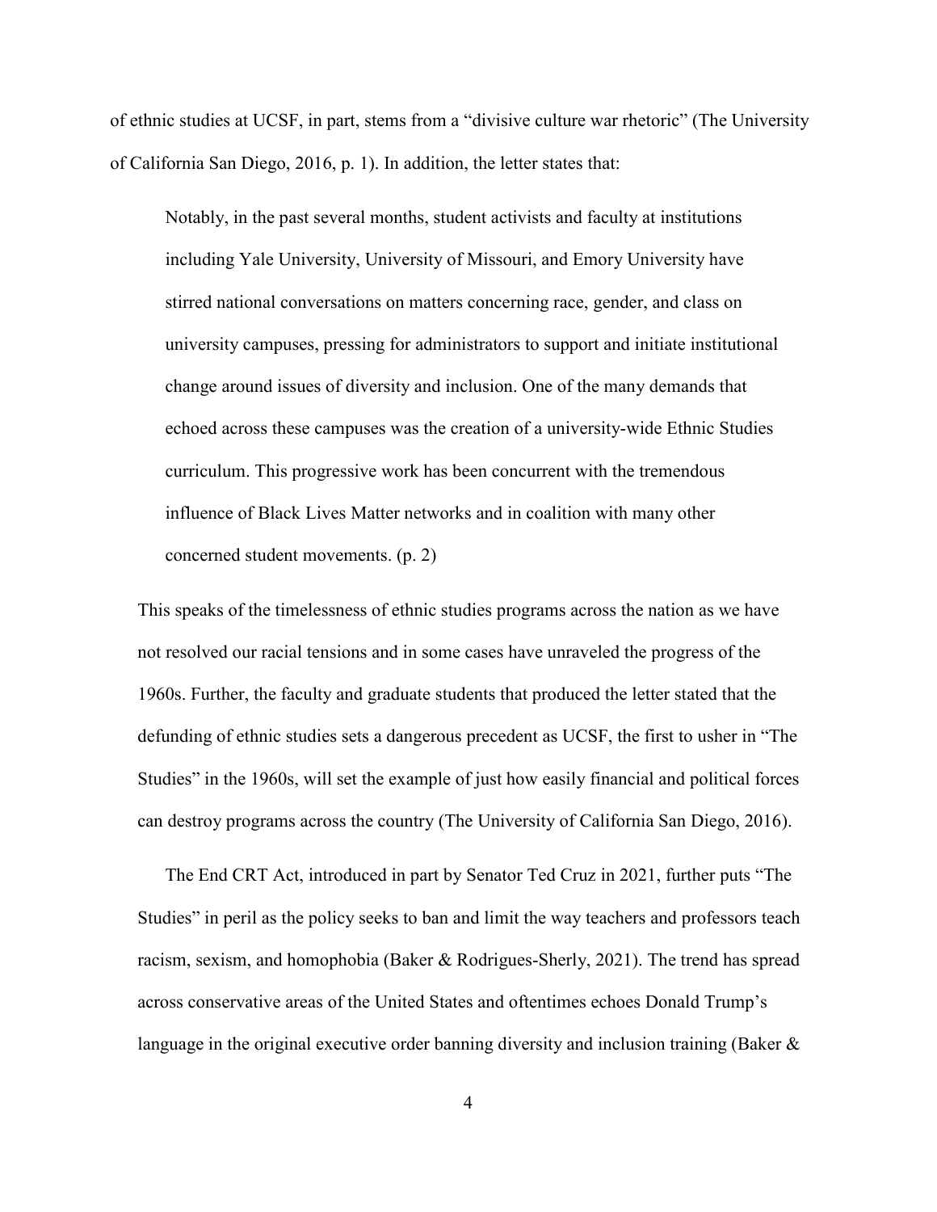of ethnic studies at UCSF, in part, stems from a "divisive culture war rhetoric" (The University of California San Diego, 2016, p. 1). In addition, the letter states that:

> Notably, in the past several months, student activists and faculty at institutions including Yale University, University of Missouri, and Emory University have stirred national conversations on matters concerning race, gender, and class on university campuses, pressing for administrators to support and initiate institutional change around issues of diversity and inclusion. One of the many demands that echoed across these campuses was the creation of a university-wide Ethnic Studies curriculum. This progressive work has been concurrent with the tremendous influence of Black Lives Matter networks and in coalition with many other concerned student movements. (p. 2)

This speaks of the timelessness of ethnic studies programs across the nation as we have not resolved our racial tensions and in some cases have unraveled the progress of the 1960s. Further, the faculty and graduate students that produced the letter stated that the defunding of ethnic studies sets a dangerous precedent as UCSF, the first to usher in "The Studies" in the 1960s, will set the example of just how easily financial and political forces can destroy programs across the country (The University of California San Diego, 2016).

The End CRT Act, introduced in part by Senator Ted Cruz in 2021, further puts "The Studies" in peril as the policy seeks to ban and limit the way teachers and professors teach racism, sexism, and homophobia (Baker & Rodrigues-Sherly, 2021). The trend has spread across conservative areas of the United States and oftentimes echoes Donald Trump's language in the original executive order banning diversity and inclusion training (Baker &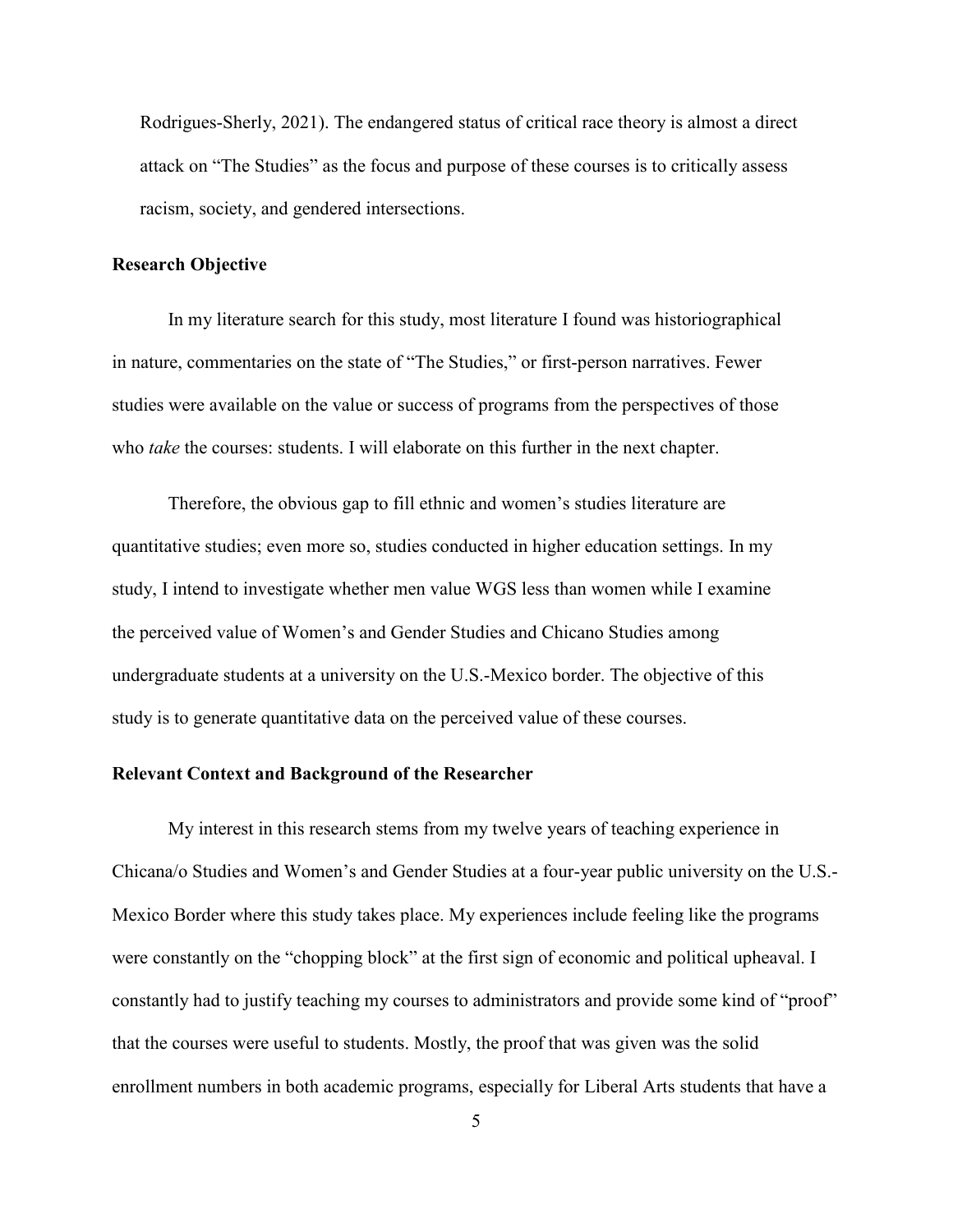Rodrigues-Sherly, 2021). The endangered status of critical race theory is almost a direct attack on "The Studies" as the focus and purpose of these courses is to critically assess racism, society, and gendered intersections.

## Research Objective

In my literature search for this study, most literature I found was historiographical in nature, commentaries on the state of "The Studies," or first-person narratives. Fewer studies were available on the value or success of programs from the perspectives of those who *take* the courses: students. I will elaborate on this further in the next chapter.

Therefore, the obvious gap to fill ethnic and women's studies literature are quantitative studies; even more so, studies conducted in higher education settings. In my study, I intend to investigate whether men value WGS less than women while I examine the perceived value of Women's and Gender Studies and Chicano Studies among undergraduate students at a university on the U.S.-Mexico border. The objective of this study is to generate quantitative data on the perceived value of these courses.

## Relevant Context and Background of the Researcher

My interest in this research stems from my twelve years of teaching experience in Chicana/o Studies and Women's and Gender Studies at a four-year public university on the U.S.-Mexico Border where this study takes place. My experiences include feeling like the programs were constantly on the "chopping block" at the first sign of economic and political upheaval. I constantly had to justify teaching my courses to administrators and provide some kind of "proof" that the courses were useful to students. Mostly, the proof that was given was the solid enrollment numbers in both academic programs, especially for Liberal Arts students that have a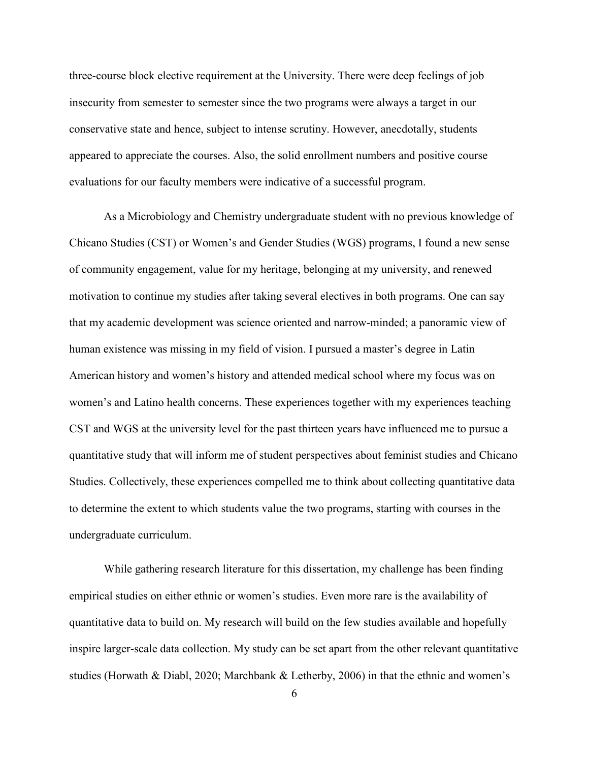three-course block elective requirement at the University. There were deep feelings of job insecurity from semester to semester since the two programs were always a target in our conservative state and hence, subject to intense scrutiny. However, anecdotally, students appeared to appreciate the courses. Also, the solid enrollment numbers and positive course evaluations for our faculty members were indicative of a successful program.

As a Microbiology and Chemistry undergraduate student with no previous knowledge of Chicano Studies (CST) or Women's and Gender Studies (WGS) programs, I found a new sense of community engagement, value for my heritage, belonging at my university, and renewed motivation to continue my studies after taking several electives in both programs. One can say that my academic development was science oriented and narrow-minded; a panoramic view of human existence was missing in my field of vision. I pursued a master's degree in Latin American history and women's history and attended medical school where my focus was on women's and Latino health concerns. These experiences together with my experiences teaching CST and WGS at the university level for the past thirteen years have influenced me to pursue a quantitative study that will inform me of student perspectives about feminist studies and Chicano Studies. Collectively, these experiences compelled me to think about collecting quantitative data to determine the extent to which students value the two programs, starting with courses in the undergraduate curriculum.

While gathering research literature for this dissertation, my challenge has been finding empirical studies on either ethnic or women's studies. Even more rare is the availability of quantitative data to build on. My research will build on the few studies available and hopefully inspire larger-scale data collection. My study can be set apart from the other relevant quantitative studies (Horwath & Diabl, 2020; Marchbank & Letherby, 2006) in that the ethnic and women's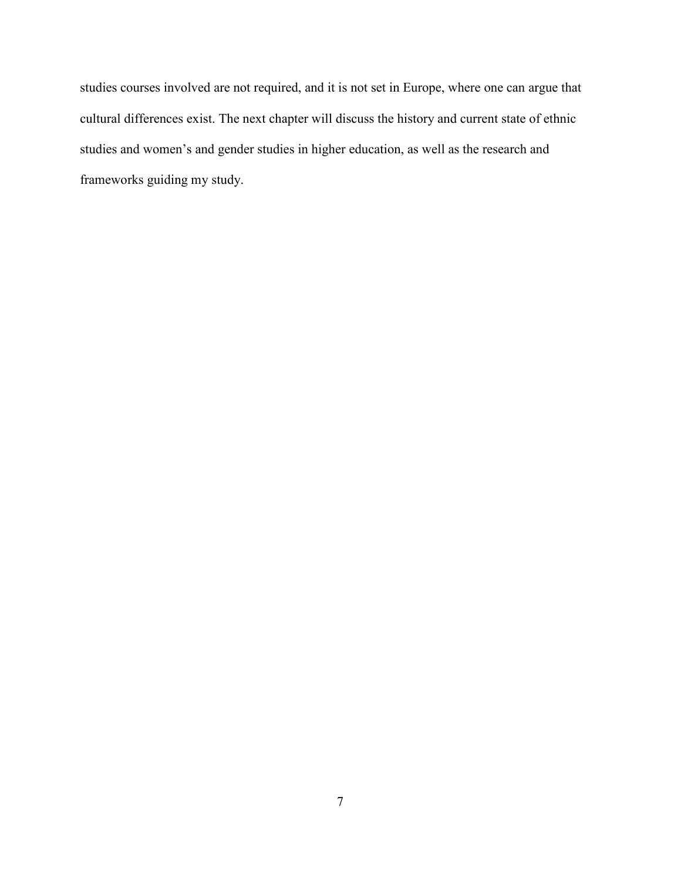studies courses involved are not required, and it is not set in Europe, where one can argue that cultural differences exist. The next chapter will discuss the history and current state of ethnic studies and women's and gender studies in higher education, as well as the research and frameworks guiding my study.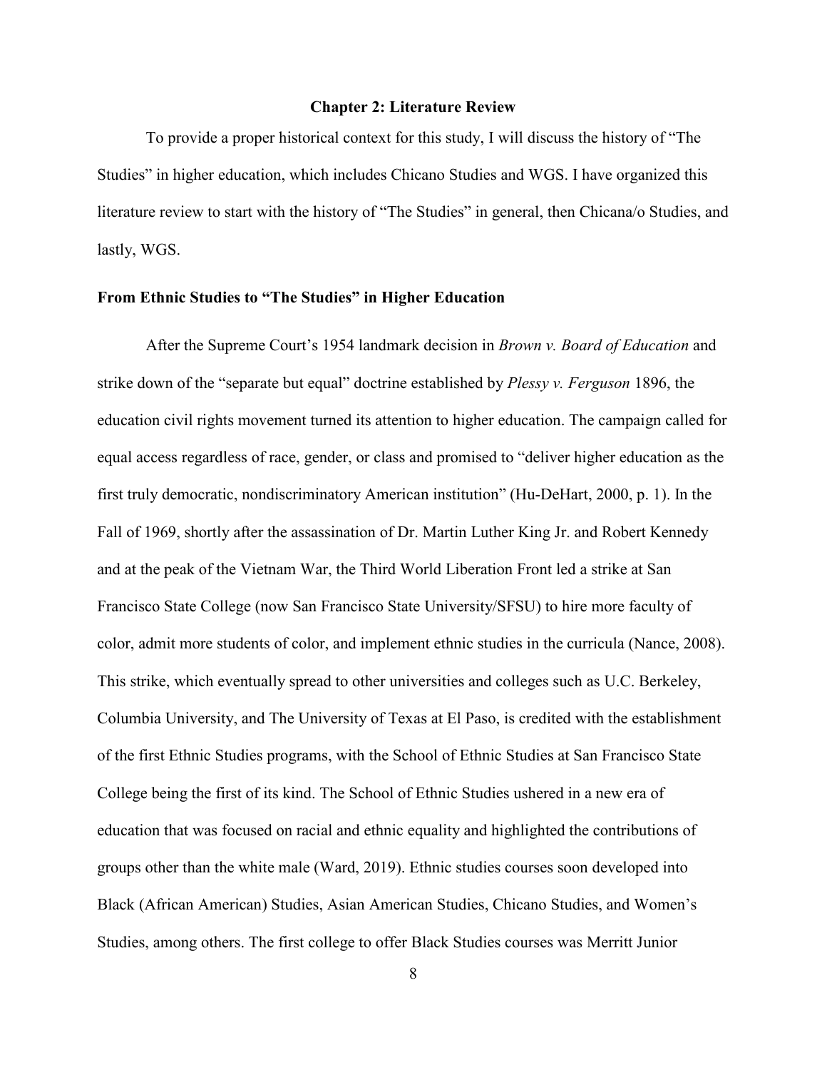## Chapter 2: Literature Review

To provide a proper historical context for this study, I will discuss the history of "The Studies" in higher education, which includes Chicano Studies and WGS. I have organized this literature review to start with the history of "The Studies" in general, then Chicana/o Studies, and lastly, WGS.

### From Ethnic Studies to "The Studies" in Higher Education

After the Supreme Court's 1954 landmark decision in *Brown v. Board of Education* and strike down of the "separate but equal" doctrine established by *Plessy v. Ferguson* 1896, the education civil rights movement turned its attention to higher education. The campaign called for equal access regardless of race, gender, or class and promised to "deliver higher education as the first truly democratic, nondiscriminatory American institution" (Hu-DeHart, 2000, p. 1). In the Fall of 1969, shortly after the assassination of Dr. Martin Luther King Jr. and Robert Kennedy and at the peak of the Vietnam War, the Third World Liberation Front led a strike at San Francisco State College (now San Francisco State University/SFSU) to hire more faculty of color, admit more students of color, and implement ethnic studies in the curricula (Nance, 2008). This strike, which eventually spread to other universities and colleges such as U.C. Berkeley, Columbia University, and The University of Texas at El Paso, is credited with the establishment of the first Ethnic Studies programs, with the School of Ethnic Studies at San Francisco State College being the first of its kind. The School of Ethnic Studies ushered in a new era of education that was focused on racial and ethnic equality and highlighted the contributions of groups other than the white male (Ward, 2019). Ethnic studies courses soon developed into Black (African American) Studies, Asian American Studies, Chicano Studies, and Women's Studies, among others. The first college to offer Black Studies courses was Merritt Junior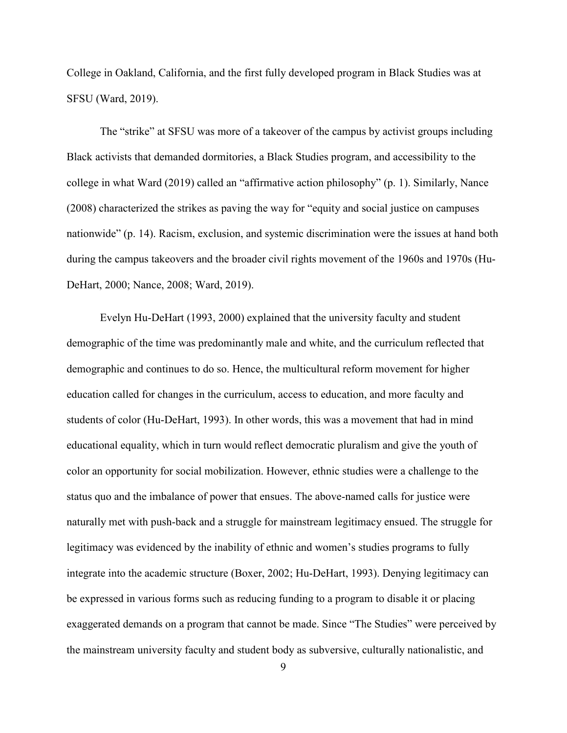College in Oakland, California, and the first fully developed program in Black Studies was at SFSU (Ward, 2019).

The "strike" at SFSU was more of a takeover of the campus by activist groups including Black activists that demanded dormitories, a Black Studies program, and accessibility to the college in what Ward (2019) called an "affirmative action philosophy" (p. 1). Similarly, Nance (2008) characterized the strikes as paving the way for "equity and social justice on campuses nationwide" (p. 14). Racism, exclusion, and systemic discrimination were the issues at hand both during the campus takeovers and the broader civil rights movement of the 1960s and 1970s (Hu-DeHart, 2000; Nance, 2008; Ward, 2019).

Evelyn Hu-DeHart (1993, 2000) explained that the university faculty and student demographic of the time was predominantly male and white, and the curriculum reflected that demographic and continues to do so. Hence, the multicultural reform movement for higher education called for changes in the curriculum, access to education, and more faculty and students of color (Hu-DeHart, 1993). In other words, this was a movement that had in mind educational equality, which in turn would reflect democratic pluralism and give the youth of color an opportunity for social mobilization. However, ethnic studies were a challenge to the status quo and the imbalance of power that ensues. The above-named calls for justice were naturally met with push-back and a struggle for mainstream legitimacy ensued. The struggle for legitimacy was evidenced by the inability of ethnic and women's studies programs to fully integrate into the academic structure (Boxer, 2002; Hu-DeHart, 1993). Denying legitimacy can be expressed in various forms such as reducing funding to a program to disable it or placing exaggerated demands on a program that cannot be made. Since "The Studies" were perceived by the mainstream university faculty and student body as subversive, culturally nationalistic, and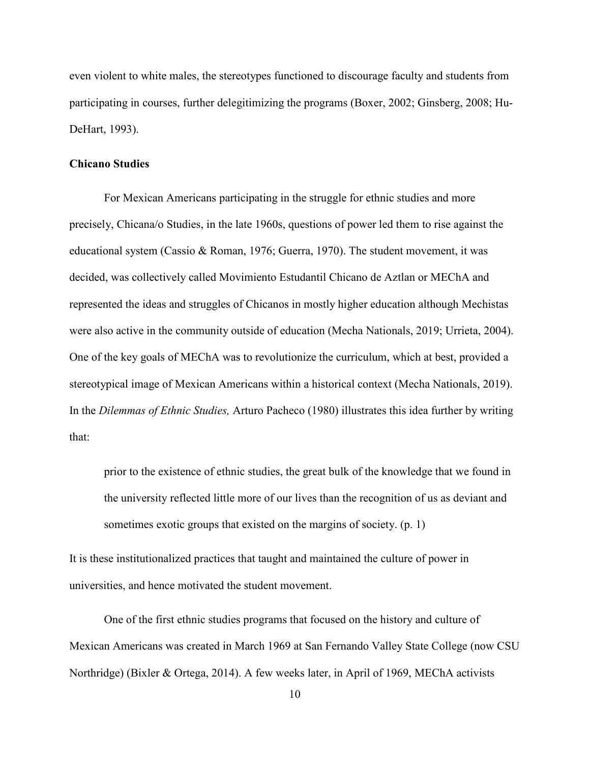even violent to white males, the stereotypes functioned to discourage faculty and students from participating in courses, further delegitimizing the programs (Boxer, 2002; Ginsberg, 2008; Hu-DeHart, 1993).

**Chicano Studies**

For Mexican Americans participating in the struggle for ethnic studies and more precisely, Chicana/o Studies, in the late 1960s, questions of power led them to rise against the educational system (Cassio & Roman, 1976; Guerra, 1970). The student movement, it was decided, was collectively called Movimiento Estudantil Chicano de Aztlan or MEChA and represented the ideas and struggles of Chicanos in mostly higher education although Mechistas were also active in the community outside of education (Mecha Nationals, 2019; Urrieta, 2004). One of the key goals of MEChA was to revolutionize the curriculum, which at best, provided a stereotypical image of Mexican Americans within a historical context (Mecha Nationals, 2019). In the *Dilemmas of Ethnic Studies,* Arturo Pacheco (1980) illustrates this idea further by writing that:

> prior to the existence of ethnic studies, the great bulk of the knowledge that we found in the university reflected little more of our lives than the recognition of us as deviant and sometimes exotic groups that existed on the margins of society. (p. 1)

It is these institutionalized practices that taught and maintained the culture of power in universities, and hence motivated the student movement.

One of the first ethnic studies programs that focused on the history and culture of Mexican Americans was created in March 1969 at San Fernando Valley State College (now CSU Northridge) (Bixler & Ortega, 2014). A few weeks later, in April of 1969, MEChA activists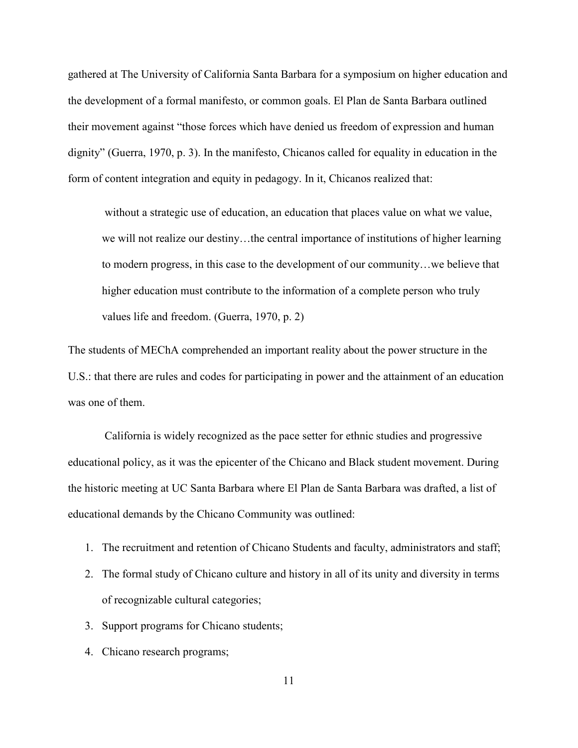gathered at The University of California Santa Barbara for a symposium on higher education and the development of a formal manifesto, or common goals. El Plan de Santa Barbara outlined their movement against "those forces which have denied us freedom of expression and human dignity" (Guerra, 1970, p. 3). In the manifesto, Chicanos called for equality in education in the form of content integration and equity in pedagogy. In it, Chicanos realized that:

> without a strategic use of education, an education that places value on what we value, we will not realize our destiny…the central importance of institutions of higher learning to modern progress, in this case to the development of our community…we believe that higher education must contribute to the information of a complete person who truly values life and freedom. (Guerra, 1970, p. 2)

The students of MEChA comprehended an important reality about the power structure in the U.S.: that there are rules and codes for participating in power and the attainment of an education was one of them.

California is widely recognized as the pace setter for ethnic studies and progressive educational policy, as it was the epicenter of the Chicano and Black student movement. During the historic meeting at UC Santa Barbara where El Plan de Santa Barbara was drafted, a list of educational demands by the Chicano Community was outlined:

1. The recruitment and retention of Chicano Students and faculty, administrators and staff;
2. The formal study of Chicano culture and history in all of its unity and diversity in terms of recognizable cultural categories;
3. Support programs for Chicano students;
4. Chicano research programs;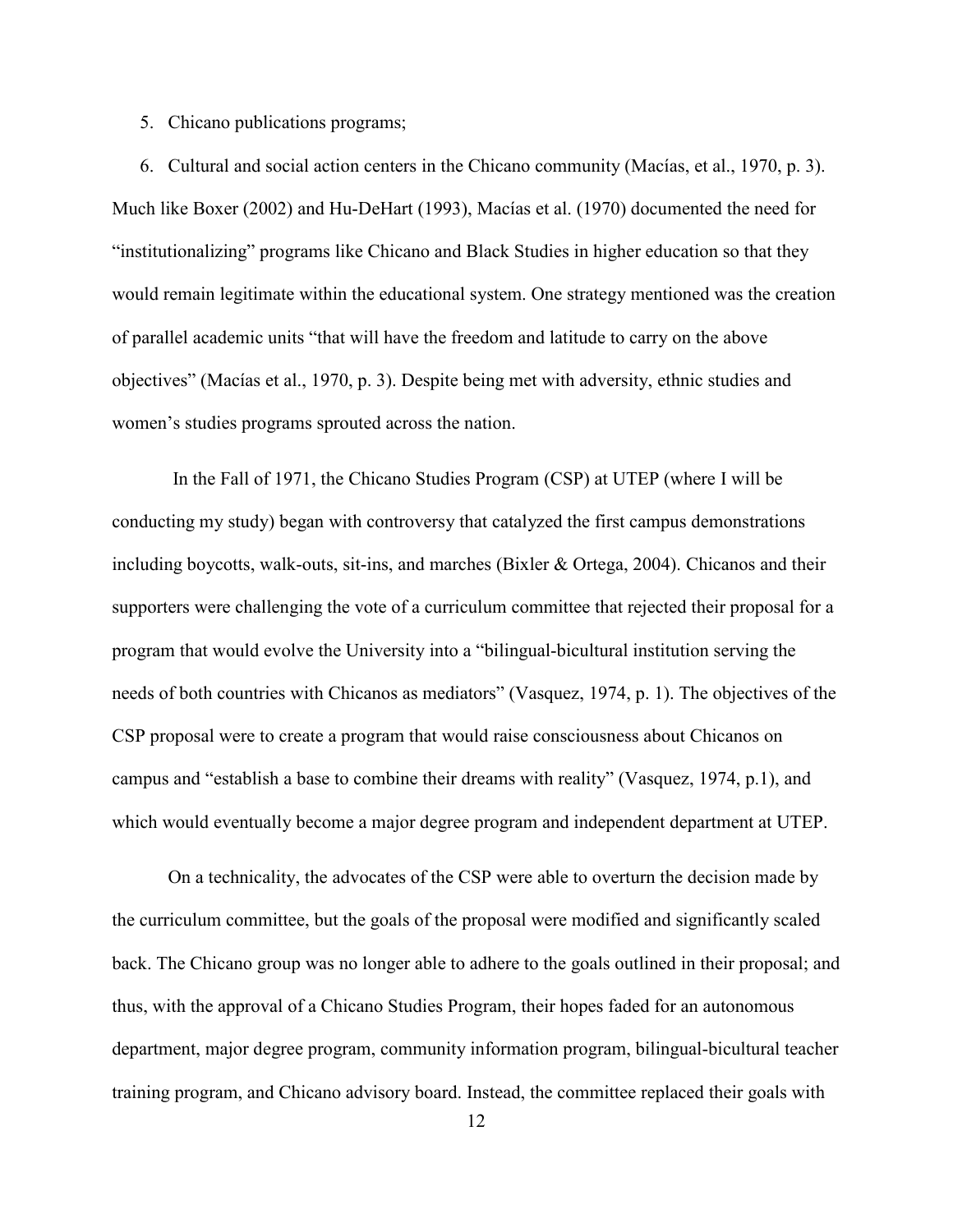5. Chicano publications programs;
6. Cultural and social action centers in the Chicano community (Macías, et al., 1970, p. 3).

Much like Boxer (2002) and Hu-DeHart (1993), Macías et al. (1970) documented the need for "institutionalizing" programs like Chicano and Black Studies in higher education so that they would remain legitimate within the educational system. One strategy mentioned was the creation of parallel academic units "that will have the freedom and latitude to carry on the above objectives" (Macías et al., 1970, p. 3). Despite being met with adversity, ethnic studies and women's studies programs sprouted across the nation.

In the Fall of 1971, the Chicano Studies Program (CSP) at UTEP (where I will be conducting my study) began with controversy that catalyzed the first campus demonstrations including boycotts, walk-outs, sit-ins, and marches (Bixler & Ortega, 2004). Chicanos and their supporters were challenging the vote of a curriculum committee that rejected their proposal for a program that would evolve the University into a "bilingual-bicultural institution serving the needs of both countries with Chicanos as mediators" (Vasquez, 1974, p. 1). The objectives of the CSP proposal were to create a program that would raise consciousness about Chicanos on campus and "establish a base to combine their dreams with reality" (Vasquez, 1974, p.1), and which would eventually become a major degree program and independent department at UTEP.

On a technicality, the advocates of the CSP were able to overturn the decision made by the curriculum committee, but the goals of the proposal were modified and significantly scaled back. The Chicano group was no longer able to adhere to the goals outlined in their proposal; and thus, with the approval of a Chicano Studies Program, their hopes faded for an autonomous department, major degree program, community information program, bilingual-bicultural teacher training program, and Chicano advisory board. Instead, the committee replaced their goals with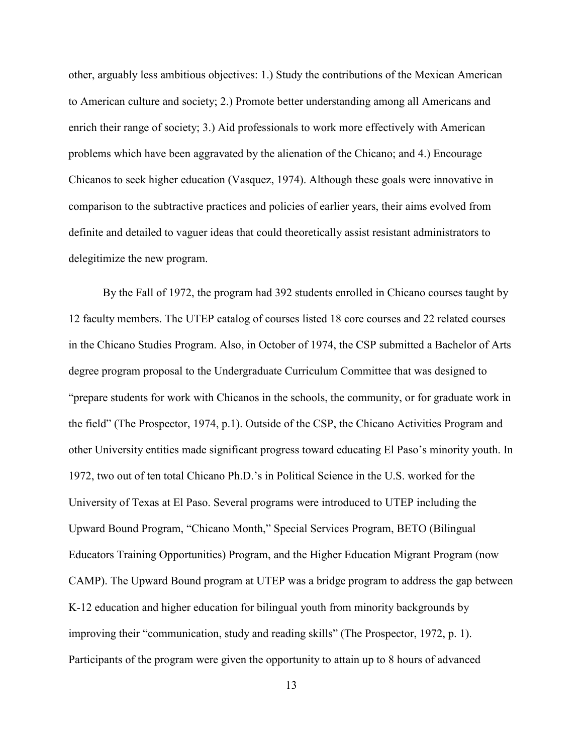other, arguably less ambitious objectives: 1.) Study the contributions of the Mexican American to American culture and society; 2.) Promote better understanding among all Americans and enrich their range of society; 3.) Aid professionals to work more effectively with American problems which have been aggravated by the alienation of the Chicano; and 4.) Encourage Chicanos to seek higher education (Vasquez, 1974). Although these goals were innovative in comparison to the subtractive practices and policies of earlier years, their aims evolved from definite and detailed to vaguer ideas that could theoretically assist resistant administrators to delegitimize the new program.

By the Fall of 1972, the program had 392 students enrolled in Chicano courses taught by 12 faculty members. The UTEP catalog of courses listed 18 core courses and 22 related courses in the Chicano Studies Program. Also, in October of 1974, the CSP submitted a Bachelor of Arts degree program proposal to the Undergraduate Curriculum Committee that was designed to "prepare students for work with Chicanos in the schools, the community, or for graduate work in the field" (The Prospector, 1974, p.1). Outside of the CSP, the Chicano Activities Program and other University entities made significant progress toward educating El Paso's minority youth. In 1972, two out of ten total Chicano Ph.D.'s in Political Science in the U.S. worked for the University of Texas at El Paso. Several programs were introduced to UTEP including the Upward Bound Program, "Chicano Month," Special Services Program, BETO (Bilingual Educators Training Opportunities) Program, and the Higher Education Migrant Program (now CAMP). The Upward Bound program at UTEP was a bridge program to address the gap between K-12 education and higher education for bilingual youth from minority backgrounds by improving their "communication, study and reading skills" (The Prospector, 1972, p. 1). Participants of the program were given the opportunity to attain up to 8 hours of advanced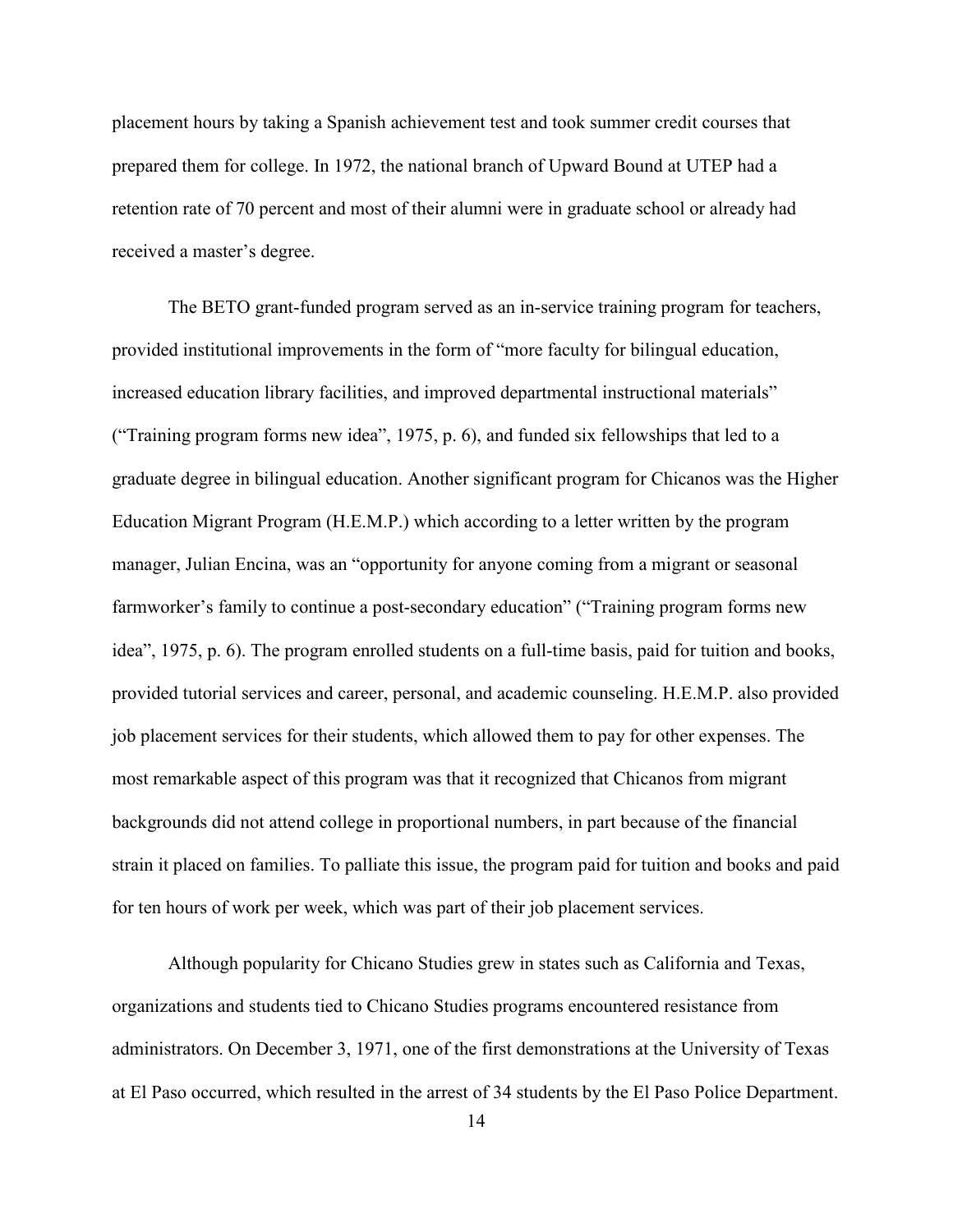placement hours by taking a Spanish achievement test and took summer credit courses that prepared them for college. In 1972, the national branch of Upward Bound at UTEP had a retention rate of 70 percent and most of their alumni were in graduate school or already had received a master's degree.

The BETO grant-funded program served as an in-service training program for teachers, provided institutional improvements in the form of "more faculty for bilingual education, increased education library facilities, and improved departmental instructional materials" ("Training program forms new idea", 1975, p. 6), and funded six fellowships that led to a graduate degree in bilingual education. Another significant program for Chicanos was the Higher Education Migrant Program (H.E.M.P.) which according to a letter written by the program manager, Julian Encina, was an "opportunity for anyone coming from a migrant or seasonal farmworker's family to continue a post-secondary education" ("Training program forms new idea", 1975, p. 6). The program enrolled students on a full-time basis, paid for tuition and books, provided tutorial services and career, personal, and academic counseling. H.E.M.P. also provided job placement services for their students, which allowed them to pay for other expenses. The most remarkable aspect of this program was that it recognized that Chicanos from migrant backgrounds did not attend college in proportional numbers, in part because of the financial strain it placed on families. To palliate this issue, the program paid for tuition and books and paid for ten hours of work per week, which was part of their job placement services.

Although popularity for Chicano Studies grew in states such as California and Texas, organizations and students tied to Chicano Studies programs encountered resistance from administrators. On December 3, 1971, one of the first demonstrations at the University of Texas at El Paso occurred, which resulted in the arrest of 34 students by the El Paso Police Department.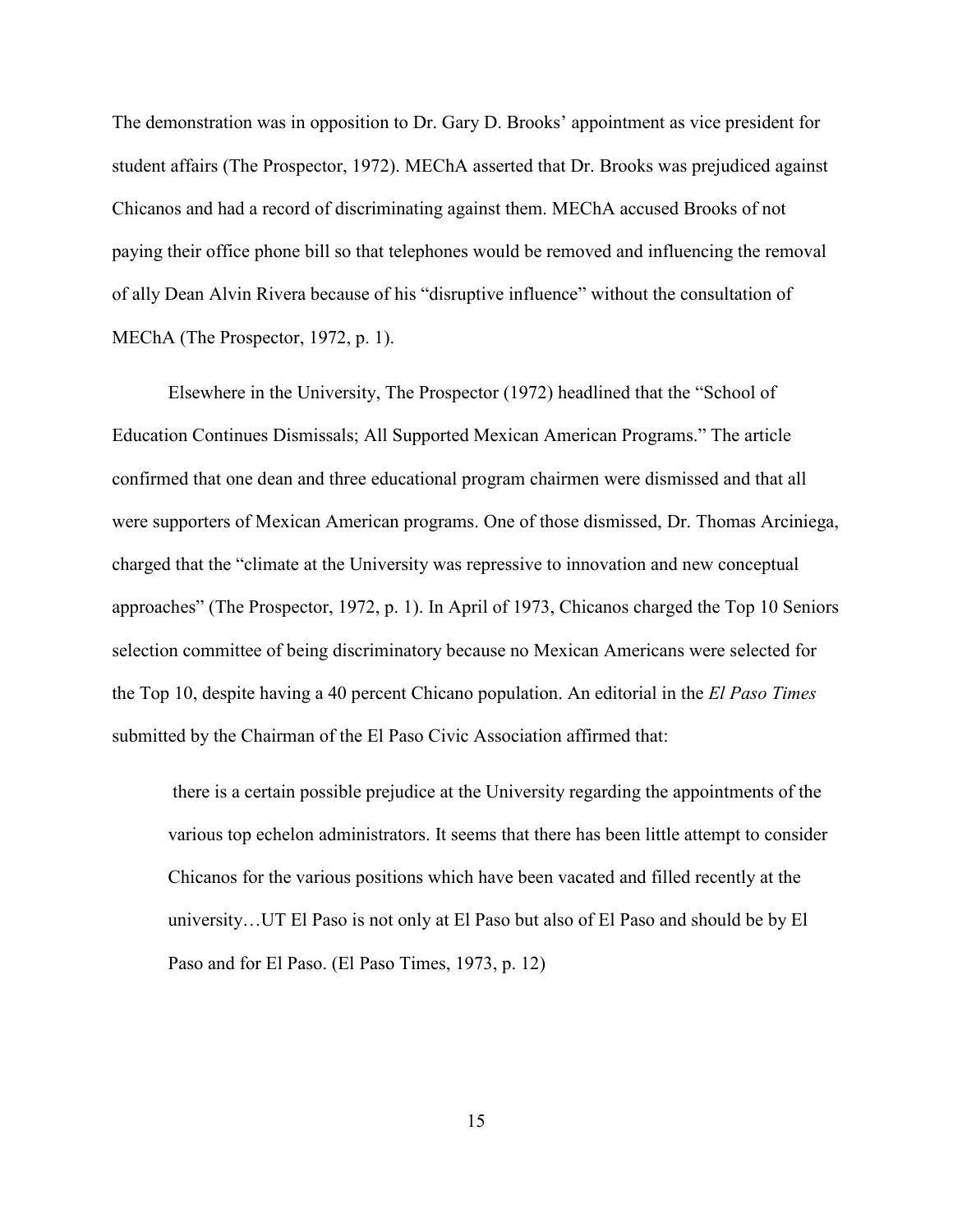The demonstration was in opposition to Dr. Gary D. Brooks' appointment as vice president for student affairs (The Prospector, 1972). MEChA asserted that Dr. Brooks was prejudiced against Chicanos and had a record of discriminating against them. MEChA accused Brooks of not paying their office phone bill so that telephones would be removed and influencing the removal of ally Dean Alvin Rivera because of his "disruptive influence" without the consultation of MEChA (The Prospector, 1972, p. 1).

Elsewhere in the University, The Prospector (1972) headlined that the "School of Education Continues Dismissals; All Supported Mexican American Programs." The article confirmed that one dean and three educational program chairmen were dismissed and that all were supporters of Mexican American programs. One of those dismissed, Dr. Thomas Arciniega, charged that the "climate at the University was repressive to innovation and new conceptual approaches" (The Prospector, 1972, p. 1). In April of 1973, Chicanos charged the Top 10 Seniors selection committee of being discriminatory because no Mexican Americans were selected for the Top 10, despite having a 40 percent Chicano population. An editorial in the *El Paso Times* submitted by the Chairman of the El Paso Civic Association affirmed that:

> there is a certain possible prejudice at the University regarding the appointments of the various top echelon administrators. It seems that there has been little attempt to consider Chicanos for the various positions which have been vacated and filled recently at the university…UT El Paso is not only at El Paso but also of El Paso and should be by El Paso and for El Paso. (El Paso Times, 1973, p. 12)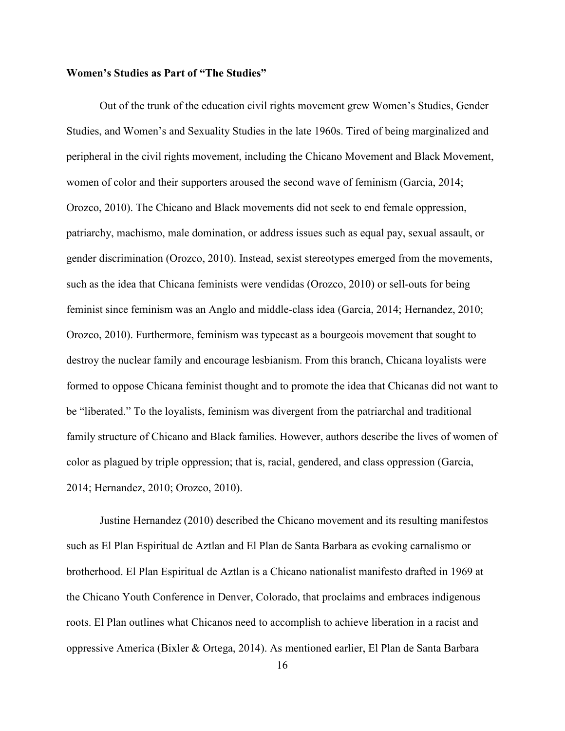**Women's Studies as Part of "The Studies"**

Out of the trunk of the education civil rights movement grew Women's Studies, Gender Studies, and Women's and Sexuality Studies in the late 1960s. Tired of being marginalized and peripheral in the civil rights movement, including the Chicano Movement and Black Movement, women of color and their supporters aroused the second wave of feminism (Garcia, 2014; Orozco, 2010). The Chicano and Black movements did not seek to end female oppression, patriarchy, machismo, male domination, or address issues such as equal pay, sexual assault, or gender discrimination (Orozco, 2010). Instead, sexist stereotypes emerged from the movements, such as the idea that Chicana feminists were vendidas (Orozco, 2010) or sell-outs for being feminist since feminism was an Anglo and middle-class idea (Garcia, 2014; Hernandez, 2010; Orozco, 2010). Furthermore, feminism was typecast as a bourgeois movement that sought to destroy the nuclear family and encourage lesbianism. From this branch, Chicana loyalists were formed to oppose Chicana feminist thought and to promote the idea that Chicanas did not want to be "liberated." To the loyalists, feminism was divergent from the patriarchal and traditional family structure of Chicano and Black families. However, authors describe the lives of women of color as plagued by triple oppression; that is, racial, gendered, and class oppression (Garcia, 2014; Hernandez, 2010; Orozco, 2010).

Justine Hernandez (2010) described the Chicano movement and its resulting manifestos such as El Plan Espiritual de Aztlan and El Plan de Santa Barbara as evoking carnalismo or brotherhood. El Plan Espiritual de Aztlan is a Chicano nationalist manifesto drafted in 1969 at the Chicano Youth Conference in Denver, Colorado, that proclaims and embraces indigenous roots. El Plan outlines what Chicanos need to accomplish to achieve liberation in a racist and oppressive America (Bixler & Ortega, 2014). As mentioned earlier, El Plan de Santa Barbara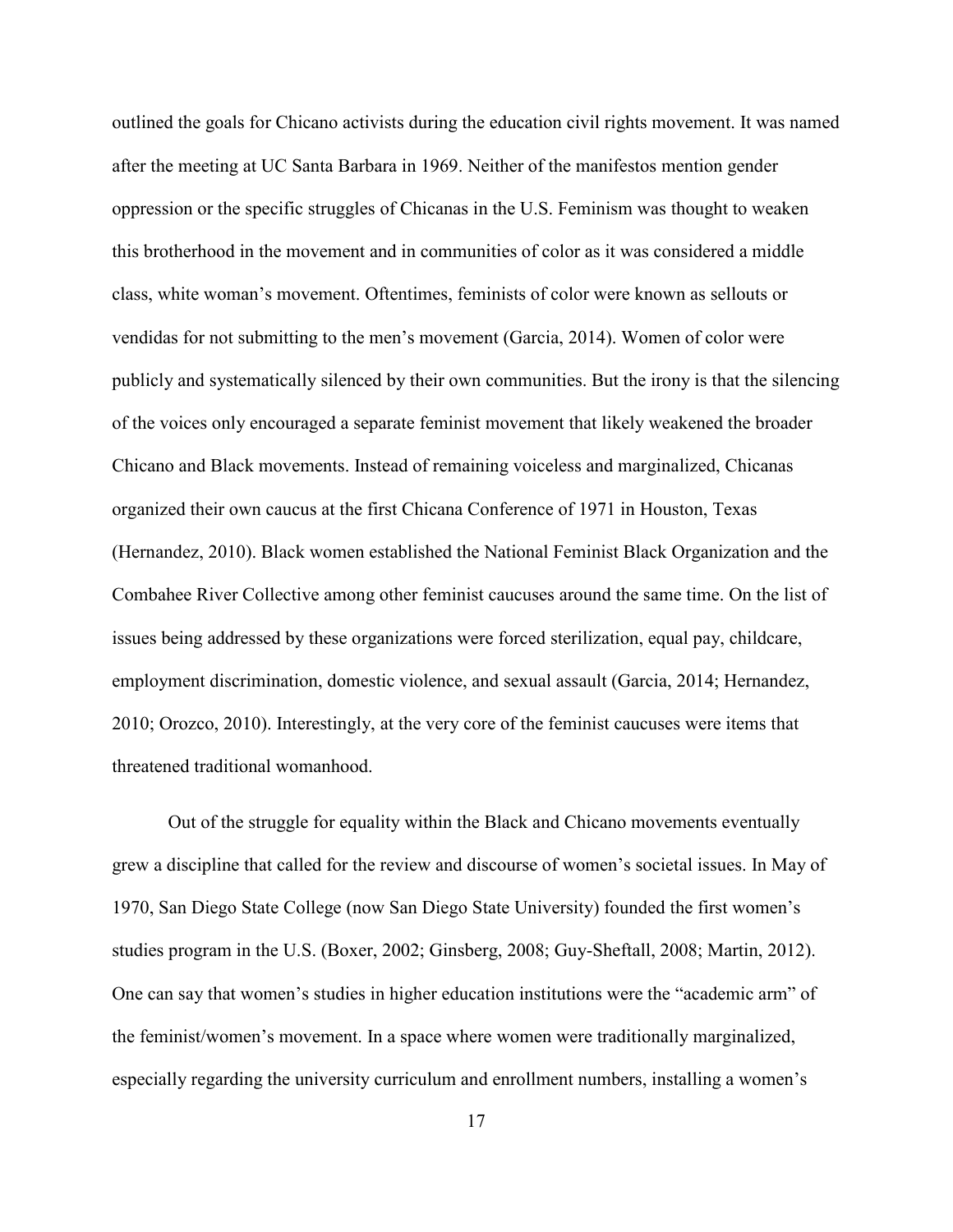outlined the goals for Chicano activists during the education civil rights movement. It was named after the meeting at UC Santa Barbara in 1969. Neither of the manifestos mention gender oppression or the specific struggles of Chicanas in the U.S. Feminism was thought to weaken this brotherhood in the movement and in communities of color as it was considered a middle class, white woman's movement. Oftentimes, feminists of color were known as sellouts or vendidas for not submitting to the men's movement (Garcia, 2014). Women of color were publicly and systematically silenced by their own communities. But the irony is that the silencing of the voices only encouraged a separate feminist movement that likely weakened the broader Chicano and Black movements. Instead of remaining voiceless and marginalized, Chicanas organized their own caucus at the first Chicana Conference of 1971 in Houston, Texas (Hernandez, 2010). Black women established the National Feminist Black Organization and the Combahee River Collective among other feminist caucuses around the same time. On the list of issues being addressed by these organizations were forced sterilization, equal pay, childcare, employment discrimination, domestic violence, and sexual assault (Garcia, 2014; Hernandez, 2010; Orozco, 2010). Interestingly, at the very core of the feminist caucuses were items that threatened traditional womanhood.

Out of the struggle for equality within the Black and Chicano movements eventually grew a discipline that called for the review and discourse of women's societal issues. In May of 1970, San Diego State College (now San Diego State University) founded the first women's studies program in the U.S. (Boxer, 2002; Ginsberg, 2008; Guy-Sheftall, 2008; Martin, 2012). One can say that women's studies in higher education institutions were the "academic arm" of the feminist/women's movement. In a space where women were traditionally marginalized, especially regarding the university curriculum and enrollment numbers, installing a women's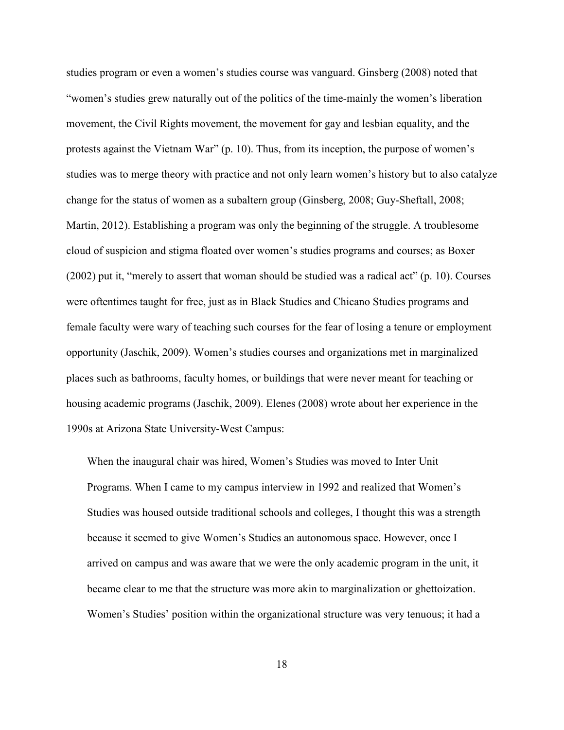studies program or even a women's studies course was vanguard. Ginsberg (2008) noted that "women's studies grew naturally out of the politics of the time-mainly the women's liberation movement, the Civil Rights movement, the movement for gay and lesbian equality, and the protests against the Vietnam War" (p. 10). Thus, from its inception, the purpose of women's studies was to merge theory with practice and not only learn women's history but to also catalyze change for the status of women as a subaltern group (Ginsberg, 2008; Guy-Sheftall, 2008; Martin, 2012). Establishing a program was only the beginning of the struggle. A troublesome cloud of suspicion and stigma floated over women's studies programs and courses; as Boxer (2002) put it, "merely to assert that woman should be studied was a radical act" (p. 10). Courses were oftentimes taught for free, just as in Black Studies and Chicano Studies programs and female faculty were wary of teaching such courses for the fear of losing a tenure or employment opportunity (Jaschik, 2009). Women's studies courses and organizations met in marginalized places such as bathrooms, faculty homes, or buildings that were never meant for teaching or housing academic programs (Jaschik, 2009). Elenes (2008) wrote about her experience in the 1990s at Arizona State University-West Campus:

> When the inaugural chair was hired, Women's Studies was moved to Inter Unit Programs. When I came to my campus interview in 1992 and realized that Women's Studies was housed outside traditional schools and colleges, I thought this was a strength because it seemed to give Women's Studies an autonomous space. However, once I arrived on campus and was aware that we were the only academic program in the unit, it became clear to me that the structure was more akin to marginalization or ghettoization. Women's Studies' position within the organizational structure was very tenuous; it had a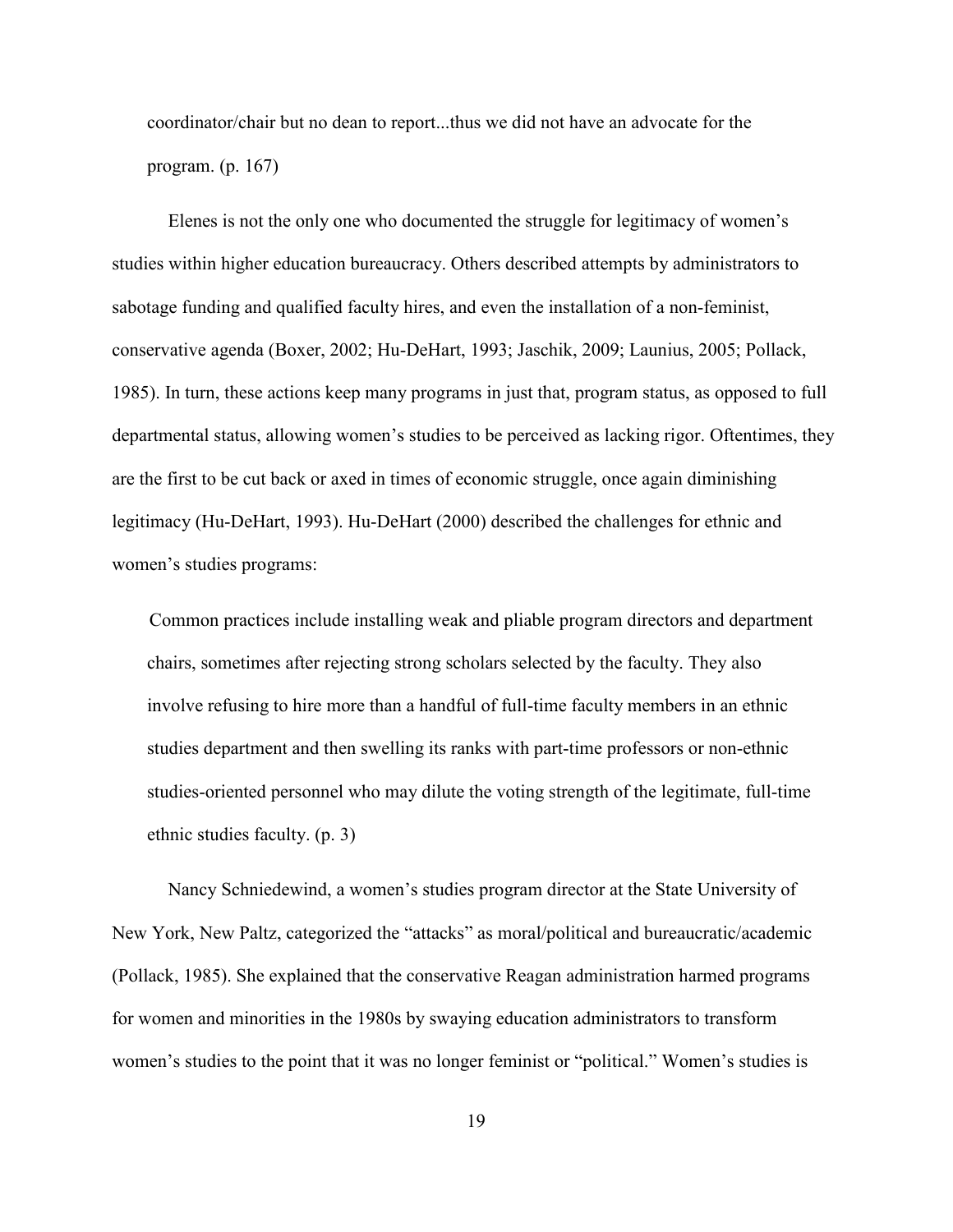> coordinator/chair but no dean to report...thus we did not have an advocate for the program. (p. 167)

Elenes is not the only one who documented the struggle for legitimacy of women's studies within higher education bureaucracy. Others described attempts by administrators to sabotage funding and qualified faculty hires, and even the installation of a non-feminist, conservative agenda (Boxer, 2002; Hu-DeHart, 1993; Jaschik, 2009; Launius, 2005; Pollack, 1985). In turn, these actions keep many programs in just that, program status, as opposed to full departmental status, allowing women's studies to be perceived as lacking rigor. Oftentimes, they are the first to be cut back or axed in times of economic struggle, once again diminishing legitimacy (Hu-DeHart, 1993). Hu-DeHart (2000) described the challenges for ethnic and women's studies programs:

> Common practices include installing weak and pliable program directors and department chairs, sometimes after rejecting strong scholars selected by the faculty. They also involve refusing to hire more than a handful of full-time faculty members in an ethnic studies department and then swelling its ranks with part-time professors or non-ethnic studies-oriented personnel who may dilute the voting strength of the legitimate, full-time ethnic studies faculty. (p. 3)

Nancy Schniedewind, a women's studies program director at the State University of New York, New Paltz, categorized the "attacks" as moral/political and bureaucratic/academic (Pollack, 1985). She explained that the conservative Reagan administration harmed programs for women and minorities in the 1980s by swaying education administrators to transform women's studies to the point that it was no longer feminist or "political." Women's studies is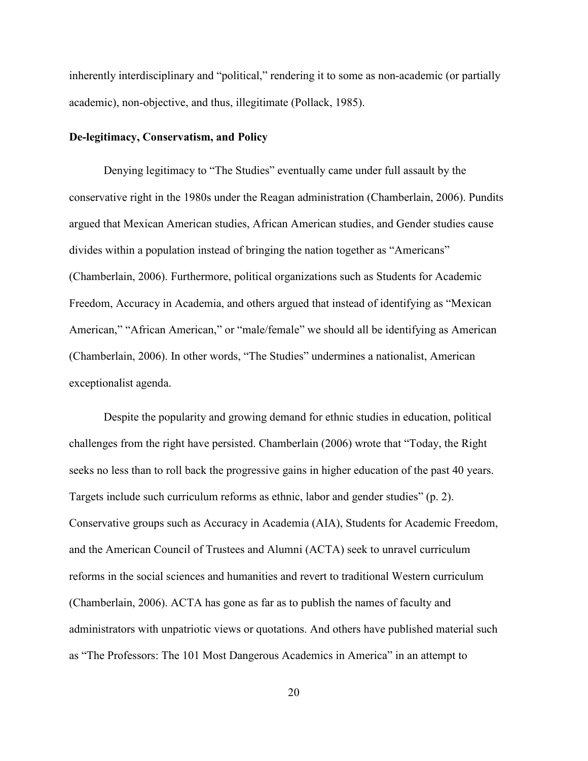inherently interdisciplinary and "political," rendering it to some as non-academic (or partially academic), non-objective, and thus, illegitimate (Pollack, 1985).

**De-legitimacy, Conservatism, and Policy**

Denying legitimacy to "The Studies" eventually came under full assault by the conservative right in the 1980s under the Reagan administration (Chamberlain, 2006). Pundits argued that Mexican American studies, African American studies, and Gender studies cause divides within a population instead of bringing the nation together as "Americans" (Chamberlain, 2006). Furthermore, political organizations such as Students for Academic Freedom, Accuracy in Academia, and others argued that instead of identifying as "Mexican American," "African American," or "male/female" we should all be identifying as American (Chamberlain, 2006). In other words, "The Studies" undermines a nationalist, American exceptionalist agenda.

Despite the popularity and growing demand for ethnic studies in education, political challenges from the right have persisted. Chamberlain (2006) wrote that "Today, the Right seeks no less than to roll back the progressive gains in higher education of the past 40 years. Targets include such curriculum reforms as ethnic, labor and gender studies" (p. 2). Conservative groups such as Accuracy in Academia (AIA), Students for Academic Freedom, and the American Council of Trustees and Alumni (ACTA) seek to unravel curriculum reforms in the social sciences and humanities and revert to traditional Western curriculum (Chamberlain, 2006). ACTA has gone as far as to publish the names of faculty and administrators with unpatriotic views or quotations. And others have published material such as "The Professors: The 101 Most Dangerous Academics in America" in an attempt to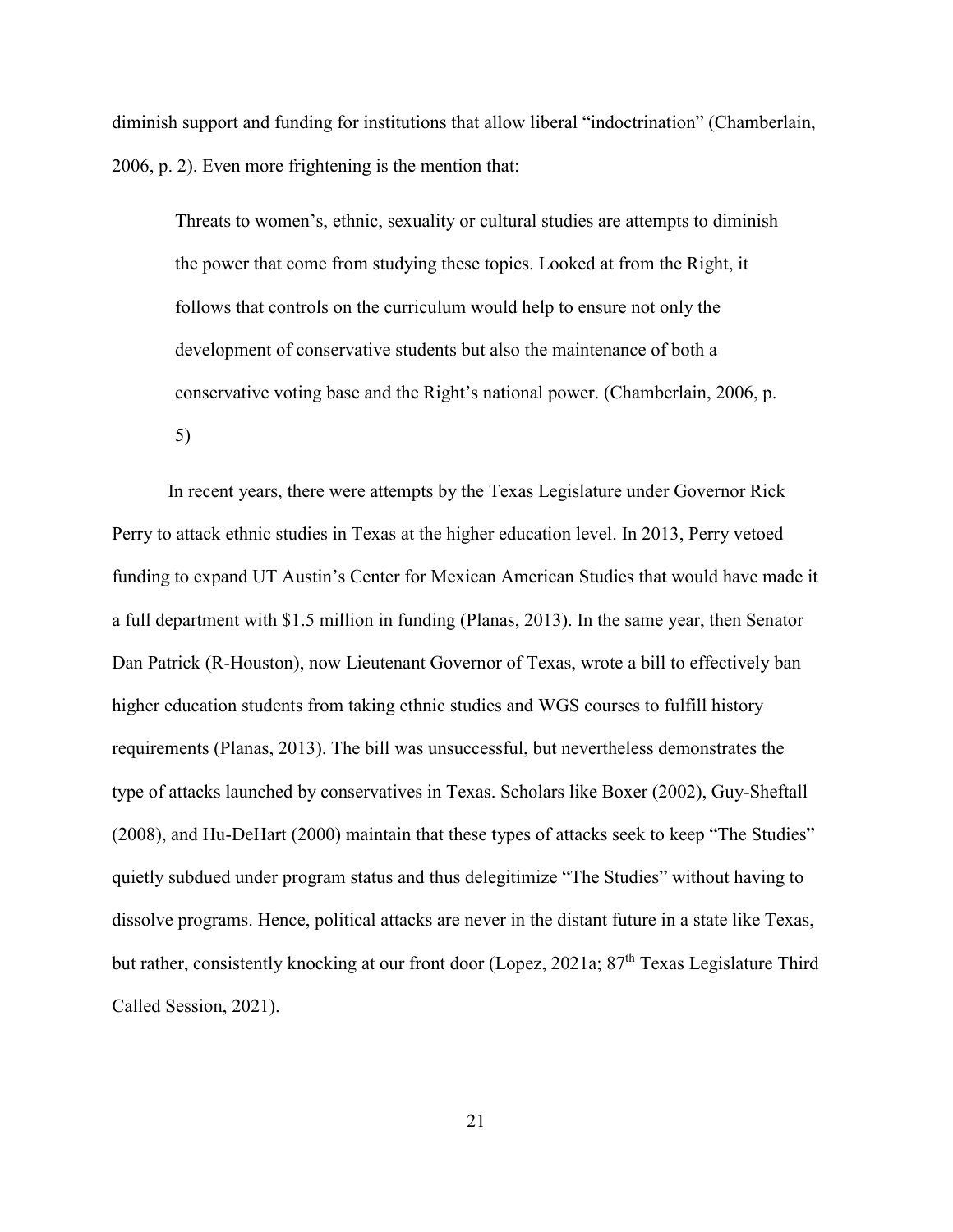diminish support and funding for institutions that allow liberal "indoctrination" (Chamberlain, 2006, p. 2). Even more frightening is the mention that:

> Threats to women's, ethnic, sexuality or cultural studies are attempts to diminish the power that come from studying these topics. Looked at from the Right, it follows that controls on the curriculum would help to ensure not only the development of conservative students but also the maintenance of both a conservative voting base and the Right's national power. (Chamberlain, 2006, p. 5)

In recent years, there were attempts by the Texas Legislature under Governor Rick Perry to attack ethnic studies in Texas at the higher education level. In 2013, Perry vetoed funding to expand UT Austin's Center for Mexican American Studies that would have made it a full department with $1.5 million in funding (Planas, 2013). In the same year, then Senator Dan Patrick (R-Houston), now Lieutenant Governor of Texas, wrote a bill to effectively ban higher education students from taking ethnic studies and WGS courses to fulfill history requirements (Planas, 2013). The bill was unsuccessful, but nevertheless demonstrates the type of attacks launched by conservatives in Texas. Scholars like Boxer (2002), Guy-Sheftall (2008), and Hu-DeHart (2000) maintain that these types of attacks seek to keep "The Studies" quietly subdued under program status and thus delegitimize "The Studies" without having to dissolve programs. Hence, political attacks are never in the distant future in a state like Texas, but rather, consistently knocking at our front door (Lopez, 2021a; 87th Texas Legislature Third Called Session, 2021).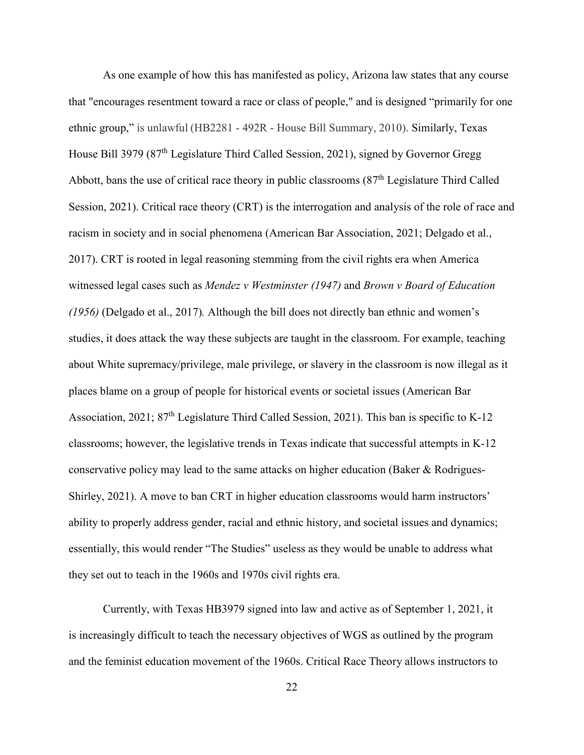As one example of how this has manifested as policy, Arizona law states that any course that "encourages resentment toward a race or class of people," and is designed "primarily for one ethnic group," is unlawful (HB2281 - 492R - House Bill Summary, 2010). Similarly, Texas House Bill 3979 (87th Legislature Third Called Session, 2021), signed by Governor Gregg Abbott, bans the use of critical race theory in public classrooms (87th Legislature Third Called Session, 2021). Critical race theory (CRT) is the interrogation and analysis of the role of race and racism in society and in social phenomena (American Bar Association, 2021; Delgado et al., 2017). CRT is rooted in legal reasoning stemming from the civil rights era when America witnessed legal cases such as *Mendez v Westminster (1947)* and *Brown v Board of Education (1956)* (Delgado et al., 2017). Although the bill does not directly ban ethnic and women's studies, it does attack the way these subjects are taught in the classroom. For example, teaching about White supremacy/privilege, male privilege, or slavery in the classroom is now illegal as it places blame on a group of people for historical events or societal issues (American Bar Association, 2021; 87th Legislature Third Called Session, 2021). This ban is specific to K-12 classrooms; however, the legislative trends in Texas indicate that successful attempts in K-12 conservative policy may lead to the same attacks on higher education (Baker & Rodrigues-Shirley, 2021). A move to ban CRT in higher education classrooms would harm instructors' ability to properly address gender, racial and ethnic history, and societal issues and dynamics; essentially, this would render "The Studies" useless as they would be unable to address what they set out to teach in the 1960s and 1970s civil rights era.

Currently, with Texas HB3979 signed into law and active as of September 1, 2021, it is increasingly difficult to teach the necessary objectives of WGS as outlined by the program and the feminist education movement of the 1960s. Critical Race Theory allows instructors to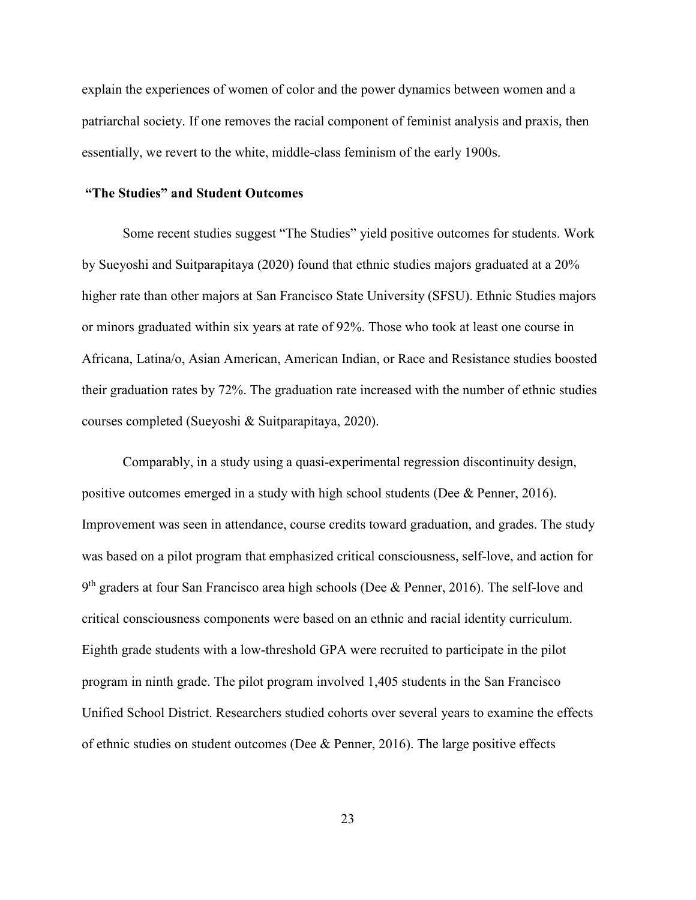explain the experiences of women of color and the power dynamics between women and a patriarchal society. If one removes the racial component of feminist analysis and praxis, then essentially, we revert to the white, middle-class feminism of the early 1900s.

## "The Studies" and Student Outcomes

Some recent studies suggest "The Studies" yield positive outcomes for students. Work by Sueyoshi and Suitparapitaya (2020) found that ethnic studies majors graduated at a 20% higher rate than other majors at San Francisco State University (SFSU). Ethnic Studies majors or minors graduated within six years at rate of 92%. Those who took at least one course in Africana, Latina/o, Asian American, American Indian, or Race and Resistance studies boosted their graduation rates by 72%. The graduation rate increased with the number of ethnic studies courses completed (Sueyoshi & Suitparapitaya, 2020).

Comparably, in a study using a quasi-experimental regression discontinuity design, positive outcomes emerged in a study with high school students (Dee & Penner, 2016). Improvement was seen in attendance, course credits toward graduation, and grades. The study was based on a pilot program that emphasized critical consciousness, self-love, and action for 9th graders at four San Francisco area high schools (Dee & Penner, 2016). The self-love and critical consciousness components were based on an ethnic and racial identity curriculum. Eighth grade students with a low-threshold GPA were recruited to participate in the pilot program in ninth grade. The pilot program involved 1,405 students in the San Francisco Unified School District. Researchers studied cohorts over several years to examine the effects of ethnic studies on student outcomes (Dee & Penner, 2016). The large positive effects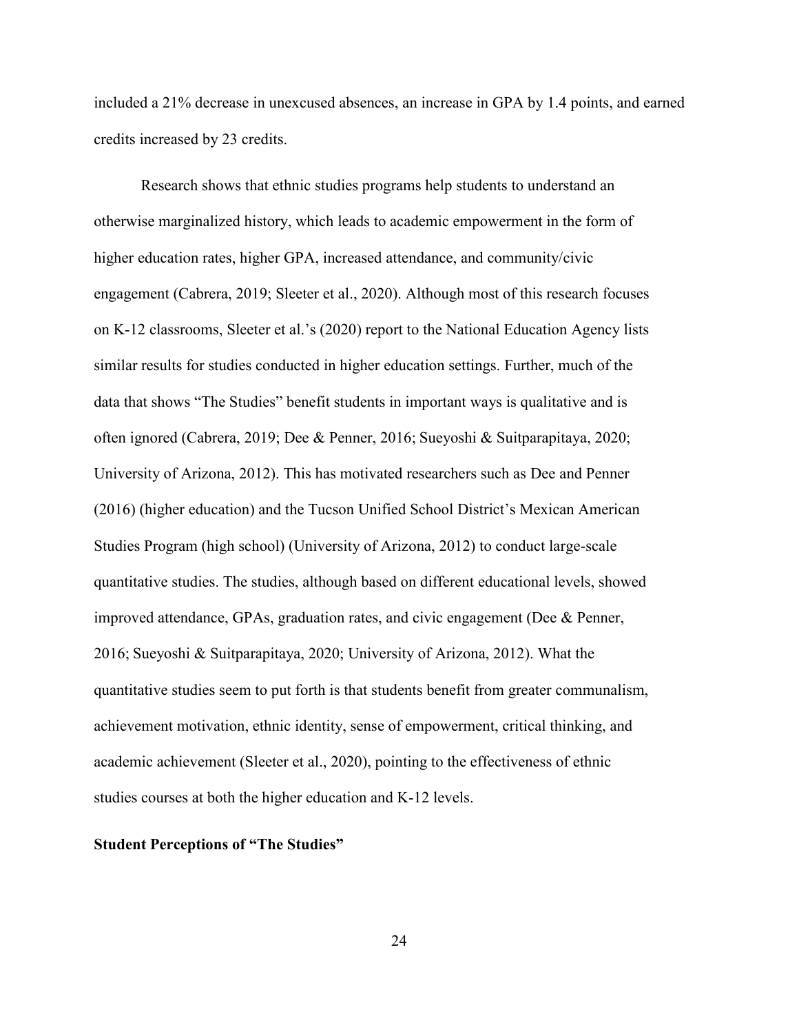included a 21% decrease in unexcused absences, an increase in GPA by 1.4 points, and earned credits increased by 23 credits.

Research shows that ethnic studies programs help students to understand an otherwise marginalized history, which leads to academic empowerment in the form of higher education rates, higher GPA, increased attendance, and community/civic engagement (Cabrera, 2019; Sleeter et al., 2020). Although most of this research focuses on K-12 classrooms, Sleeter et al.'s (2020) report to the National Education Agency lists similar results for studies conducted in higher education settings. Further, much of the data that shows "The Studies" benefit students in important ways is qualitative and is often ignored (Cabrera, 2019; Dee & Penner, 2016; Sueyoshi & Suitparapitaya, 2020; University of Arizona, 2012). This has motivated researchers such as Dee and Penner (2016) (higher education) and the Tucson Unified School District's Mexican American Studies Program (high school) (University of Arizona, 2012) to conduct large-scale quantitative studies. The studies, although based on different educational levels, showed improved attendance, GPAs, graduation rates, and civic engagement (Dee & Penner, 2016; Sueyoshi & Suitparapitaya, 2020; University of Arizona, 2012). What the quantitative studies seem to put forth is that students benefit from greater communalism, achievement motivation, ethnic identity, sense of empowerment, critical thinking, and academic achievement (Sleeter et al., 2020), pointing to the effectiveness of ethnic studies courses at both the higher education and K-12 levels.

**Student Perceptions of "The Studies"**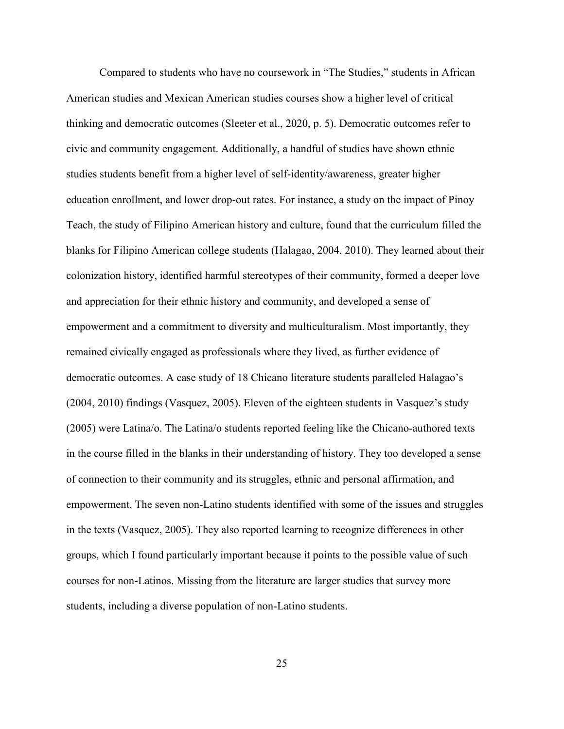Compared to students who have no coursework in "The Studies," students in African American studies and Mexican American studies courses show a higher level of critical thinking and democratic outcomes (Sleeter et al., 2020, p. 5). Democratic outcomes refer to civic and community engagement. Additionally, a handful of studies have shown ethnic studies students benefit from a higher level of self-identity/awareness, greater higher education enrollment, and lower drop-out rates. For instance, a study on the impact of Pinoy Teach, the study of Filipino American history and culture, found that the curriculum filled the blanks for Filipino American college students (Halagao, 2004, 2010). They learned about their colonization history, identified harmful stereotypes of their community, formed a deeper love and appreciation for their ethnic history and community, and developed a sense of empowerment and a commitment to diversity and multiculturalism. Most importantly, they remained civically engaged as professionals where they lived, as further evidence of democratic outcomes. A case study of 18 Chicano literature students paralleled Halagao's (2004, 2010) findings (Vasquez, 2005). Eleven of the eighteen students in Vasquez's study (2005) were Latina/o. The Latina/o students reported feeling like the Chicano-authored texts in the course filled in the blanks in their understanding of history. They too developed a sense of connection to their community and its struggles, ethnic and personal affirmation, and empowerment. The seven non-Latino students identified with some of the issues and struggles in the texts (Vasquez, 2005). They also reported learning to recognize differences in other groups, which I found particularly important because it points to the possible value of such courses for non-Latinos. Missing from the literature are larger studies that survey more students, including a diverse population of non-Latino students.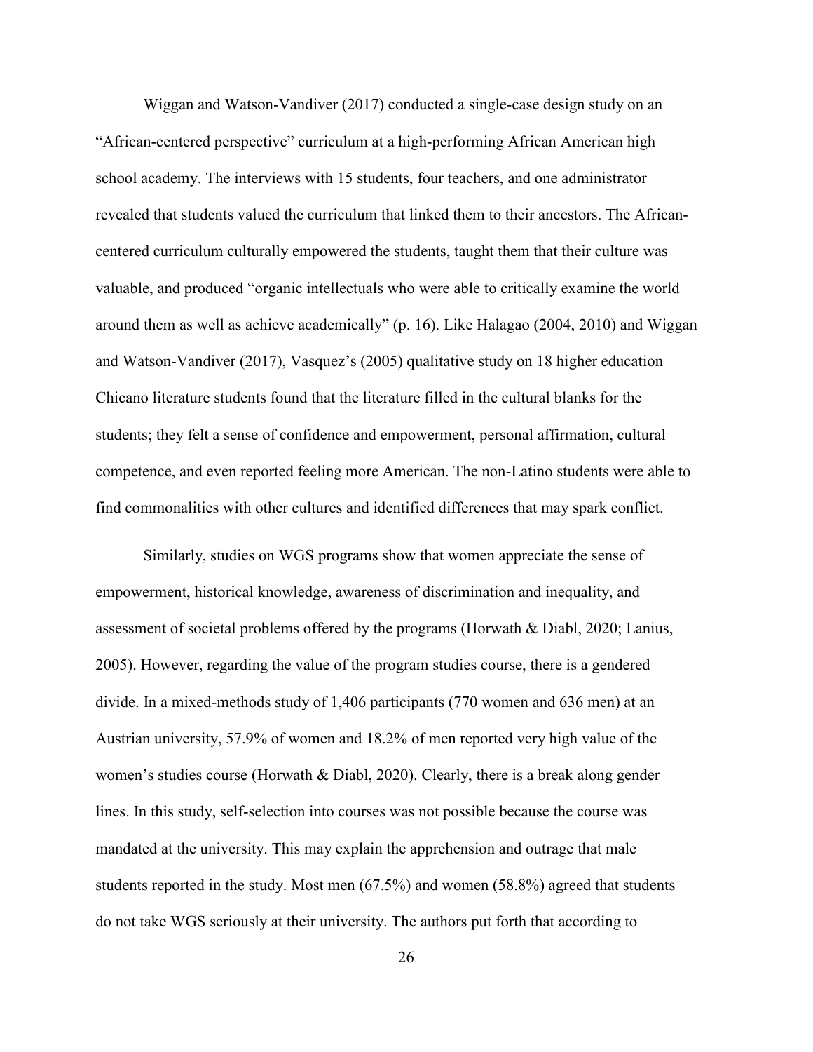Wiggan and Watson-Vandiver (2017) conducted a single-case design study on an "African-centered perspective" curriculum at a high-performing African American high school academy. The interviews with 15 students, four teachers, and one administrator revealed that students valued the curriculum that linked them to their ancestors. The African-centered curriculum culturally empowered the students, taught them that their culture was valuable, and produced "organic intellectuals who were able to critically examine the world around them as well as achieve academically" (p. 16). Like Halagao (2004, 2010) and Wiggan and Watson-Vandiver (2017), Vasquez's (2005) qualitative study on 18 higher education Chicano literature students found that the literature filled in the cultural blanks for the students; they felt a sense of confidence and empowerment, personal affirmation, cultural competence, and even reported feeling more American. The non-Latino students were able to find commonalities with other cultures and identified differences that may spark conflict.

Similarly, studies on WGS programs show that women appreciate the sense of empowerment, historical knowledge, awareness of discrimination and inequality, and assessment of societal problems offered by the programs (Horwath & Diabl, 2020; Lanius, 2005). However, regarding the value of the program studies course, there is a gendered divide. In a mixed-methods study of 1,406 participants (770 women and 636 men) at an Austrian university, 57.9% of women and 18.2% of men reported very high value of the women's studies course (Horwath & Diabl, 2020). Clearly, there is a break along gender lines. In this study, self-selection into courses was not possible because the course was mandated at the university. This may explain the apprehension and outrage that male students reported in the study. Most men (67.5%) and women (58.8%) agreed that students do not take WGS seriously at their university. The authors put forth that according to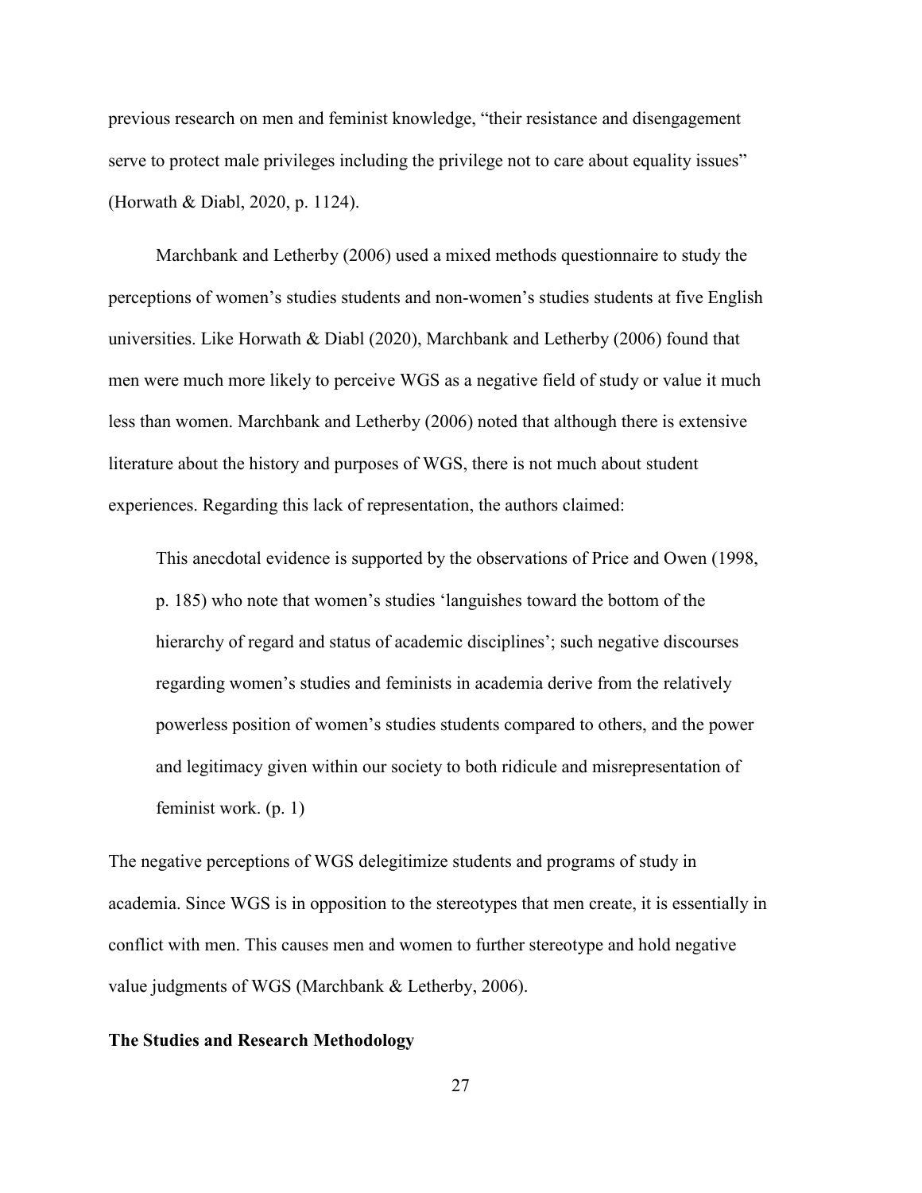previous research on men and feminist knowledge, "their resistance and disengagement serve to protect male privileges including the privilege not to care about equality issues" (Horwath & Diabl, 2020, p. 1124).

Marchbank and Letherby (2006) used a mixed methods questionnaire to study the perceptions of women's studies students and non-women's studies students at five English universities. Like Horwath & Diabl (2020), Marchbank and Letherby (2006) found that men were much more likely to perceive WGS as a negative field of study or value it much less than women. Marchbank and Letherby (2006) noted that although there is extensive literature about the history and purposes of WGS, there is not much about student experiences. Regarding this lack of representation, the authors claimed:

> This anecdotal evidence is supported by the observations of Price and Owen (1998, p. 185) who note that women's studies 'languishes toward the bottom of the hierarchy of regard and status of academic disciplines'; such negative discourses regarding women's studies and feminists in academia derive from the relatively powerless position of women's studies students compared to others, and the power and legitimacy given within our society to both ridicule and misrepresentation of feminist work. (p. 1)

The negative perceptions of WGS delegitimize students and programs of study in academia. Since WGS is in opposition to the stereotypes that men create, it is essentially in conflict with men. This causes men and women to further stereotype and hold negative value judgments of WGS (Marchbank & Letherby, 2006).

**The Studies and Research Methodology**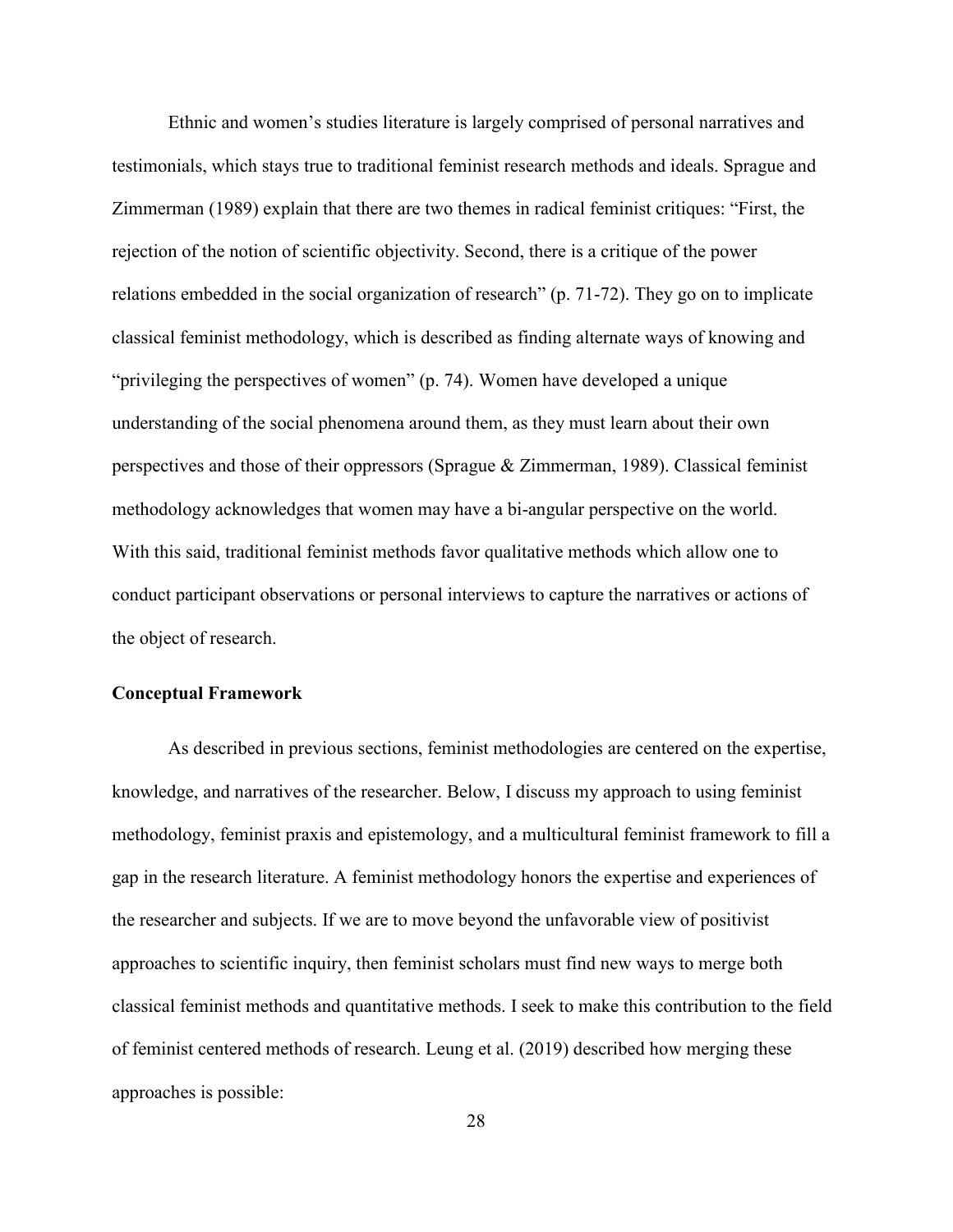Ethnic and women's studies literature is largely comprised of personal narratives and testimonials, which stays true to traditional feminist research methods and ideals. Sprague and Zimmerman (1989) explain that there are two themes in radical feminist critiques: "First, the rejection of the notion of scientific objectivity. Second, there is a critique of the power relations embedded in the social organization of research" (p. 71-72). They go on to implicate classical feminist methodology, which is described as finding alternate ways of knowing and "privileging the perspectives of women" (p. 74). Women have developed a unique understanding of the social phenomena around them, as they must learn about their own perspectives and those of their oppressors (Sprague & Zimmerman, 1989). Classical feminist methodology acknowledges that women may have a bi-angular perspective on the world. With this said, traditional feminist methods favor qualitative methods which allow one to conduct participant observations or personal interviews to capture the narratives or actions of the object of research.

**Conceptual Framework**

As described in previous sections, feminist methodologies are centered on the expertise, knowledge, and narratives of the researcher. Below, I discuss my approach to using feminist methodology, feminist praxis and epistemology, and a multicultural feminist framework to fill a gap in the research literature. A feminist methodology honors the expertise and experiences of the researcher and subjects. If we are to move beyond the unfavorable view of positivist approaches to scientific inquiry, then feminist scholars must find new ways to merge both classical feminist methods and quantitative methods. I seek to make this contribution to the field of feminist centered methods of research. Leung et al. (2019) described how merging these approaches is possible: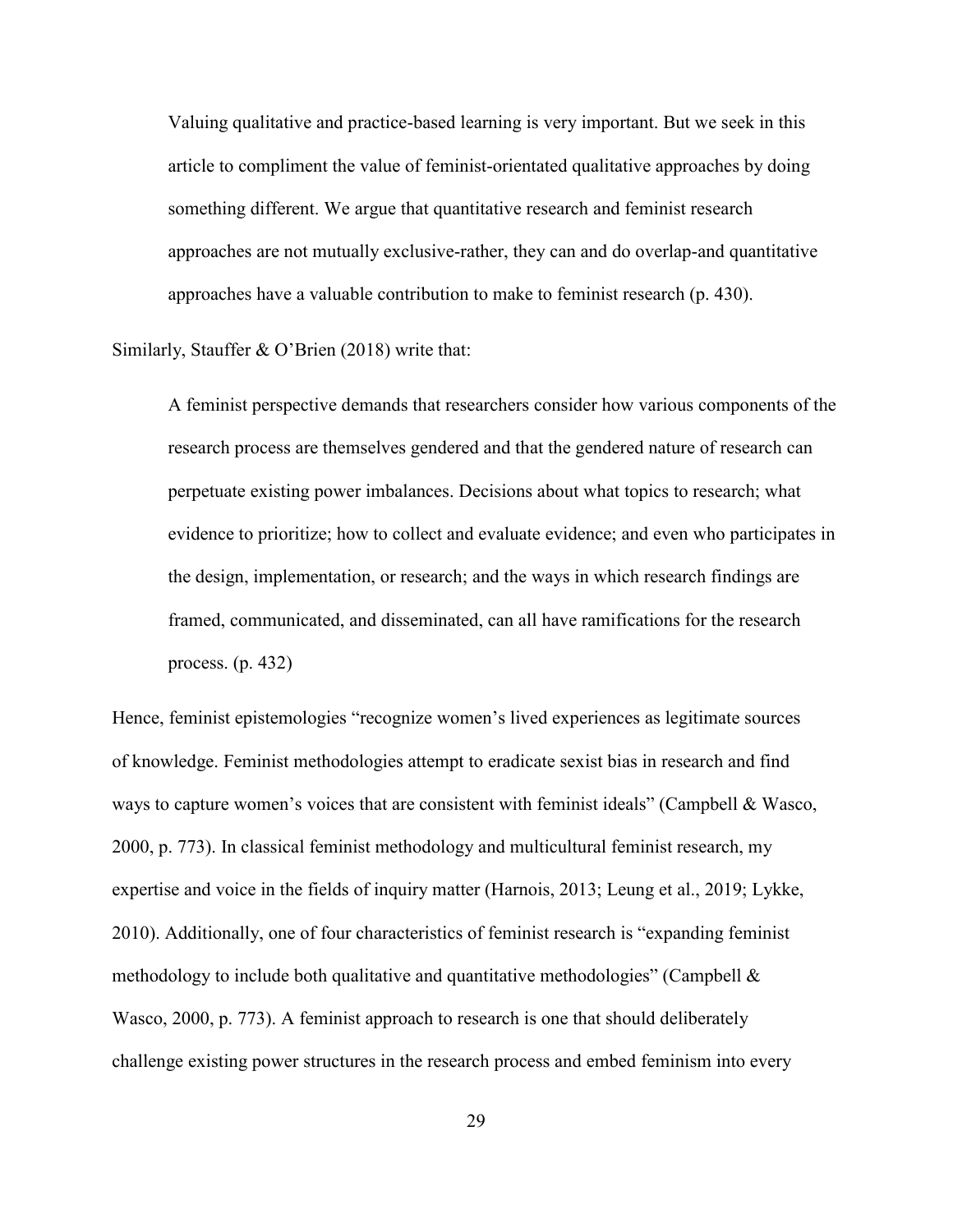> Valuing qualitative and practice-based learning is very important. But we seek in this article to compliment the value of feminist-orientated qualitative approaches by doing something different. We argue that quantitative research and feminist research approaches are not mutually exclusive-rather, they can and do overlap-and quantitative approaches have a valuable contribution to make to feminist research (p. 430).

Similarly, Stauffer & O'Brien (2018) write that:

> A feminist perspective demands that researchers consider how various components of the research process are themselves gendered and that the gendered nature of research can perpetuate existing power imbalances. Decisions about what topics to research; what evidence to prioritize; how to collect and evaluate evidence; and even who participates in the design, implementation, or research; and the ways in which research findings are framed, communicated, and disseminated, can all have ramifications for the research process. (p. 432)

Hence, feminist epistemologies "recognize women's lived experiences as legitimate sources of knowledge. Feminist methodologies attempt to eradicate sexist bias in research and find ways to capture women's voices that are consistent with feminist ideals" (Campbell & Wasco, 2000, p. 773). In classical feminist methodology and multicultural feminist research, my expertise and voice in the fields of inquiry matter (Harnois, 2013; Leung et al., 2019; Lykke, 2010). Additionally, one of four characteristics of feminist research is "expanding feminist methodology to include both qualitative and quantitative methodologies" (Campbell & Wasco, 2000, p. 773). A feminist approach to research is one that should deliberately challenge existing power structures in the research process and embed feminism into every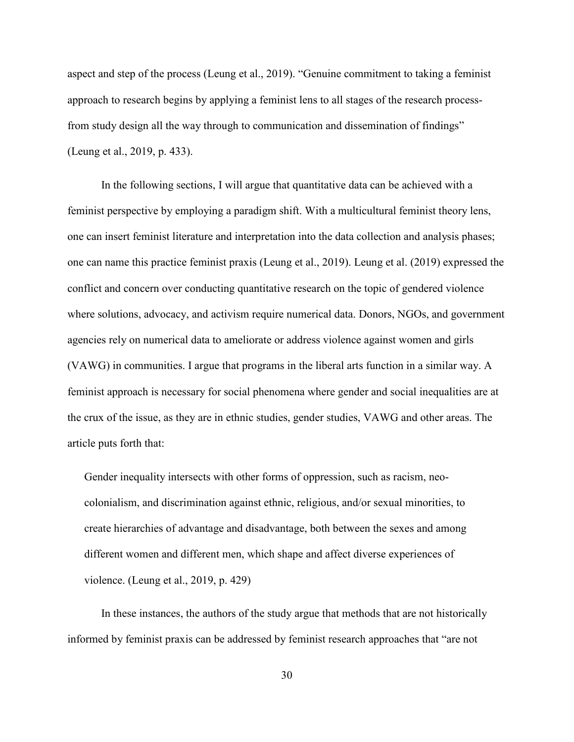aspect and step of the process (Leung et al., 2019). "Genuine commitment to taking a feminist approach to research begins by applying a feminist lens to all stages of the research process-from study design all the way through to communication and dissemination of findings" (Leung et al., 2019, p. 433).

In the following sections, I will argue that quantitative data can be achieved with a feminist perspective by employing a paradigm shift. With a multicultural feminist theory lens, one can insert feminist literature and interpretation into the data collection and analysis phases; one can name this practice feminist praxis (Leung et al., 2019). Leung et al. (2019) expressed the conflict and concern over conducting quantitative research on the topic of gendered violence where solutions, advocacy, and activism require numerical data. Donors, NGOs, and government agencies rely on numerical data to ameliorate or address violence against women and girls (VAWG) in communities. I argue that programs in the liberal arts function in a similar way. A feminist approach is necessary for social phenomena where gender and social inequalities are at the crux of the issue, as they are in ethnic studies, gender studies, VAWG and other areas. The article puts forth that:

> Gender inequality intersects with other forms of oppression, such as racism, neo-colonialism, and discrimination against ethnic, religious, and/or sexual minorities, to create hierarchies of advantage and disadvantage, both between the sexes and among different women and different men, which shape and affect diverse experiences of violence. (Leung et al., 2019, p. 429)

In these instances, the authors of the study argue that methods that are not historically informed by feminist praxis can be addressed by feminist research approaches that "are not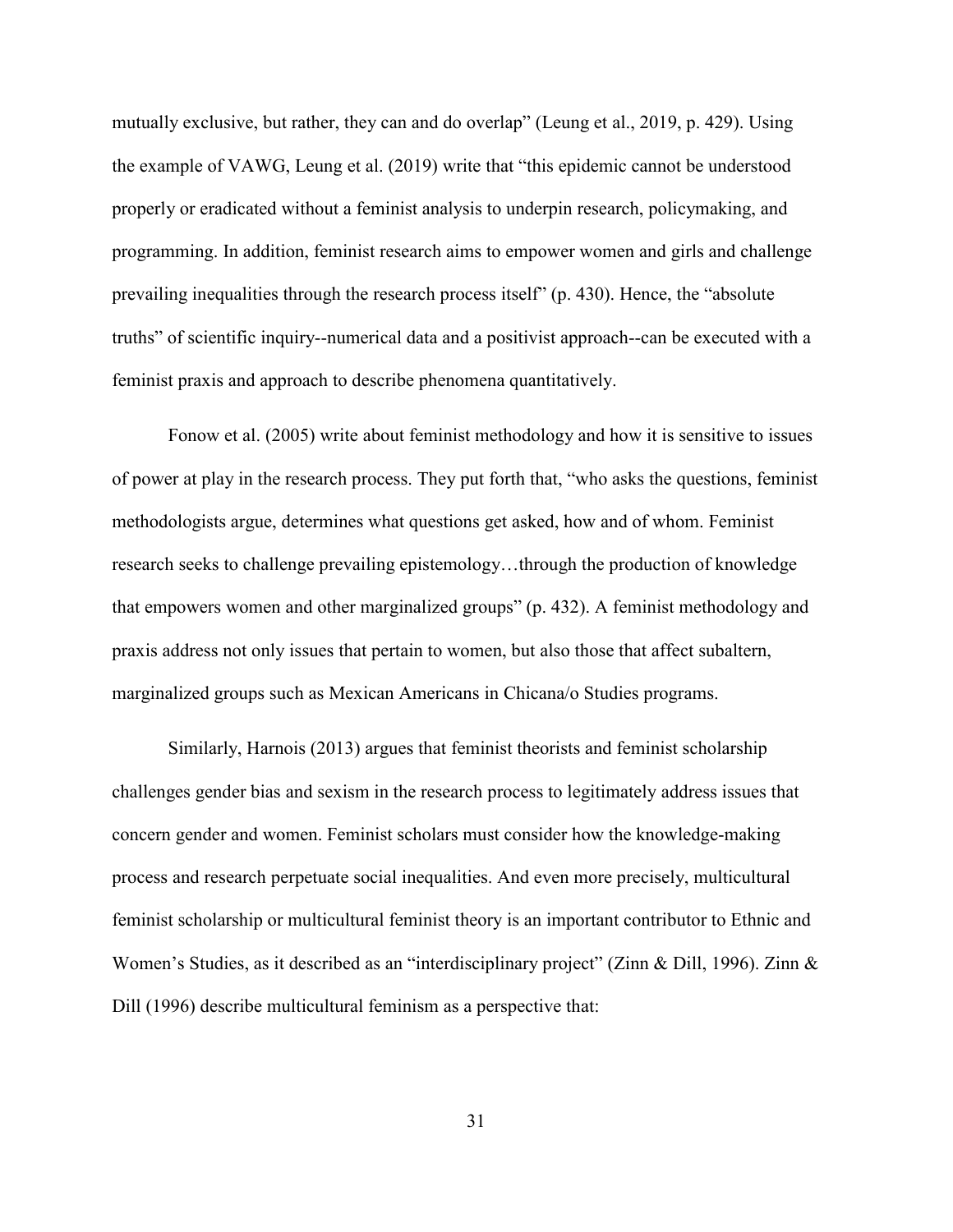mutually exclusive, but rather, they can and do overlap" (Leung et al., 2019, p. 429). Using the example of VAWG, Leung et al. (2019) write that "this epidemic cannot be understood properly or eradicated without a feminist analysis to underpin research, policymaking, and programming. In addition, feminist research aims to empower women and girls and challenge prevailing inequalities through the research process itself" (p. 430). Hence, the "absolute truths" of scientific inquiry--numerical data and a positivist approach--can be executed with a feminist praxis and approach to describe phenomena quantitatively.

Fonow et al. (2005) write about feminist methodology and how it is sensitive to issues of power at play in the research process. They put forth that, "who asks the questions, feminist methodologists argue, determines what questions get asked, how and of whom. Feminist research seeks to challenge prevailing epistemology…through the production of knowledge that empowers women and other marginalized groups" (p. 432). A feminist methodology and praxis address not only issues that pertain to women, but also those that affect subaltern, marginalized groups such as Mexican Americans in Chicana/o Studies programs.

Similarly, Harnois (2013) argues that feminist theorists and feminist scholarship challenges gender bias and sexism in the research process to legitimately address issues that concern gender and women. Feminist scholars must consider how the knowledge-making process and research perpetuate social inequalities. And even more precisely, multicultural feminist scholarship or multicultural feminist theory is an important contributor to Ethnic and Women's Studies, as it described as an "interdisciplinary project" (Zinn & Dill, 1996). Zinn & Dill (1996) describe multicultural feminism as a perspective that: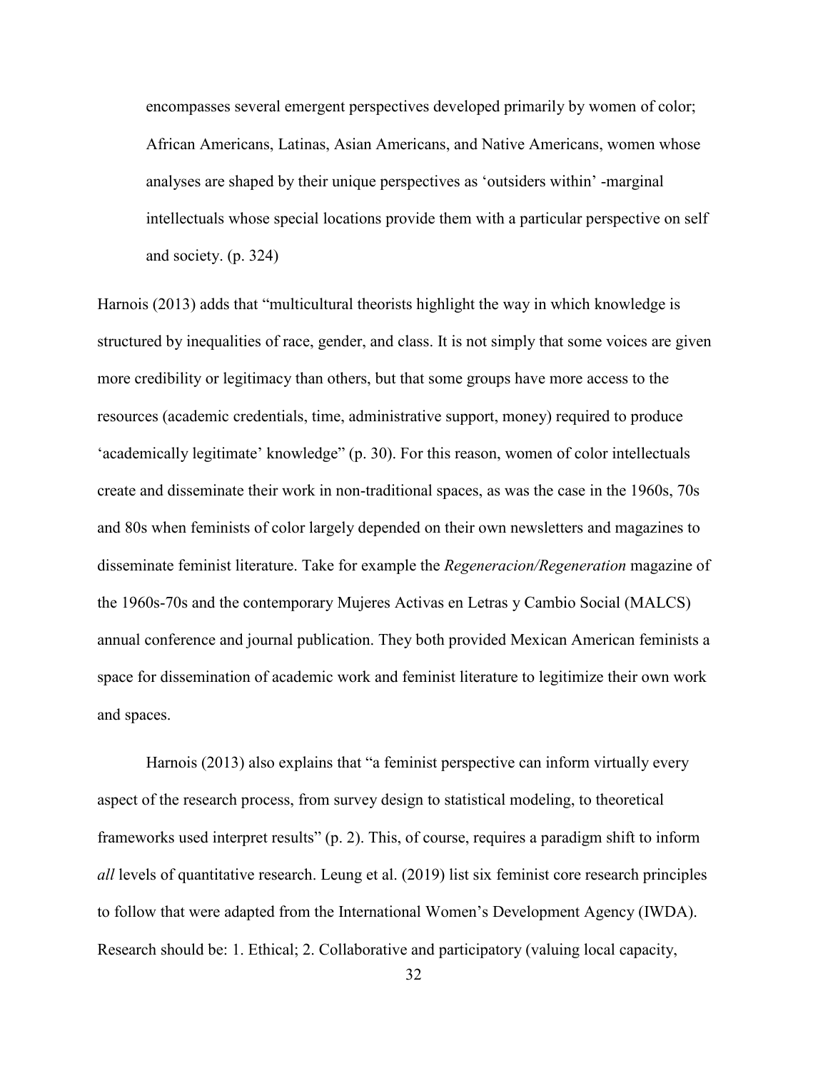> encompasses several emergent perspectives developed primarily by women of color; African Americans, Latinas, Asian Americans, and Native Americans, women whose analyses are shaped by their unique perspectives as 'outsiders within' -marginal intellectuals whose special locations provide them with a particular perspective on self and society. (p. 324)

Harnois (2013) adds that "multicultural theorists highlight the way in which knowledge is structured by inequalities of race, gender, and class. It is not simply that some voices are given more credibility or legitimacy than others, but that some groups have more access to the resources (academic credentials, time, administrative support, money) required to produce 'academically legitimate' knowledge" (p. 30). For this reason, women of color intellectuals create and disseminate their work in non-traditional spaces, as was the case in the 1960s, 70s and 80s when feminists of color largely depended on their own newsletters and magazines to disseminate feminist literature. Take for example the *Regeneracion/Regeneration* magazine of the 1960s-70s and the contemporary Mujeres Activas en Letras y Cambio Social (MALCS) annual conference and journal publication. They both provided Mexican American feminists a space for dissemination of academic work and feminist literature to legitimize their own work and spaces.

Harnois (2013) also explains that "a feminist perspective can inform virtually every aspect of the research process, from survey design to statistical modeling, to theoretical frameworks used interpret results" (p. 2). This, of course, requires a paradigm shift to inform *all* levels of quantitative research. Leung et al. (2019) list six feminist core research principles to follow that were adapted from the International Women's Development Agency (IWDA). Research should be: 1. Ethical; 2. Collaborative and participatory (valuing local capacity,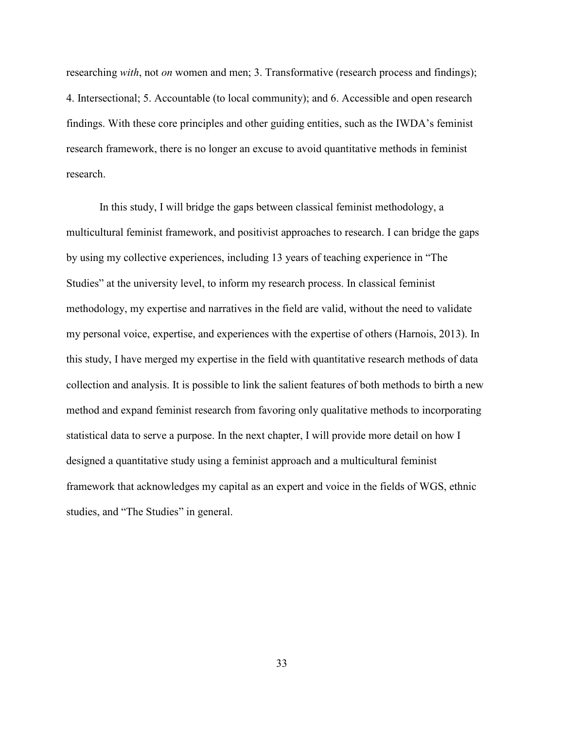researching *with*, not *on* women and men; 3. Transformative (research process and findings); 4. Intersectional; 5. Accountable (to local community); and 6. Accessible and open research findings. With these core principles and other guiding entities, such as the IWDA's feminist research framework, there is no longer an excuse to avoid quantitative methods in feminist research.

In this study, I will bridge the gaps between classical feminist methodology, a multicultural feminist framework, and positivist approaches to research. I can bridge the gaps by using my collective experiences, including 13 years of teaching experience in "The Studies" at the university level, to inform my research process. In classical feminist methodology, my expertise and narratives in the field are valid, without the need to validate my personal voice, expertise, and experiences with the expertise of others (Harnois, 2013). In this study, I have merged my expertise in the field with quantitative research methods of data collection and analysis. It is possible to link the salient features of both methods to birth a new method and expand feminist research from favoring only qualitative methods to incorporating statistical data to serve a purpose. In the next chapter, I will provide more detail on how I designed a quantitative study using a feminist approach and a multicultural feminist framework that acknowledges my capital as an expert and voice in the fields of WGS, ethnic studies, and "The Studies" in general.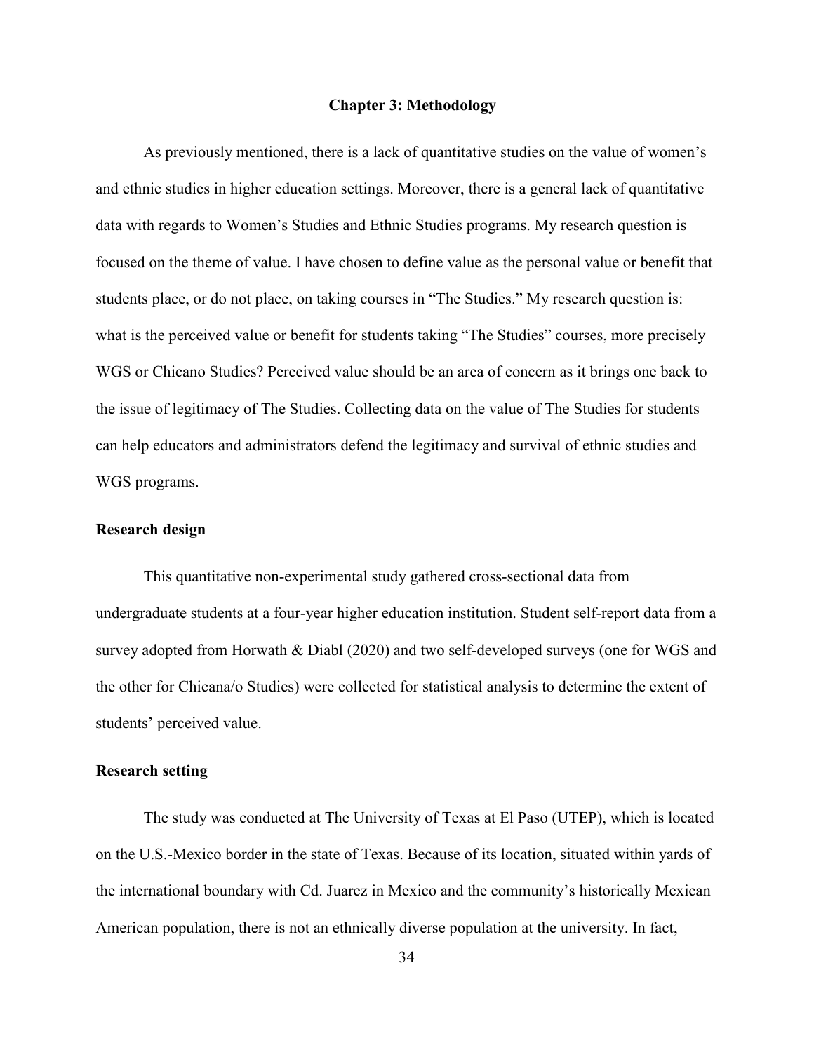# Chapter 3: Methodology

As previously mentioned, there is a lack of quantitative studies on the value of women's and ethnic studies in higher education settings. Moreover, there is a general lack of quantitative data with regards to Women's Studies and Ethnic Studies programs. My research question is focused on the theme of value. I have chosen to define value as the personal value or benefit that students place, or do not place, on taking courses in "The Studies." My research question is: what is the perceived value or benefit for students taking "The Studies" courses, more precisely WGS or Chicano Studies? Perceived value should be an area of concern as it brings one back to the issue of legitimacy of The Studies. Collecting data on the value of The Studies for students can help educators and administrators defend the legitimacy and survival of ethnic studies and WGS programs.

## Research design

This quantitative non-experimental study gathered cross-sectional data from undergraduate students at a four-year higher education institution. Student self-report data from a survey adopted from Horwath & Diabl (2020) and two self-developed surveys (one for WGS and the other for Chicana/o Studies) were collected for statistical analysis to determine the extent of students' perceived value.

## Research setting

The study was conducted at The University of Texas at El Paso (UTEP), which is located on the U.S.-Mexico border in the state of Texas. Because of its location, situated within yards of the international boundary with Cd. Juarez in Mexico and the community's historically Mexican American population, there is not an ethnically diverse population at the university. In fact,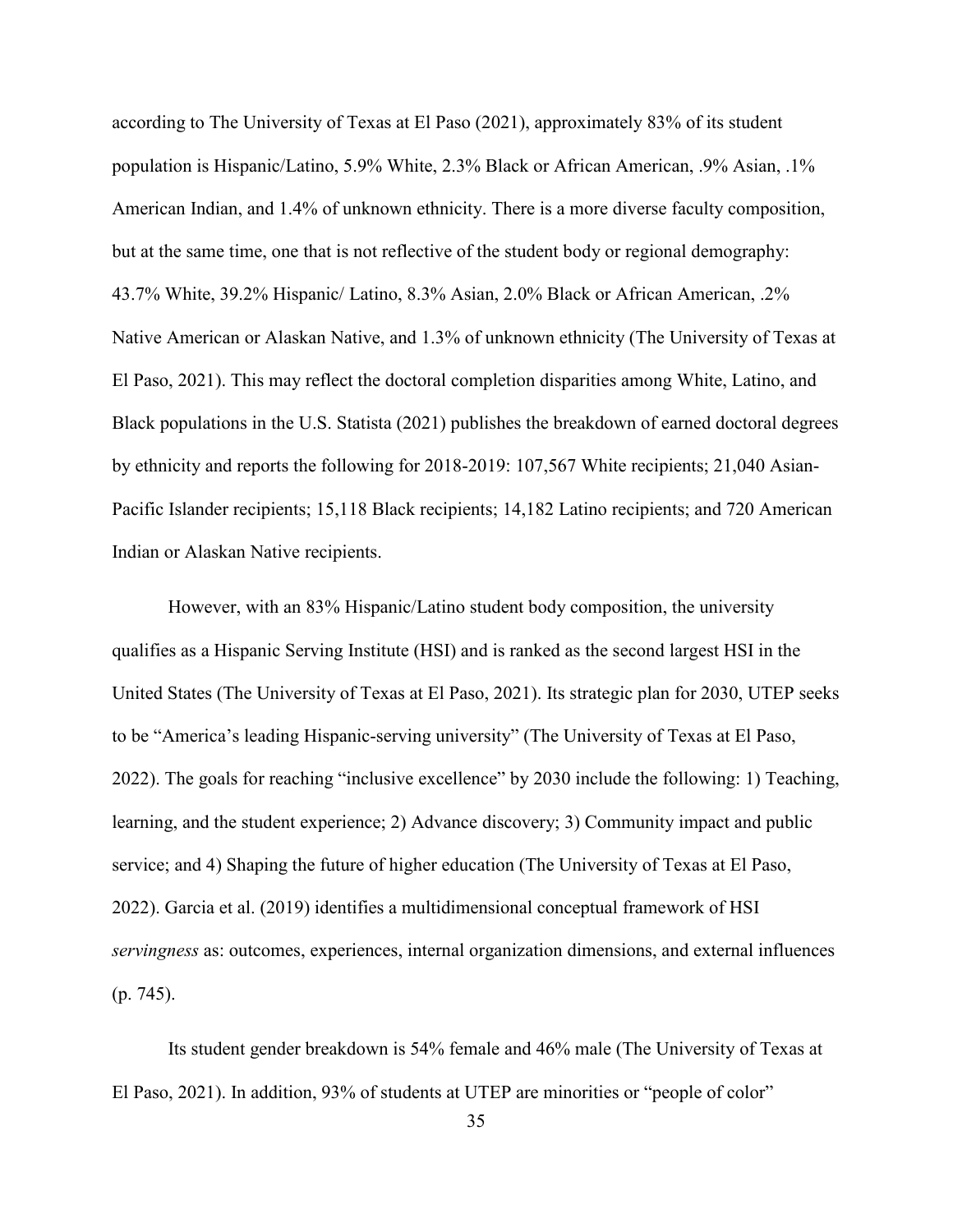according to The University of Texas at El Paso (2021), approximately 83% of its student population is Hispanic/Latino, 5.9% White, 2.3% Black or African American, .9% Asian, .1% American Indian, and 1.4% of unknown ethnicity. There is a more diverse faculty composition, but at the same time, one that is not reflective of the student body or regional demography: 43.7% White, 39.2% Hispanic/ Latino, 8.3% Asian, 2.0% Black or African American, .2% Native American or Alaskan Native, and 1.3% of unknown ethnicity (The University of Texas at El Paso, 2021). This may reflect the doctoral completion disparities among White, Latino, and Black populations in the U.S. Statista (2021) publishes the breakdown of earned doctoral degrees by ethnicity and reports the following for 2018-2019: 107,567 White recipients; 21,040 Asian-Pacific Islander recipients; 15,118 Black recipients; 14,182 Latino recipients; and 720 American Indian or Alaskan Native recipients.

However, with an 83% Hispanic/Latino student body composition, the university qualifies as a Hispanic Serving Institute (HSI) and is ranked as the second largest HSI in the United States (The University of Texas at El Paso, 2021). Its strategic plan for 2030, UTEP seeks to be "America's leading Hispanic-serving university" (The University of Texas at El Paso, 2022). The goals for reaching "inclusive excellence" by 2030 include the following: 1) Teaching, learning, and the student experience; 2) Advance discovery; 3) Community impact and public service; and 4) Shaping the future of higher education (The University of Texas at El Paso, 2022). Garcia et al. (2019) identifies a multidimensional conceptual framework of HSI *servingness* as: outcomes, experiences, internal organization dimensions, and external influences (p. 745).

Its student gender breakdown is 54% female and 46% male (The University of Texas at El Paso, 2021). In addition, 93% of students at UTEP are minorities or "people of color"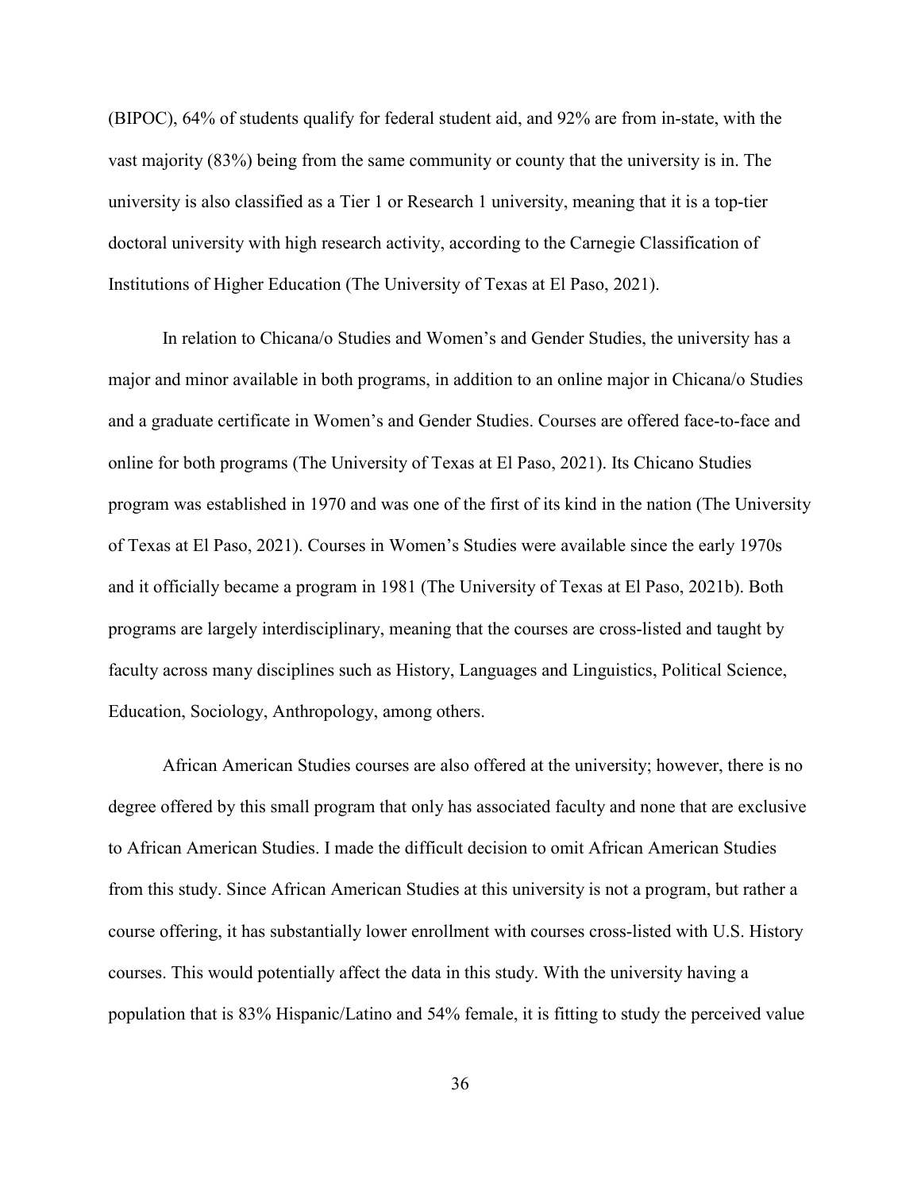(BIPOC), 64% of students qualify for federal student aid, and 92% are from in-state, with the vast majority (83%) being from the same community or county that the university is in. The university is also classified as a Tier 1 or Research 1 university, meaning that it is a top-tier doctoral university with high research activity, according to the Carnegie Classification of Institutions of Higher Education (The University of Texas at El Paso, 2021).

In relation to Chicana/o Studies and Women's and Gender Studies, the university has a major and minor available in both programs, in addition to an online major in Chicana/o Studies and a graduate certificate in Women's and Gender Studies. Courses are offered face-to-face and online for both programs (The University of Texas at El Paso, 2021). Its Chicano Studies program was established in 1970 and was one of the first of its kind in the nation (The University of Texas at El Paso, 2021). Courses in Women's Studies were available since the early 1970s and it officially became a program in 1981 (The University of Texas at El Paso, 2021b). Both programs are largely interdisciplinary, meaning that the courses are cross-listed and taught by faculty across many disciplines such as History, Languages and Linguistics, Political Science, Education, Sociology, Anthropology, among others.

African American Studies courses are also offered at the university; however, there is no degree offered by this small program that only has associated faculty and none that are exclusive to African American Studies. I made the difficult decision to omit African American Studies from this study. Since African American Studies at this university is not a program, but rather a course offering, it has substantially lower enrollment with courses cross-listed with U.S. History courses. This would potentially affect the data in this study. With the university having a population that is 83% Hispanic/Latino and 54% female, it is fitting to study the perceived value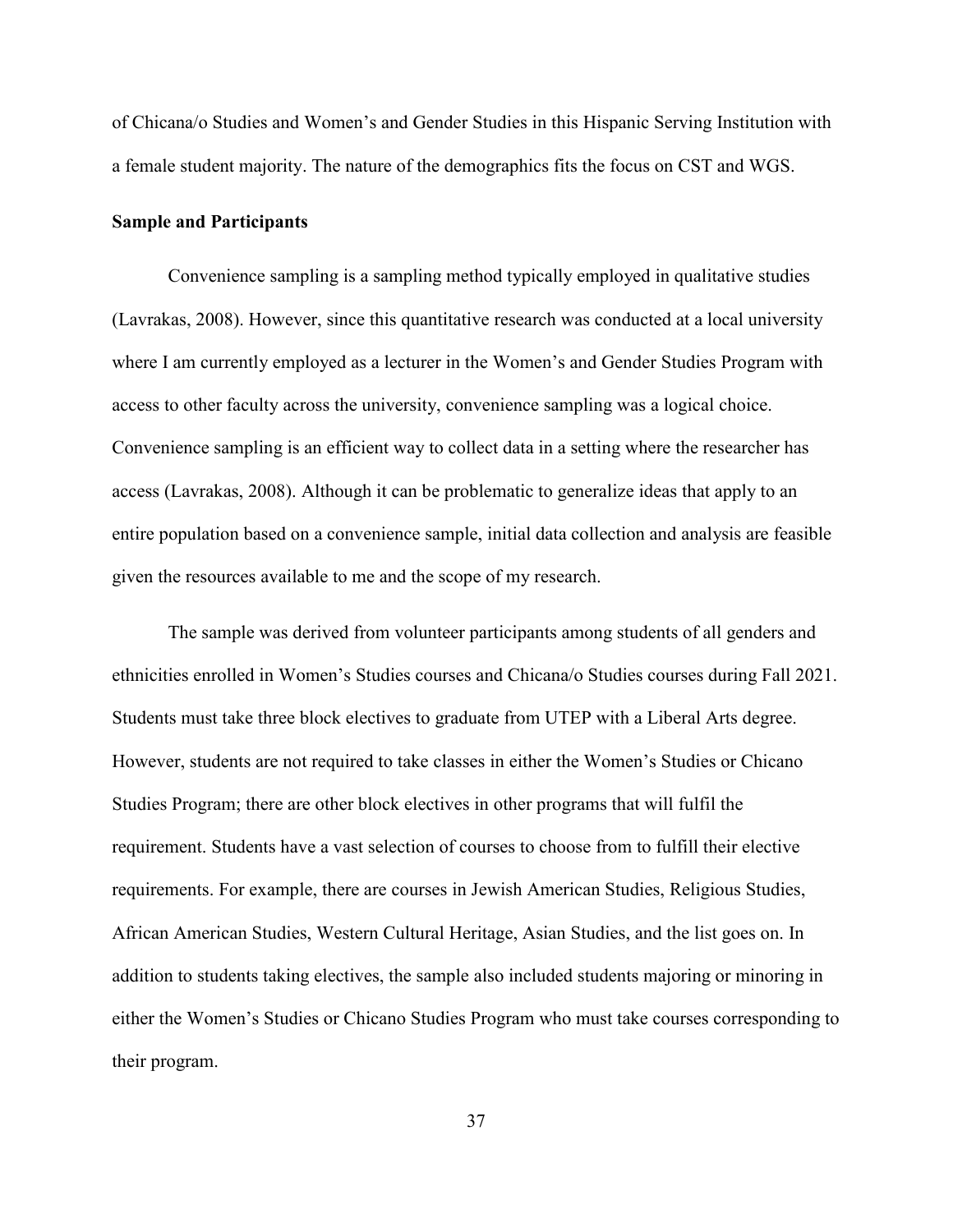of Chicana/o Studies and Women's and Gender Studies in this Hispanic Serving Institution with a female student majority. The nature of the demographics fits the focus on CST and WGS.

## Sample and Participants

Convenience sampling is a sampling method typically employed in qualitative studies (Lavrakas, 2008). However, since this quantitative research was conducted at a local university where I am currently employed as a lecturer in the Women's and Gender Studies Program with access to other faculty across the university, convenience sampling was a logical choice. Convenience sampling is an efficient way to collect data in a setting where the researcher has access (Lavrakas, 2008). Although it can be problematic to generalize ideas that apply to an entire population based on a convenience sample, initial data collection and analysis are feasible given the resources available to me and the scope of my research.

The sample was derived from volunteer participants among students of all genders and ethnicities enrolled in Women's Studies courses and Chicana/o Studies courses during Fall 2021. Students must take three block electives to graduate from UTEP with a Liberal Arts degree. However, students are not required to take classes in either the Women's Studies or Chicano Studies Program; there are other block electives in other programs that will fulfil the requirement. Students have a vast selection of courses to choose from to fulfill their elective requirements. For example, there are courses in Jewish American Studies, Religious Studies, African American Studies, Western Cultural Heritage, Asian Studies, and the list goes on. In addition to students taking electives, the sample also included students majoring or minoring in either the Women's Studies or Chicano Studies Program who must take courses corresponding to their program.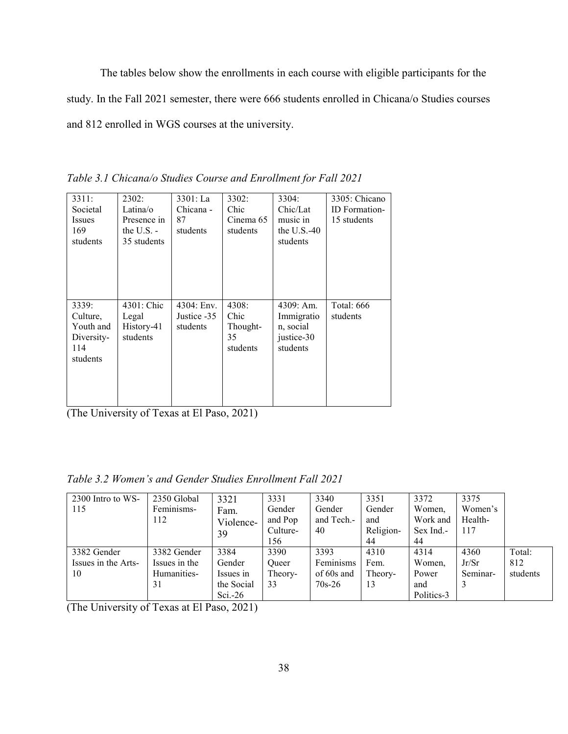The tables below show the enrollments in each course with eligible participants for the study. In the Fall 2021 semester, there were 666 students enrolled in Chicana/o Studies courses and 812 enrolled in WGS courses at the university.

*Table 3.1 Chicana/o Studies Course and Enrollment for Fall 2021*

| 3311: Societal Issues 169 students | 2302: Latina/o Presence in the U.S. - 35 students | 3301: La Chicana - 87 students | 3302: Chic Cinema 65 students | 3304: Chic/Lat music in the U.S.-40 students | 3305: Chicano ID Formation- 15 students |
|---|---|---|---|---|---|
| 3339: Culture, Youth and Diversity- 114 students | 4301: Chic Legal History-41 students | 4304: Env. Justice -35 students | 4308: Chic Thought- 35 students | 4309: Am. Immigration, social justice-30 students | Total: 666 students |

(The University of Texas at El Paso, 2021)

*Table 3.2 Women's and Gender Studies Enrollment Fall 2021*

| 2300 Intro to WS- 115 | 2350 Global Feminisms- 112 | 3321 Fam. Violence- 39 | 3331 Gender and Pop Culture- 156 | 3340 Gender and Tech.- 40 | 3351 Gender and Religion- 44 | 3372 Women, Work and Sex Ind.- 44 | 3375 Women's Health- 117 | |
|---|---|---|---|---|---|---|---|---|
| 3382 Gender Issues in the Arts- 10 | 3382 Gender Issues in the Humanities- 31 | 3384 Gender Issues in the Social Sci.-26 | 3390 Queer Theory- 33 | 3393 Feminisms of 60s and 70s-26 | 4310 Fem. Theory- 13 | 4314 Women, Power and Politics-3 | 4360 Jr/Sr Seminar- 3 | Total: 812 students |

(The University of Texas at El Paso, 2021)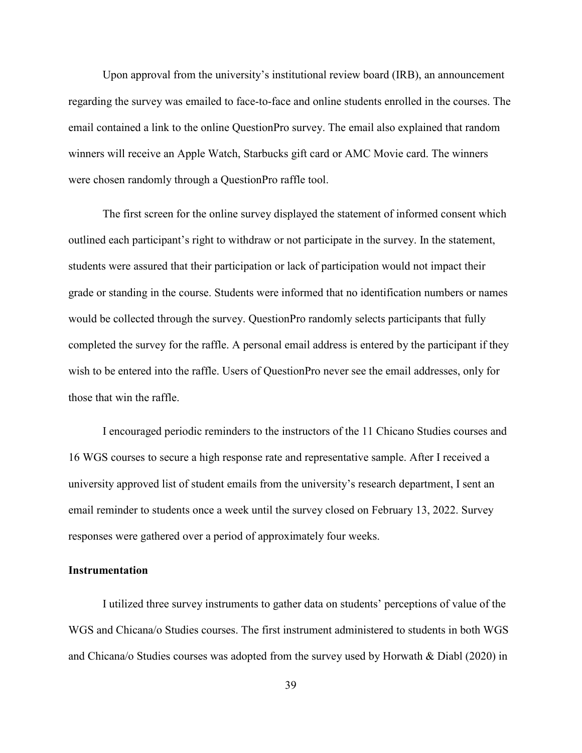Upon approval from the university's institutional review board (IRB), an announcement regarding the survey was emailed to face-to-face and online students enrolled in the courses. The email contained a link to the online QuestionPro survey. The email also explained that random winners will receive an Apple Watch, Starbucks gift card or AMC Movie card. The winners were chosen randomly through a QuestionPro raffle tool.

The first screen for the online survey displayed the statement of informed consent which outlined each participant's right to withdraw or not participate in the survey. In the statement, students were assured that their participation or lack of participation would not impact their grade or standing in the course. Students were informed that no identification numbers or names would be collected through the survey. QuestionPro randomly selects participants that fully completed the survey for the raffle. A personal email address is entered by the participant if they wish to be entered into the raffle. Users of QuestionPro never see the email addresses, only for those that win the raffle.

I encouraged periodic reminders to the instructors of the 11 Chicano Studies courses and 16 WGS courses to secure a high response rate and representative sample. After I received a university approved list of student emails from the university's research department, I sent an email reminder to students once a week until the survey closed on February 13, 2022. Survey responses were gathered over a period of approximately four weeks.

**Instrumentation**

I utilized three survey instruments to gather data on students' perceptions of value of the WGS and Chicana/o Studies courses. The first instrument administered to students in both WGS and Chicana/o Studies courses was adopted from the survey used by Horwath & Diabl (2020) in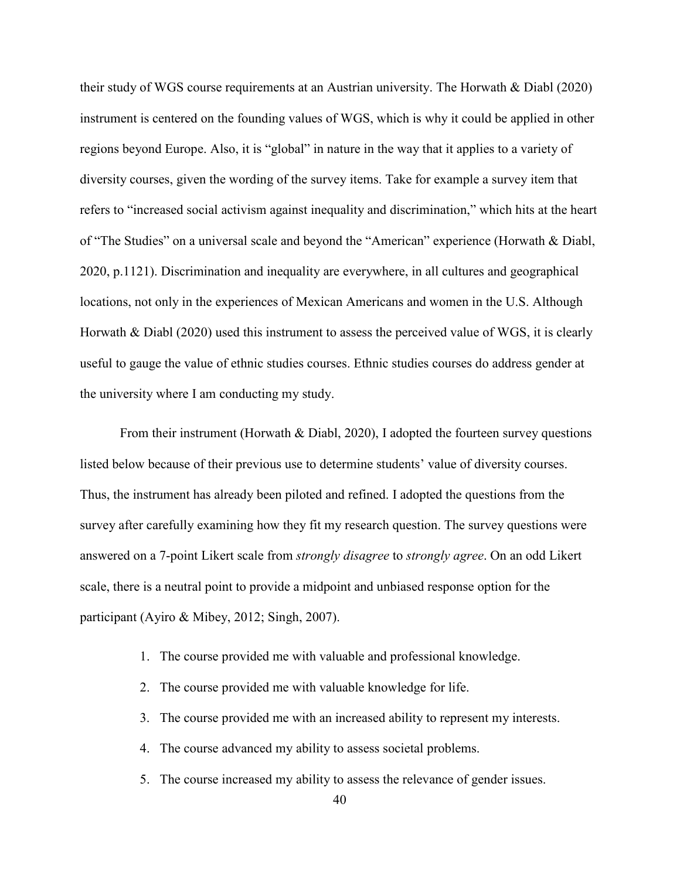their study of WGS course requirements at an Austrian university. The Horwath & Diabl (2020) instrument is centered on the founding values of WGS, which is why it could be applied in other regions beyond Europe. Also, it is "global" in nature in the way that it applies to a variety of diversity courses, given the wording of the survey items. Take for example a survey item that refers to "increased social activism against inequality and discrimination," which hits at the heart of "The Studies" on a universal scale and beyond the "American" experience (Horwath & Diabl, 2020, p.1121). Discrimination and inequality are everywhere, in all cultures and geographical locations, not only in the experiences of Mexican Americans and women in the U.S. Although Horwath & Diabl (2020) used this instrument to assess the perceived value of WGS, it is clearly useful to gauge the value of ethnic studies courses. Ethnic studies courses do address gender at the university where I am conducting my study.

From their instrument (Horwath & Diabl, 2020), I adopted the fourteen survey questions listed below because of their previous use to determine students' value of diversity courses. Thus, the instrument has already been piloted and refined. I adopted the questions from the survey after carefully examining how they fit my research question. The survey questions were answered on a 7-point Likert scale from *strongly disagree* to *strongly agree*. On an odd Likert scale, there is a neutral point to provide a midpoint and unbiased response option for the participant (Ayiro & Mibey, 2012; Singh, 2007).

1. The course provided me with valuable and professional knowledge.
2. The course provided me with valuable knowledge for life.
3. The course provided me with an increased ability to represent my interests.
4. The course advanced my ability to assess societal problems.
5. The course increased my ability to assess the relevance of gender issues.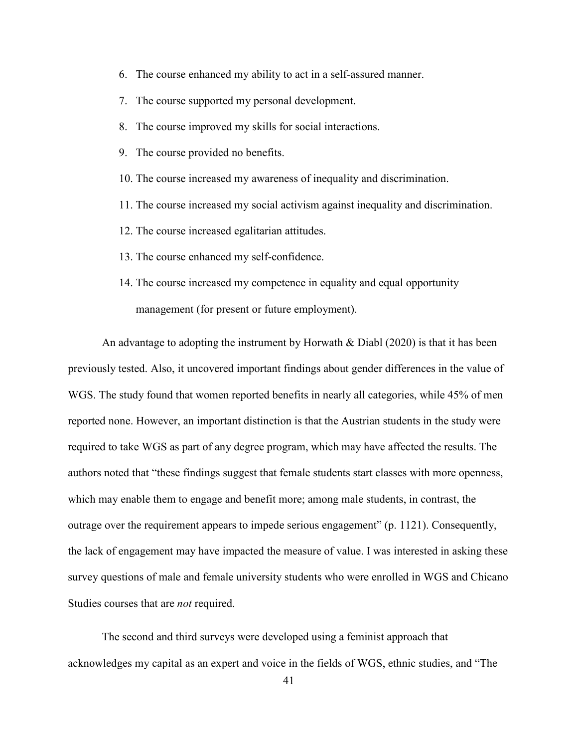6. The course enhanced my ability to act in a self-assured manner.
7. The course supported my personal development.
8. The course improved my skills for social interactions.
9. The course provided no benefits.
10. The course increased my awareness of inequality and discrimination.
11. The course increased my social activism against inequality and discrimination.
12. The course increased egalitarian attitudes.
13. The course enhanced my self-confidence.
14. The course increased my competence in equality and equal opportunity management (for present or future employment).

An advantage to adopting the instrument by Horwath & Diabl (2020) is that it has been previously tested. Also, it uncovered important findings about gender differences in the value of WGS. The study found that women reported benefits in nearly all categories, while 45% of men reported none. However, an important distinction is that the Austrian students in the study were required to take WGS as part of any degree program, which may have affected the results. The authors noted that "these findings suggest that female students start classes with more openness, which may enable them to engage and benefit more; among male students, in contrast, the outrage over the requirement appears to impede serious engagement" (p. 1121). Consequently, the lack of engagement may have impacted the measure of value. I was interested in asking these survey questions of male and female university students who were enrolled in WGS and Chicano Studies courses that are *not* required.

The second and third surveys were developed using a feminist approach that acknowledges my capital as an expert and voice in the fields of WGS, ethnic studies, and "The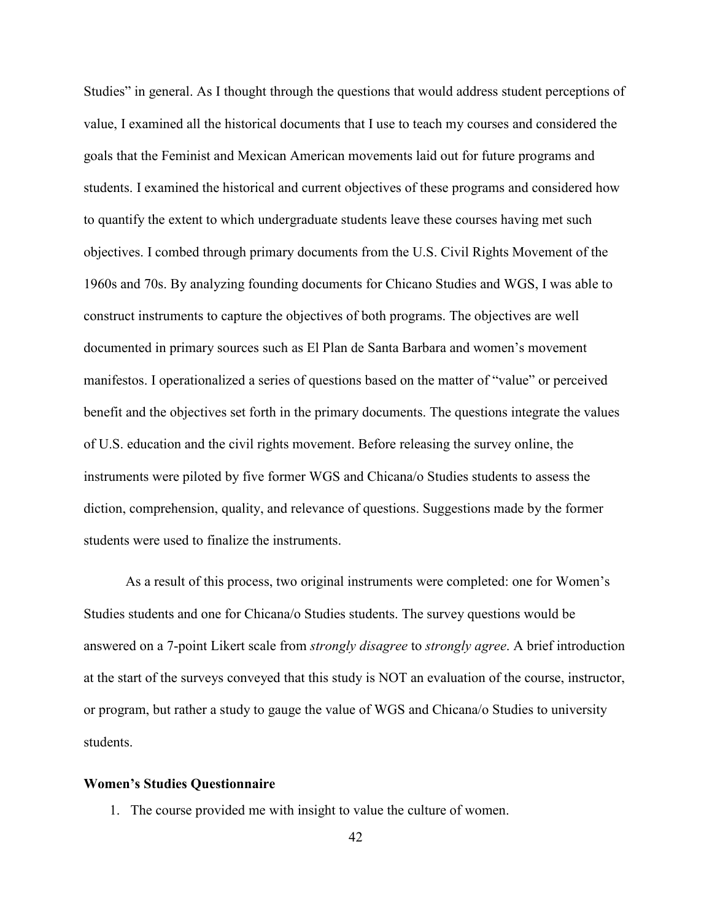Studies" in general. As I thought through the questions that would address student perceptions of value, I examined all the historical documents that I use to teach my courses and considered the goals that the Feminist and Mexican American movements laid out for future programs and students. I examined the historical and current objectives of these programs and considered how to quantify the extent to which undergraduate students leave these courses having met such objectives. I combed through primary documents from the U.S. Civil Rights Movement of the 1960s and 70s. By analyzing founding documents for Chicano Studies and WGS, I was able to construct instruments to capture the objectives of both programs. The objectives are well documented in primary sources such as El Plan de Santa Barbara and women's movement manifestos. I operationalized a series of questions based on the matter of "value" or perceived benefit and the objectives set forth in the primary documents. The questions integrate the values of U.S. education and the civil rights movement. Before releasing the survey online, the instruments were piloted by five former WGS and Chicana/o Studies students to assess the diction, comprehension, quality, and relevance of questions. Suggestions made by the former students were used to finalize the instruments.

As a result of this process, two original instruments were completed: one for Women's Studies students and one for Chicana/o Studies students. The survey questions would be answered on a 7-point Likert scale from *strongly disagree* to *strongly agree*. A brief introduction at the start of the surveys conveyed that this study is NOT an evaluation of the course, instructor, or program, but rather a study to gauge the value of WGS and Chicana/o Studies to university students.

**Women's Studies Questionnaire**

1. The course provided me with insight to value the culture of women.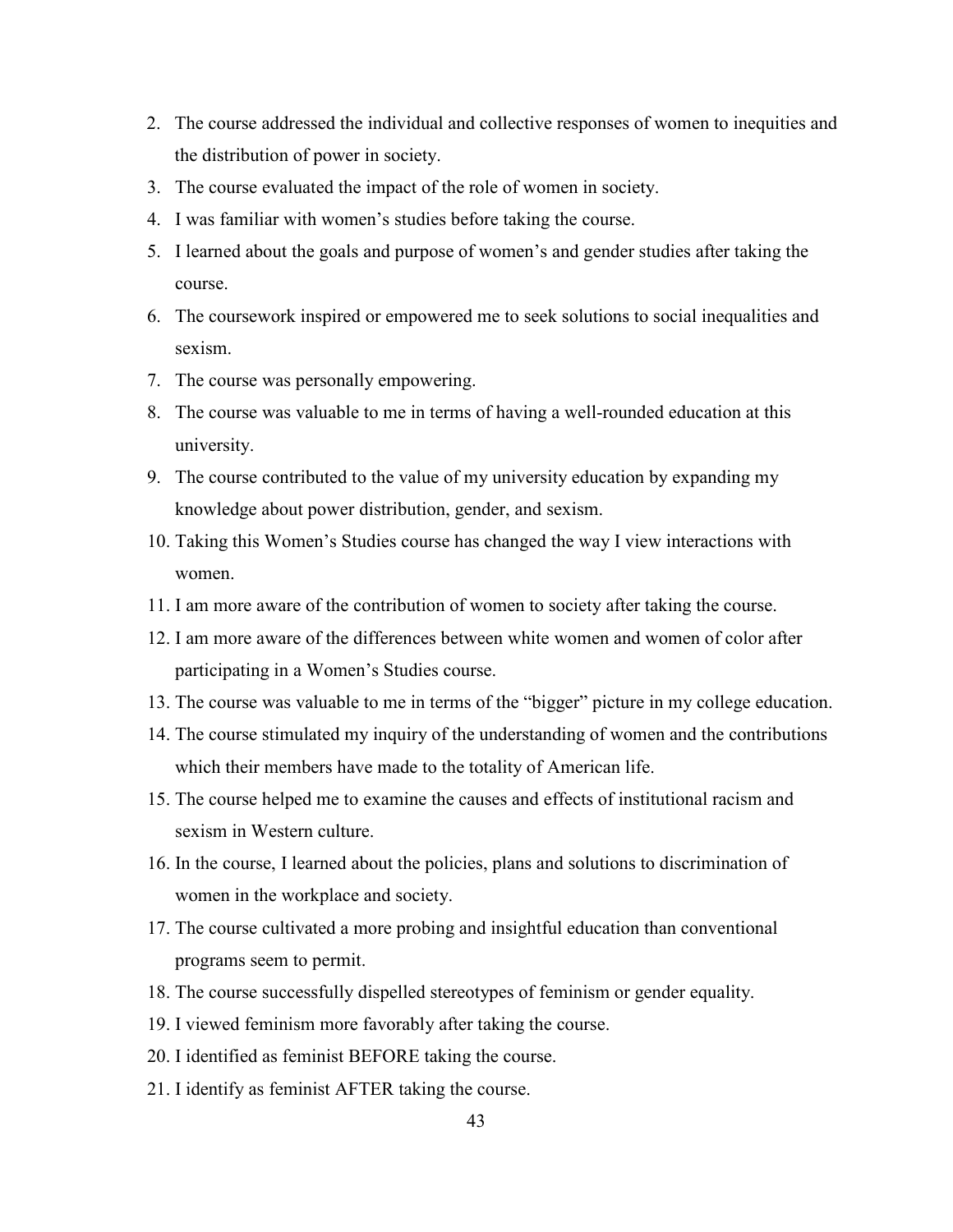2. The course addressed the individual and collective responses of women to inequities and the distribution of power in society.
3. The course evaluated the impact of the role of women in society.
4. I was familiar with women's studies before taking the course.
5. I learned about the goals and purpose of women's and gender studies after taking the course.
6. The coursework inspired or empowered me to seek solutions to social inequalities and sexism.
7. The course was personally empowering.
8. The course was valuable to me in terms of having a well-rounded education at this university.
9. The course contributed to the value of my university education by expanding my knowledge about power distribution, gender, and sexism.
10. Taking this Women's Studies course has changed the way I view interactions with women.
11. I am more aware of the contribution of women to society after taking the course.
12. I am more aware of the differences between white women and women of color after participating in a Women's Studies course.
13. The course was valuable to me in terms of the "bigger" picture in my college education.
14. The course stimulated my inquiry of the understanding of women and the contributions which their members have made to the totality of American life.
15. The course helped me to examine the causes and effects of institutional racism and sexism in Western culture.
16. In the course, I learned about the policies, plans and solutions to discrimination of women in the workplace and society.
17. The course cultivated a more probing and insightful education than conventional programs seem to permit.
18. The course successfully dispelled stereotypes of feminism or gender equality.
19. I viewed feminism more favorably after taking the course.
20. I identified as feminist BEFORE taking the course.
21. I identify as feminist AFTER taking the course.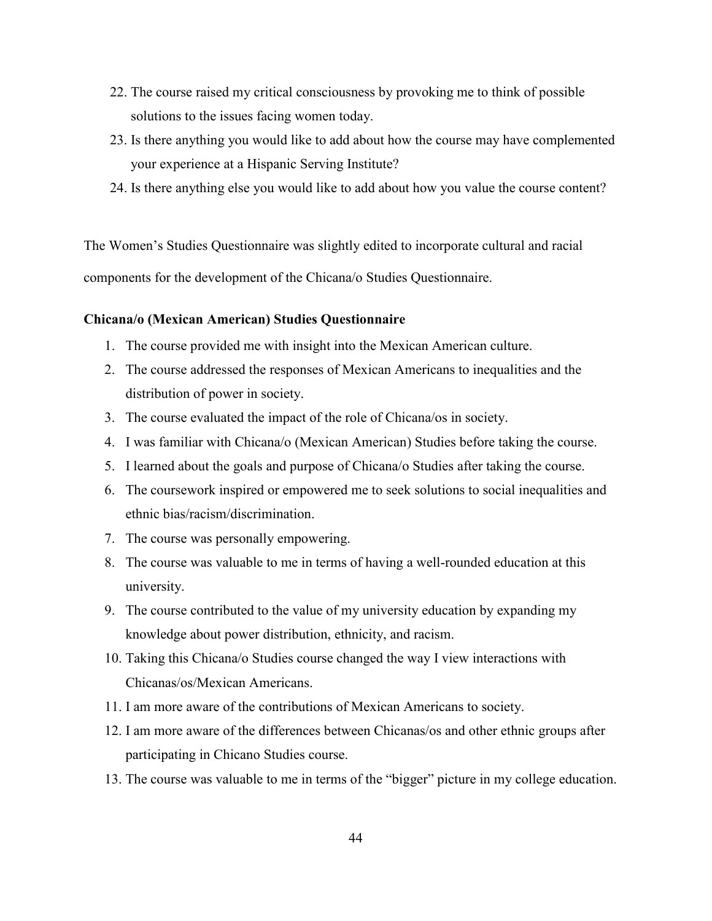22. The course raised my critical consciousness by provoking me to think of possible solutions to the issues facing women today.
23. Is there anything you would like to add about how the course may have complemented your experience at a Hispanic Serving Institute?
24. Is there anything else you would like to add about how you value the course content?

The Women's Studies Questionnaire was slightly edited to incorporate cultural and racial components for the development of the Chicana/o Studies Questionnaire.

**Chicana/o (Mexican American) Studies Questionnaire**

1. The course provided me with insight into the Mexican American culture.
2. The course addressed the responses of Mexican Americans to inequalities and the distribution of power in society.
3. The course evaluated the impact of the role of Chicana/os in society.
4. I was familiar with Chicana/o (Mexican American) Studies before taking the course.
5. I learned about the goals and purpose of Chicana/o Studies after taking the course.
6. The coursework inspired or empowered me to seek solutions to social inequalities and ethnic bias/racism/discrimination.
7. The course was personally empowering.
8. The course was valuable to me in terms of having a well-rounded education at this university.
9. The course contributed to the value of my university education by expanding my knowledge about power distribution, ethnicity, and racism.
10. Taking this Chicana/o Studies course changed the way I view interactions with Chicanas/os/Mexican Americans.
11. I am more aware of the contributions of Mexican Americans to society.
12. I am more aware of the differences between Chicanas/os and other ethnic groups after participating in Chicano Studies course.
13. The course was valuable to me in terms of the "bigger" picture in my college education.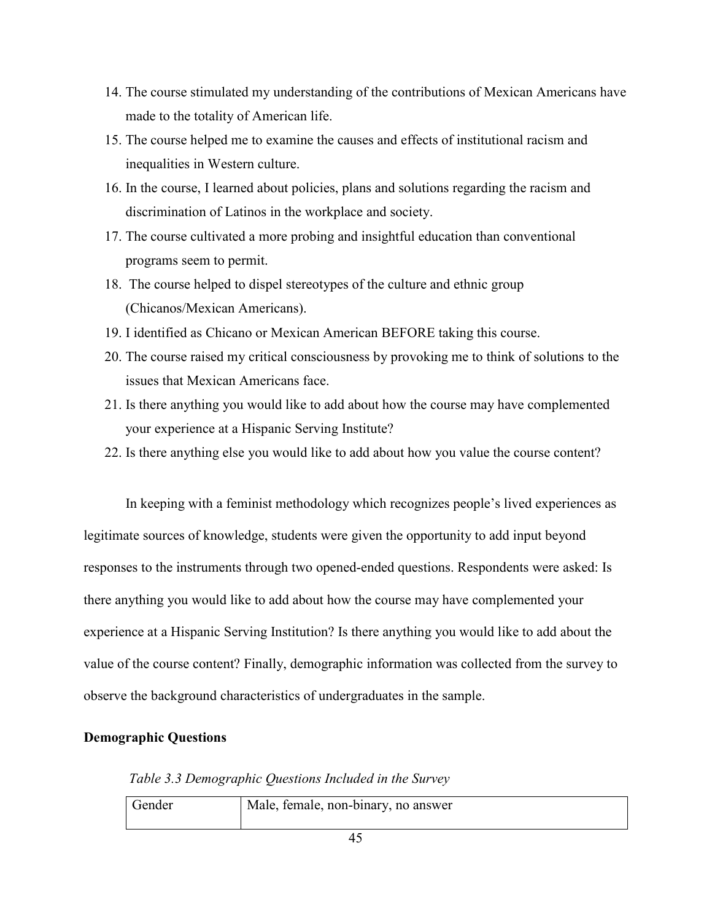14. The course stimulated my understanding of the contributions of Mexican Americans have made to the totality of American life.
15. The course helped me to examine the causes and effects of institutional racism and inequalities in Western culture.
16. In the course, I learned about policies, plans and solutions regarding the racism and discrimination of Latinos in the workplace and society.
17. The course cultivated a more probing and insightful education than conventional programs seem to permit.
18. The course helped to dispel stereotypes of the culture and ethnic group (Chicanos/Mexican Americans).
19. I identified as Chicano or Mexican American BEFORE taking this course.
20. The course raised my critical consciousness by provoking me to think of solutions to the issues that Mexican Americans face.
21. Is there anything you would like to add about how the course may have complemented your experience at a Hispanic Serving Institute?
22. Is there anything else you would like to add about how you value the course content?

In keeping with a feminist methodology which recognizes people's lived experiences as legitimate sources of knowledge, students were given the opportunity to add input beyond responses to the instruments through two opened-ended questions. Respondents were asked: Is there anything you would like to add about how the course may have complemented your experience at a Hispanic Serving Institution? Is there anything you would like to add about the value of the course content? Finally, demographic information was collected from the survey to observe the background characteristics of undergraduates in the sample.

**Demographic Questions**

*Table 3.3 Demographic Questions Included in the Survey*

| Gender | Male, female, non-binary, no answer |
| --- | --- |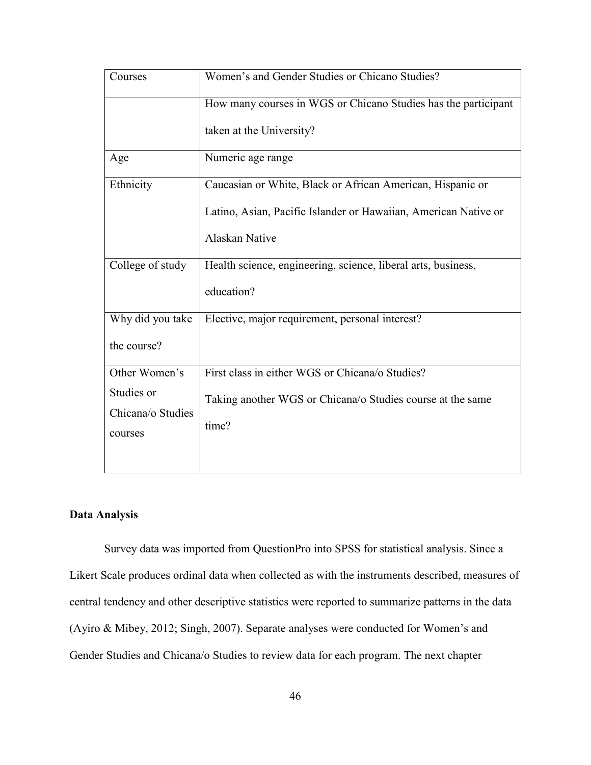| Courses | Women's and Gender Studies or Chicano Studies? |
|---|---|
| | How many courses in WGS or Chicano Studies has the participant taken at the University? |
| Age | Numeric age range |
| Ethnicity | Caucasian or White, Black or African American, Hispanic or Latino, Asian, Pacific Islander or Hawaiian, American Native or Alaskan Native |
| College of study | Health science, engineering, science, liberal arts, business, education? |
| Why did you take the course? | Elective, major requirement, personal interest? |
| Other Women's Studies or Chicana/o Studies courses | First class in either WGS or Chicana/o Studies? Taking another WGS or Chicana/o Studies course at the same time? |

**Data Analysis**

Survey data was imported from QuestionPro into SPSS for statistical analysis. Since a Likert Scale produces ordinal data when collected as with the instruments described, measures of central tendency and other descriptive statistics were reported to summarize patterns in the data (Ayiro & Mibey, 2012; Singh, 2007). Separate analyses were conducted for Women's and Gender Studies and Chicana/o Studies to review data for each program. The next chapter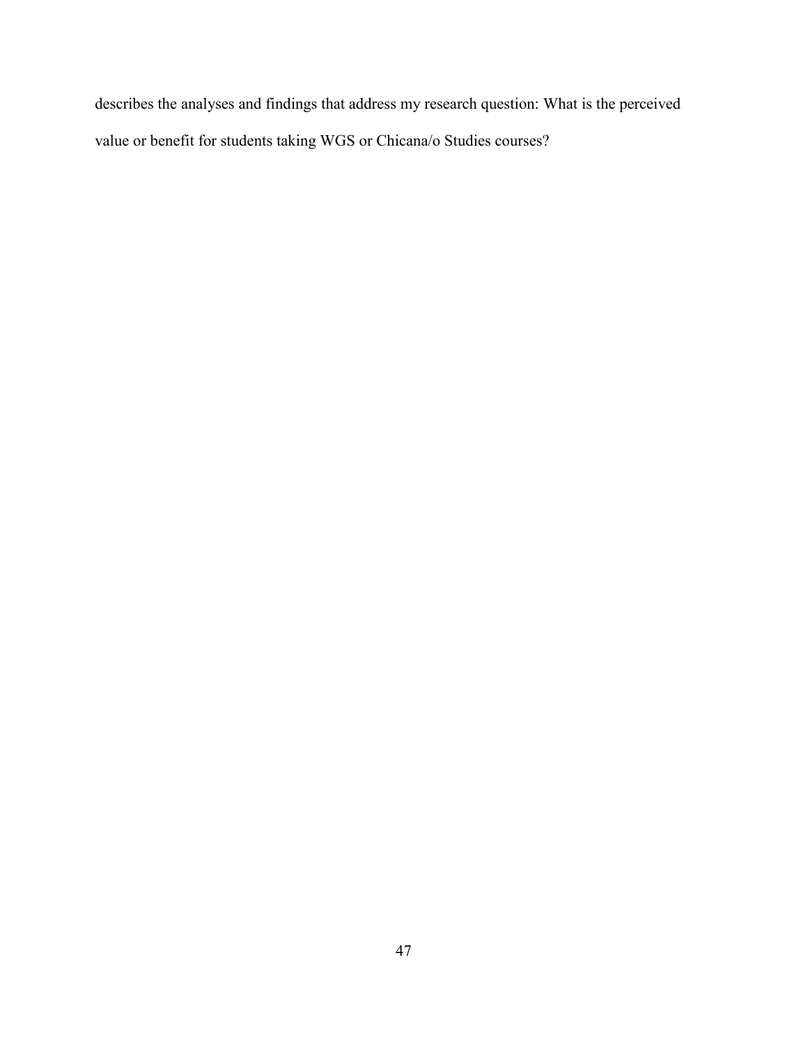describes the analyses and findings that address my research question: What is the perceived value or benefit for students taking WGS or Chicana/o Studies courses?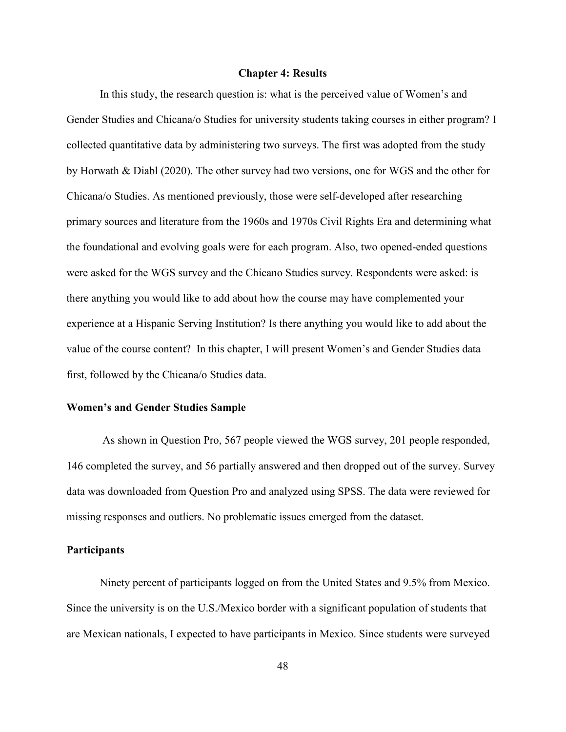## Chapter 4: Results

In this study, the research question is: what is the perceived value of Women's and Gender Studies and Chicana/o Studies for university students taking courses in either program? I collected quantitative data by administering two surveys. The first was adopted from the study by Horwath & Diabl (2020). The other survey had two versions, one for WGS and the other for Chicana/o Studies. As mentioned previously, those were self-developed after researching primary sources and literature from the 1960s and 1970s Civil Rights Era and determining what the foundational and evolving goals were for each program. Also, two opened-ended questions were asked for the WGS survey and the Chicano Studies survey. Respondents were asked: is there anything you would like to add about how the course may have complemented your experience at a Hispanic Serving Institution? Is there anything you would like to add about the value of the course content? In this chapter, I will present Women's and Gender Studies data first, followed by the Chicana/o Studies data.

### Women's and Gender Studies Sample

As shown in Question Pro, 567 people viewed the WGS survey, 201 people responded, 146 completed the survey, and 56 partially answered and then dropped out of the survey. Survey data was downloaded from Question Pro and analyzed using SPSS. The data were reviewed for missing responses and outliers. No problematic issues emerged from the dataset.

### Participants

Ninety percent of participants logged on from the United States and 9.5% from Mexico. Since the university is on the U.S./Mexico border with a significant population of students that are Mexican nationals, I expected to have participants in Mexico. Since students were surveyed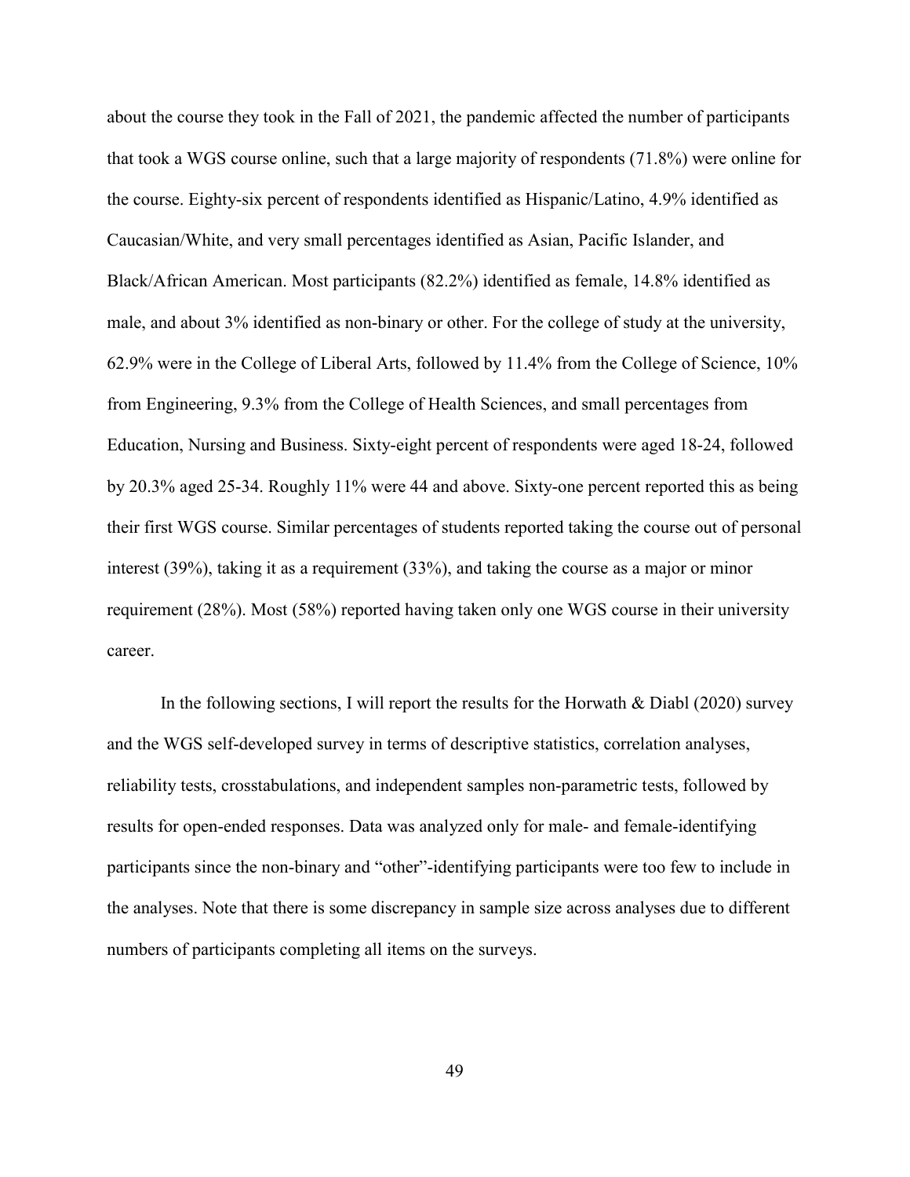about the course they took in the Fall of 2021, the pandemic affected the number of participants that took a WGS course online, such that a large majority of respondents (71.8%) were online for the course. Eighty-six percent of respondents identified as Hispanic/Latino, 4.9% identified as Caucasian/White, and very small percentages identified as Asian, Pacific Islander, and Black/African American. Most participants (82.2%) identified as female, 14.8% identified as male, and about 3% identified as non-binary or other. For the college of study at the university, 62.9% were in the College of Liberal Arts, followed by 11.4% from the College of Science, 10% from Engineering, 9.3% from the College of Health Sciences, and small percentages from Education, Nursing and Business. Sixty-eight percent of respondents were aged 18-24, followed by 20.3% aged 25-34. Roughly 11% were 44 and above. Sixty-one percent reported this as being their first WGS course. Similar percentages of students reported taking the course out of personal interest (39%), taking it as a requirement (33%), and taking the course as a major or minor requirement (28%). Most (58%) reported having taken only one WGS course in their university career.

In the following sections, I will report the results for the Horwath & Diabl (2020) survey and the WGS self-developed survey in terms of descriptive statistics, correlation analyses, reliability tests, crosstabulations, and independent samples non-parametric tests, followed by results for open-ended responses. Data was analyzed only for male- and female-identifying participants since the non-binary and "other"-identifying participants were too few to include in the analyses. Note that there is some discrepancy in sample size across analyses due to different numbers of participants completing all items on the surveys.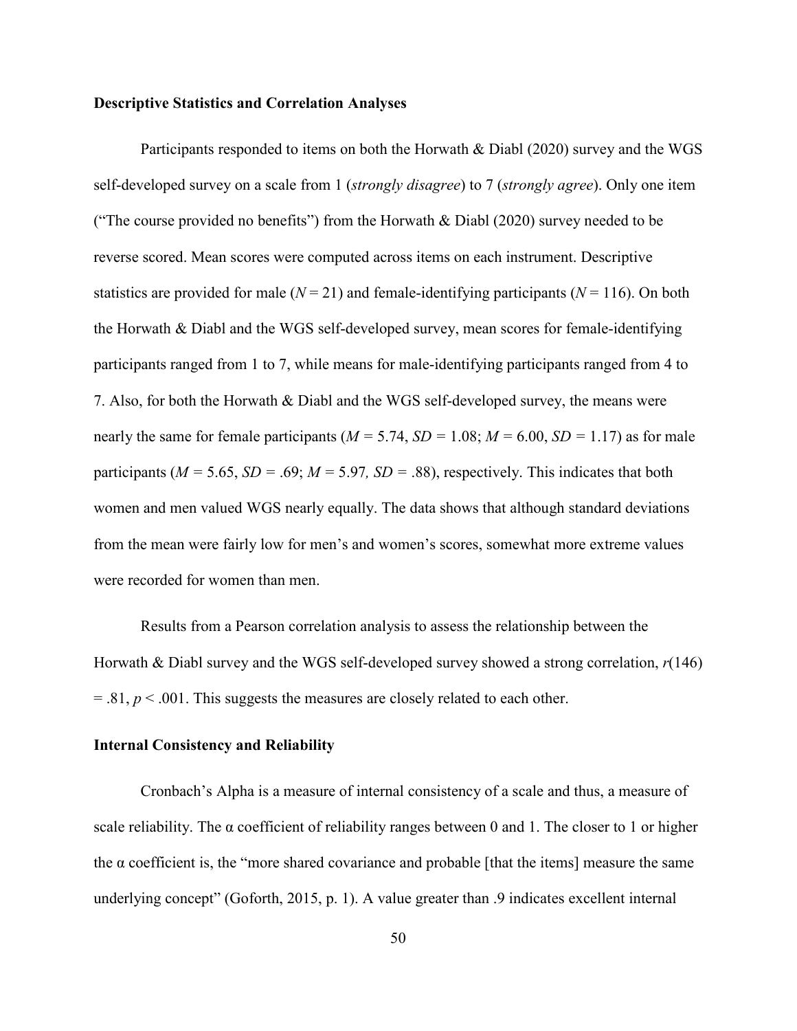### Descriptive Statistics and Correlation Analyses

Participants responded to items on both the Horwath & Diabl (2020) survey and the WGS self-developed survey on a scale from 1 (*strongly disagree*) to 7 (*strongly agree*). Only one item ("The course provided no benefits") from the Horwath & Diabl (2020) survey needed to be reverse scored. Mean scores were computed across items on each instrument. Descriptive statistics are provided for male ($N = 21$) and female-identifying participants ($N = 116$). On both the Horwath & Diabl and the WGS self-developed survey, mean scores for female-identifying participants ranged from 1 to 7, while means for male-identifying participants ranged from 4 to 7. Also, for both the Horwath & Diabl and the WGS self-developed survey, the means were nearly the same for female participants ($M = 5.74$, $SD = 1.08$; $M = 6.00$, $SD = 1.17$) as for male participants ($M = 5.65$, $SD = .69$; $M = 5.97$, $SD = .88$), respectively. This indicates that both women and men valued WGS nearly equally. The data shows that although standard deviations from the mean were fairly low for men's and women's scores, somewhat more extreme values were recorded for women than men.

Results from a Pearson correlation analysis to assess the relationship between the Horwath & Diabl survey and the WGS self-developed survey showed a strong correlation, $r(146) = .81$, $p < .001$. This suggests the measures are closely related to each other.

### Internal Consistency and Reliability

Cronbach's Alpha is a measure of internal consistency of a scale and thus, a measure of scale reliability. The α coefficient of reliability ranges between 0 and 1. The closer to 1 or higher the α coefficient is, the "more shared covariance and probable [that the items] measure the same underlying concept" (Goforth, 2015, p. 1). A value greater than .9 indicates excellent internal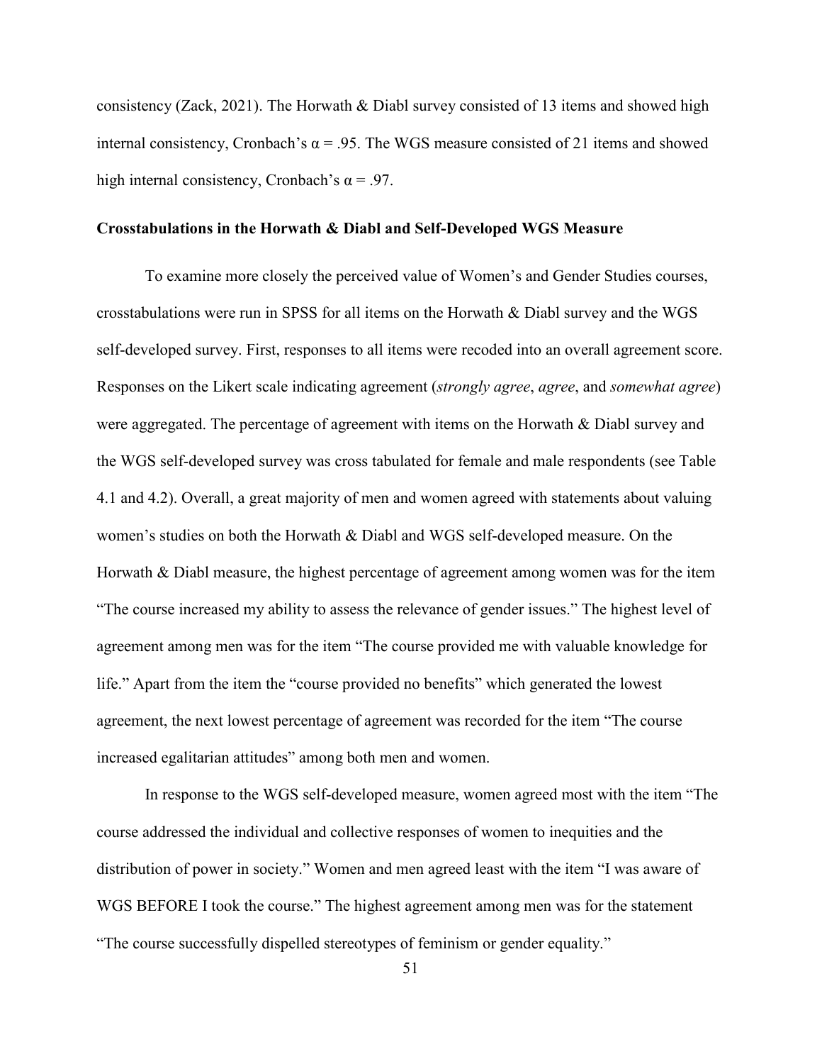consistency (Zack, 2021). The Horwath & Diabl survey consisted of 13 items and showed high internal consistency, Cronbach's $\alpha = .95$. The WGS measure consisted of 21 items and showed high internal consistency, Cronbach's $\alpha = .97$.

**Crosstabulations in the Horwath & Diabl and Self-Developed WGS Measure**

To examine more closely the perceived value of Women's and Gender Studies courses, crosstabulations were run in SPSS for all items on the Horwath & Diabl survey and the WGS self-developed survey. First, responses to all items were recoded into an overall agreement score. Responses on the Likert scale indicating agreement (*strongly agree*, *agree*, and *somewhat agree*) were aggregated. The percentage of agreement with items on the Horwath & Diabl survey and the WGS self-developed survey was cross tabulated for female and male respondents (see Table 4.1 and 4.2). Overall, a great majority of men and women agreed with statements about valuing women's studies on both the Horwath & Diabl and WGS self-developed measure. On the Horwath & Diabl measure, the highest percentage of agreement among women was for the item "The course increased my ability to assess the relevance of gender issues." The highest level of agreement among men was for the item "The course provided me with valuable knowledge for life." Apart from the item the "course provided no benefits" which generated the lowest agreement, the next lowest percentage of agreement was recorded for the item "The course increased egalitarian attitudes" among both men and women.

In response to the WGS self-developed measure, women agreed most with the item "The course addressed the individual and collective responses of women to inequities and the distribution of power in society." Women and men agreed least with the item "I was aware of WGS BEFORE I took the course." The highest agreement among men was for the statement "The course successfully dispelled stereotypes of feminism or gender equality."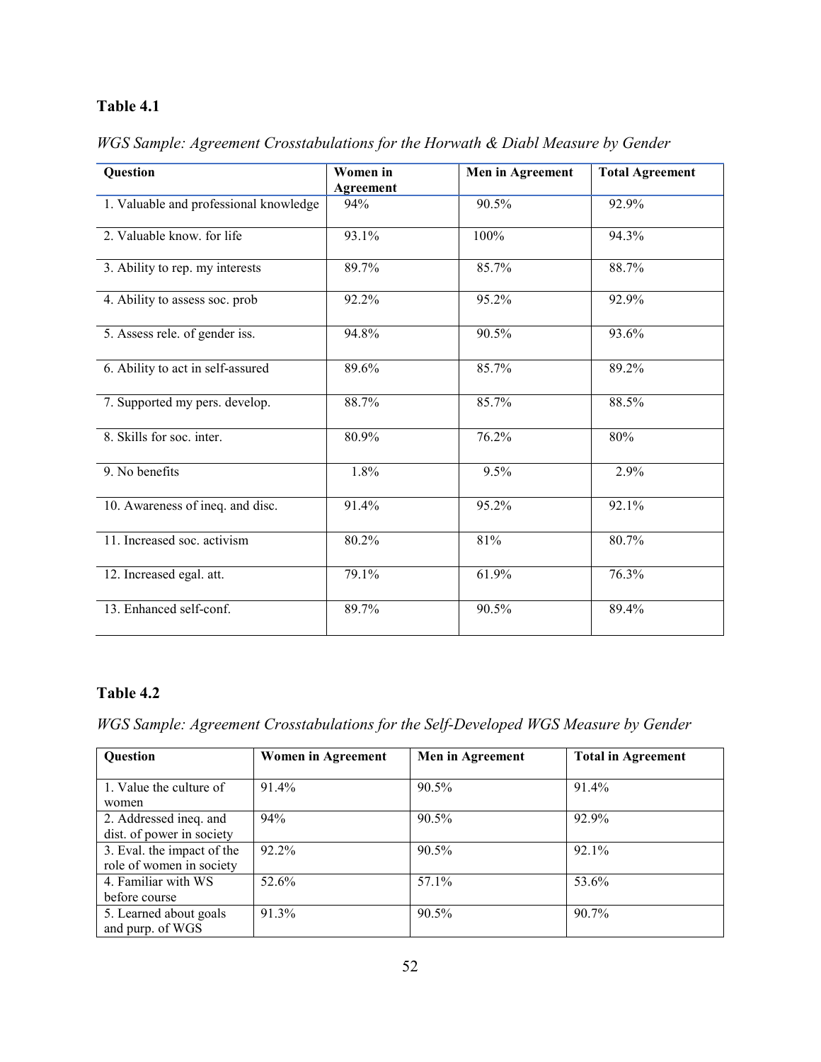**Table 4.1**

*WGS Sample: Agreement Crosstabulations for the Horwath & Diabl Measure by Gender*

| Question | Women in Agreement | Men in Agreement | Total Agreement |
|---|---|---|---|
| 1. Valuable and professional knowledge | 94% | 90.5% | 92.9% |
| 2. Valuable know. for life | 93.1% | 100% | 94.3% |
| 3. Ability to rep. my interests | 89.7% | 85.7% | 88.7% |
| 4. Ability to assess soc. prob | 92.2% | 95.2% | 92.9% |
| 5. Assess rele. of gender iss. | 94.8% | 90.5% | 93.6% |
| 6. Ability to act in self-assured | 89.6% | 85.7% | 89.2% |
| 7. Supported my pers. develop. | 88.7% | 85.7% | 88.5% |
| 8. Skills for soc. inter. | 80.9% | 76.2% | 80% |
| 9. No benefits | 1.8% | 9.5% | 2.9% |
| 10. Awareness of ineq. and disc. | 91.4% | 95.2% | 92.1% |
| 11. Increased soc. activism | 80.2% | 81% | 80.7% |
| 12. Increased egal. att. | 79.1% | 61.9% | 76.3% |
| 13. Enhanced self-conf. | 89.7% | 90.5% | 89.4% |

**Table 4.2**

*WGS Sample: Agreement Crosstabulations for the Self-Developed WGS Measure by Gender*

| Question | Women in Agreement | Men in Agreement | Total in Agreement |
|---|---|---|---|
| 1. Value the culture of women | 91.4% | 90.5% | 91.4% |
| 2. Addressed ineq. and dist. of power in society | 94% | 90.5% | 92.9% |
| 3. Eval. the impact of the role of women in society | 92.2% | 90.5% | 92.1% |
| 4. Familiar with WS before course | 52.6% | 57.1% | 53.6% |
| 5. Learned about goals and purp. of WGS | 91.3% | 90.5% | 90.7% |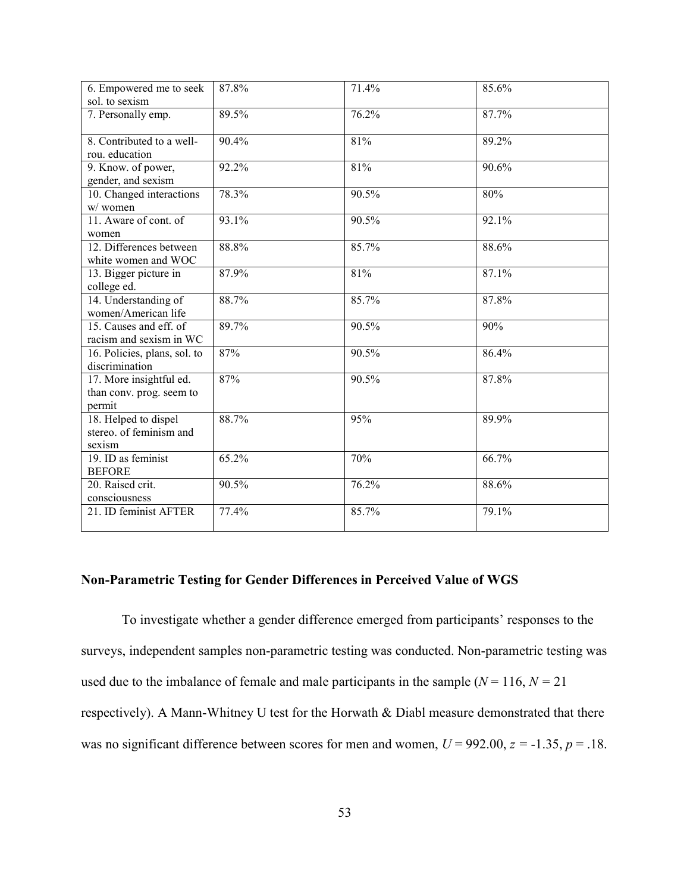| 6. Empowered me to seek sol. to sexism | 87.8% | 71.4% | 85.6% |
|---|---|---|---|
| 7. Personally emp. | 89.5% | 76.2% | 87.7% |
| 8. Contributed to a well-rou. education | 90.4% | 81% | 89.2% |
| 9. Know. of power, gender, and sexism | 92.2% | 81% | 90.6% |
| 10. Changed interactions w/ women | 78.3% | 90.5% | 80% |
| 11. Aware of cont. of women | 93.1% | 90.5% | 92.1% |
| 12. Differences between white women and WOC | 88.8% | 85.7% | 88.6% |
| 13. Bigger picture in college ed. | 87.9% | 81% | 87.1% |
| 14. Understanding of women/American life | 88.7% | 85.7% | 87.8% |
| 15. Causes and eff. of racism and sexism in WC | 89.7% | 90.5% | 90% |
| 16. Policies, plans, sol. to discrimination | 87% | 90.5% | 86.4% |
| 17. More insightful ed. than conv. prog. seem to permit | 87% | 90.5% | 87.8% |
| 18. Helped to dispel stereo. of feminism and sexism | 88.7% | 95% | 89.9% |
| 19. ID as feminist BEFORE | 65.2% | 70% | 66.7% |
| 20. Raised crit. consciousness | 90.5% | 76.2% | 88.6% |
| 21. ID feminist AFTER | 77.4% | 85.7% | 79.1% |

### Non-Parametric Testing for Gender Differences in Perceived Value of WGS

To investigate whether a gender difference emerged from participants' responses to the surveys, independent samples non-parametric testing was conducted. Non-parametric testing was used due to the imbalance of female and male participants in the sample ($N = 116$, $N = 21$ respectively). A Mann-Whitney U test for the Horwath & Diabl measure demonstrated that there was no significant difference between scores for men and women, $U = 992.00$, $z = -1.35$, $p = .18$.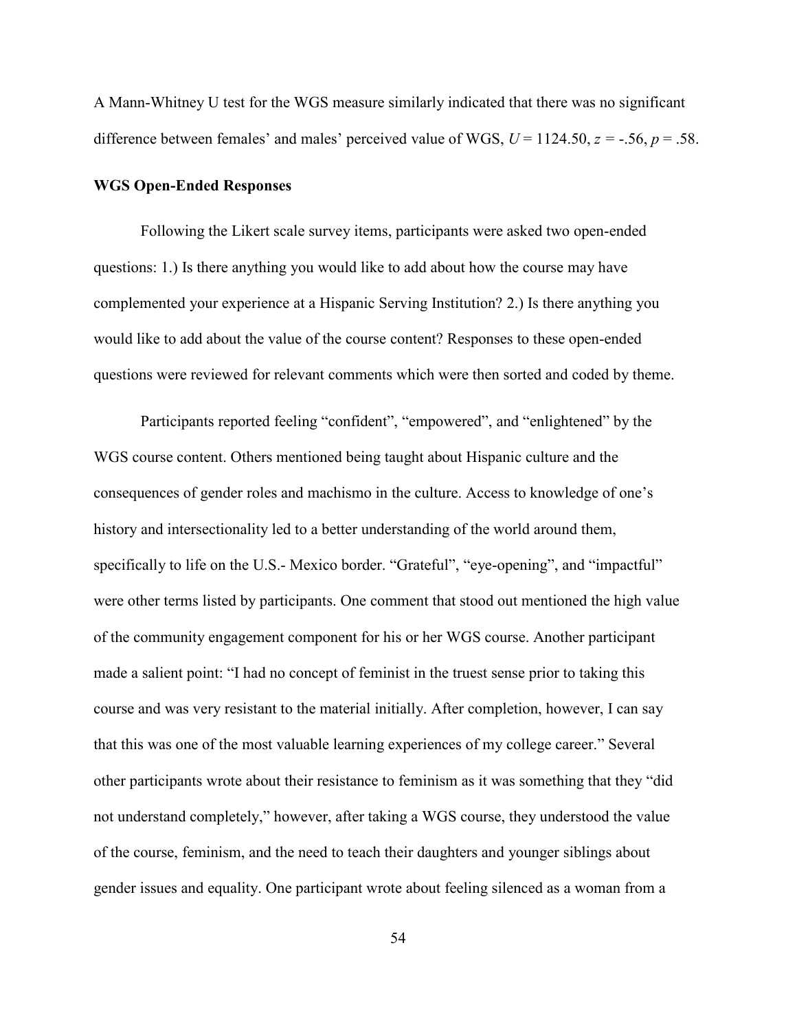A Mann-Whitney U test for the WGS measure similarly indicated that there was no significant difference between females' and males' perceived value of WGS, $U = 1124.50$, $z = -.56$, $p = .58$.

**WGS Open-Ended Responses**

Following the Likert scale survey items, participants were asked two open-ended questions: 1.) Is there anything you would like to add about how the course may have complemented your experience at a Hispanic Serving Institution? 2.) Is there anything you would like to add about the value of the course content? Responses to these open-ended questions were reviewed for relevant comments which were then sorted and coded by theme.

Participants reported feeling "confident", "empowered", and "enlightened" by the WGS course content. Others mentioned being taught about Hispanic culture and the consequences of gender roles and machismo in the culture. Access to knowledge of one's history and intersectionality led to a better understanding of the world around them, specifically to life on the U.S.- Mexico border. "Grateful", "eye-opening", and "impactful" were other terms listed by participants. One comment that stood out mentioned the high value of the community engagement component for his or her WGS course. Another participant made a salient point: "I had no concept of feminist in the truest sense prior to taking this course and was very resistant to the material initially. After completion, however, I can say that this was one of the most valuable learning experiences of my college career." Several other participants wrote about their resistance to feminism as it was something that they "did not understand completely," however, after taking a WGS course, they understood the value of the course, feminism, and the need to teach their daughters and younger siblings about gender issues and equality. One participant wrote about feeling silenced as a woman from a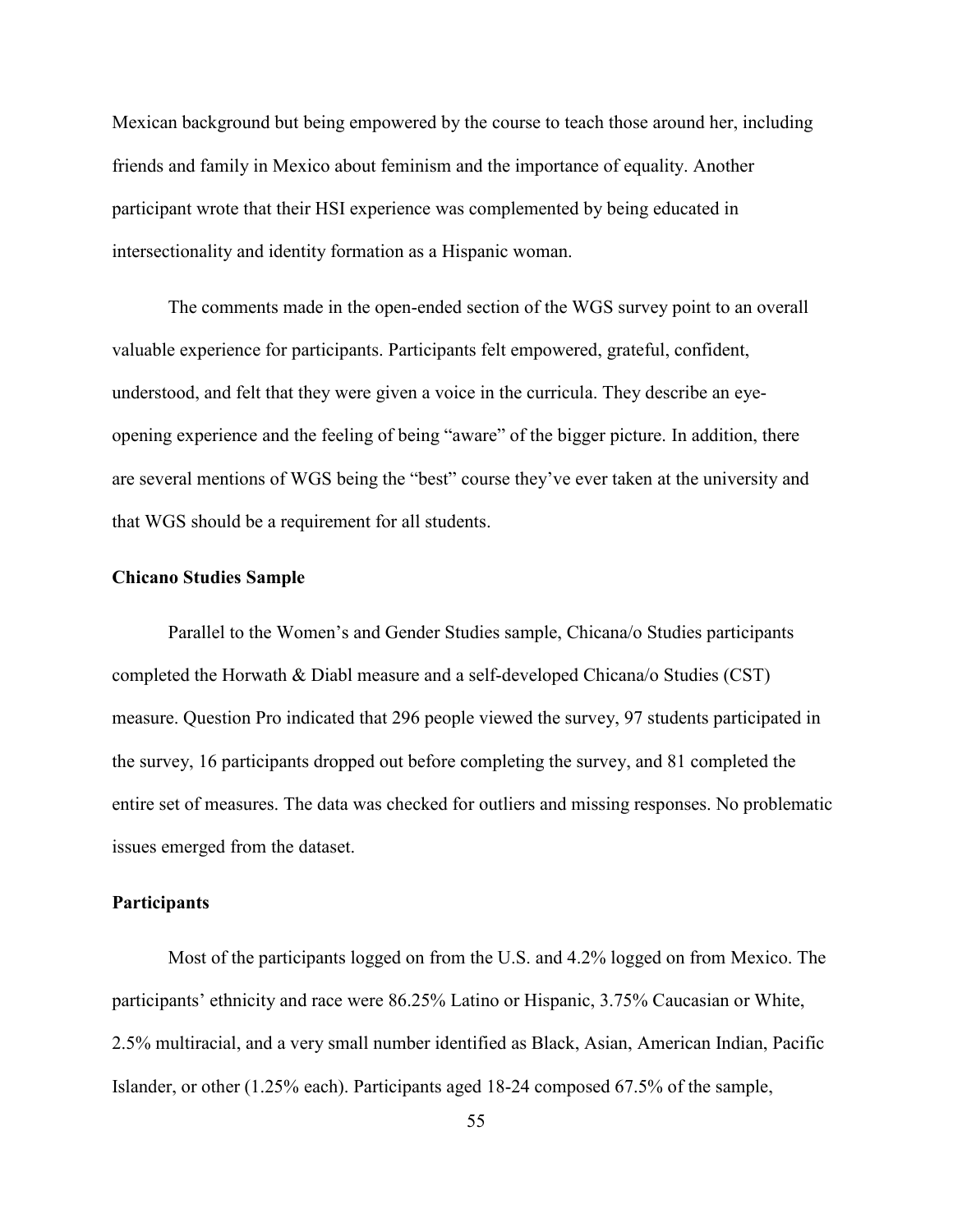Mexican background but being empowered by the course to teach those around her, including friends and family in Mexico about feminism and the importance of equality. Another participant wrote that their HSI experience was complemented by being educated in intersectionality and identity formation as a Hispanic woman.

The comments made in the open-ended section of the WGS survey point to an overall valuable experience for participants. Participants felt empowered, grateful, confident, understood, and felt that they were given a voice in the curricula. They describe an eye-opening experience and the feeling of being "aware" of the bigger picture. In addition, there are several mentions of WGS being the "best" course they've ever taken at the university and that WGS should be a requirement for all students.

### Chicano Studies Sample

Parallel to the Women's and Gender Studies sample, Chicana/o Studies participants completed the Horwath & Diabl measure and a self-developed Chicana/o Studies (CST) measure. Question Pro indicated that 296 people viewed the survey, 97 students participated in the survey, 16 participants dropped out before completing the survey, and 81 completed the entire set of measures. The data was checked for outliers and missing responses. No problematic issues emerged from the dataset.

### Participants

Most of the participants logged on from the U.S. and 4.2% logged on from Mexico. The participants' ethnicity and race were 86.25% Latino or Hispanic, 3.75% Caucasian or White, 2.5% multiracial, and a very small number identified as Black, Asian, American Indian, Pacific Islander, or other (1.25% each). Participants aged 18-24 composed 67.5% of the sample,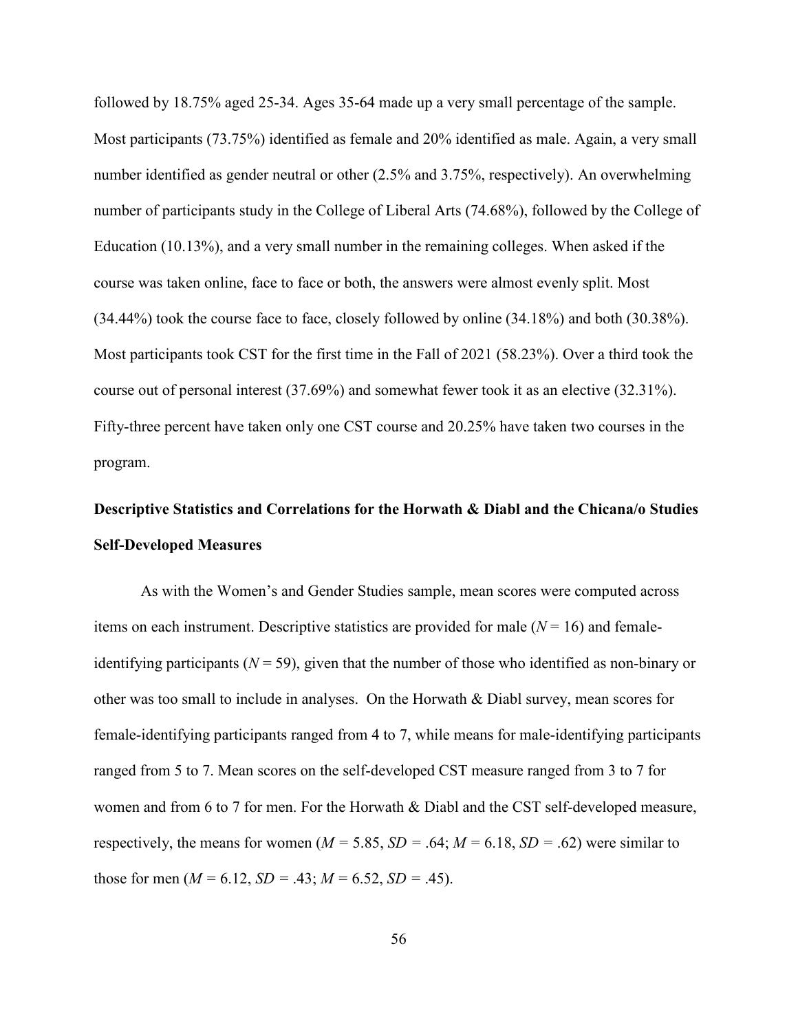followed by 18.75% aged 25-34. Ages 35-64 made up a very small percentage of the sample. Most participants (73.75%) identified as female and 20% identified as male. Again, a very small number identified as gender neutral or other (2.5% and 3.75%, respectively). An overwhelming number of participants study in the College of Liberal Arts (74.68%), followed by the College of Education (10.13%), and a very small number in the remaining colleges. When asked if the course was taken online, face to face or both, the answers were almost evenly split. Most (34.44%) took the course face to face, closely followed by online (34.18%) and both (30.38%). Most participants took CST for the first time in the Fall of 2021 (58.23%). Over a third took the course out of personal interest (37.69%) and somewhat fewer took it as an elective (32.31%). Fifty-three percent have taken only one CST course and 20.25% have taken two courses in the program.

## Descriptive Statistics and Correlations for the Horwath & Diabl and the Chicana/o Studies Self-Developed Measures

As with the Women's and Gender Studies sample, mean scores were computed across items on each instrument. Descriptive statistics are provided for male ($N = 16$) and female-identifying participants ($N = 59$), given that the number of those who identified as non-binary or other was too small to include in analyses. On the Horwath & Diabl survey, mean scores for female-identifying participants ranged from 4 to 7, while means for male-identifying participants ranged from 5 to 7. Mean scores on the self-developed CST measure ranged from 3 to 7 for women and from 6 to 7 for men. For the Horwath & Diabl and the CST self-developed measure, respectively, the means for women ($M = 5.85$, $SD = .64$; $M = 6.18$, $SD = .62$) were similar to those for men ($M = 6.12$, $SD = .43$; $M = 6.52$, $SD = .45$).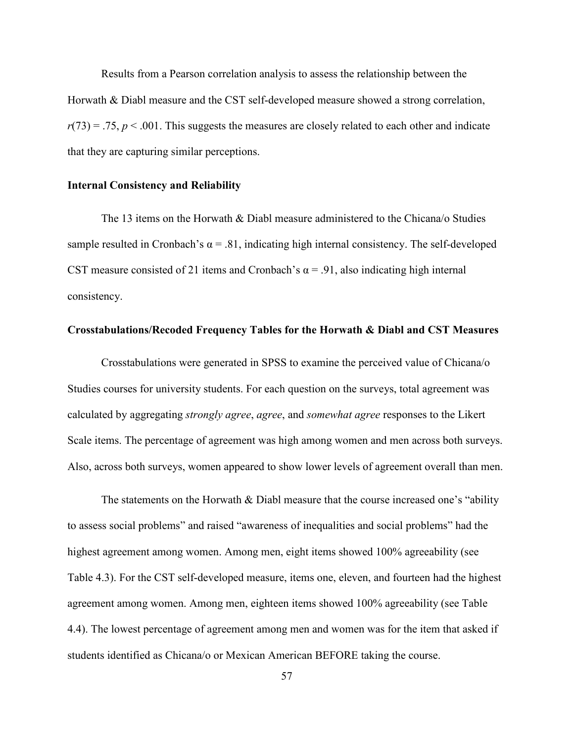Results from a Pearson correlation analysis to assess the relationship between the Horwath & Diabl measure and the CST self-developed measure showed a strong correlation, $r(73) = .75$, $p < .001$. This suggests the measures are closely related to each other and indicate that they are capturing similar perceptions.

### Internal Consistency and Reliability

The 13 items on the Horwath & Diabl measure administered to the Chicana/o Studies sample resulted in Cronbach's $\alpha = .81$, indicating high internal consistency. The self-developed CST measure consisted of 21 items and Cronbach's $\alpha = .91$, also indicating high internal consistency.

### Crosstabulations/Recoded Frequency Tables for the Horwath & Diabl and CST Measures

Crosstabulations were generated in SPSS to examine the perceived value of Chicana/o Studies courses for university students. For each question on the surveys, total agreement was calculated by aggregating *strongly agree*, *agree*, and *somewhat agree* responses to the Likert Scale items. The percentage of agreement was high among women and men across both surveys. Also, across both surveys, women appeared to show lower levels of agreement overall than men.

The statements on the Horwath & Diabl measure that the course increased one's "ability to assess social problems" and raised "awareness of inequalities and social problems" had the highest agreement among women. Among men, eight items showed 100% agreeability (see Table 4.3). For the CST self-developed measure, items one, eleven, and fourteen had the highest agreement among women. Among men, eighteen items showed 100% agreeability (see Table 4.4). The lowest percentage of agreement among men and women was for the item that asked if students identified as Chicana/o or Mexican American BEFORE taking the course.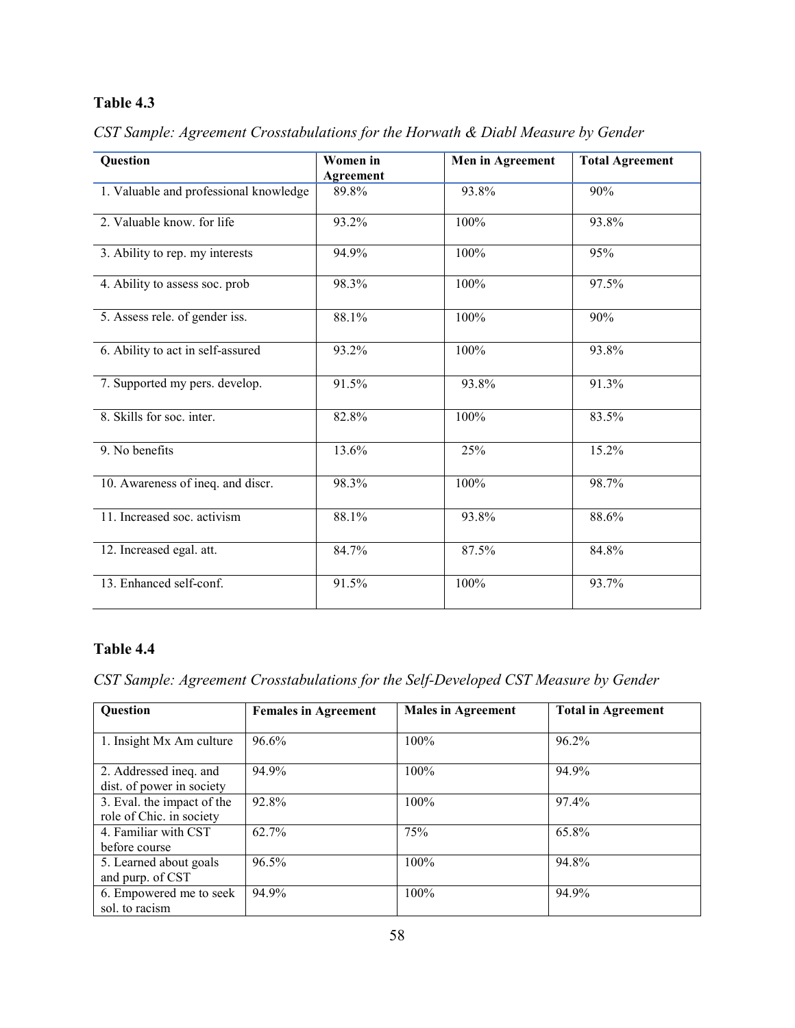**Table 4.3**

*CST Sample: Agreement Crosstabulations for the Horwath & Diabl Measure by Gender*

| Question | Women in Agreement | Men in Agreement | Total Agreement |
|---|---|---|---|
| 1. Valuable and professional knowledge | 89.8% | 93.8% | 90% |
| 2. Valuable know. for life | 93.2% | 100% | 93.8% |
| 3. Ability to rep. my interests | 94.9% | 100% | 95% |
| 4. Ability to assess soc. prob | 98.3% | 100% | 97.5% |
| 5. Assess rele. of gender iss. | 88.1% | 100% | 90% |
| 6. Ability to act in self-assured | 93.2% | 100% | 93.8% |
| 7. Supported my pers. develop. | 91.5% | 93.8% | 91.3% |
| 8. Skills for soc. inter. | 82.8% | 100% | 83.5% |
| 9. No benefits | 13.6% | 25% | 15.2% |
| 10. Awareness of ineq. and discr. | 98.3% | 100% | 98.7% |
| 11. Increased soc. activism | 88.1% | 93.8% | 88.6% |
| 12. Increased egal. att. | 84.7% | 87.5% | 84.8% |
| 13. Enhanced self-conf. | 91.5% | 100% | 93.7% |

**Table 4.4**

*CST Sample: Agreement Crosstabulations for the Self-Developed CST Measure by Gender*

| Question | Females in Agreement | Males in Agreement | Total in Agreement |
|---|---|---|---|
| 1. Insight Mx Am culture | 96.6% | 100% | 96.2% |
| 2. Addressed ineq. and dist. of power in society | 94.9% | 100% | 94.9% |
| 3. Eval. the impact of the role of Chic. in society | 92.8% | 100% | 97.4% |
| 4. Familiar with CST before course | 62.7% | 75% | 65.8% |
| 5. Learned about goals and purp. of CST | 96.5% | 100% | 94.8% |
| 6. Empowered me to seek sol. to racism | 94.9% | 100% | 94.9% |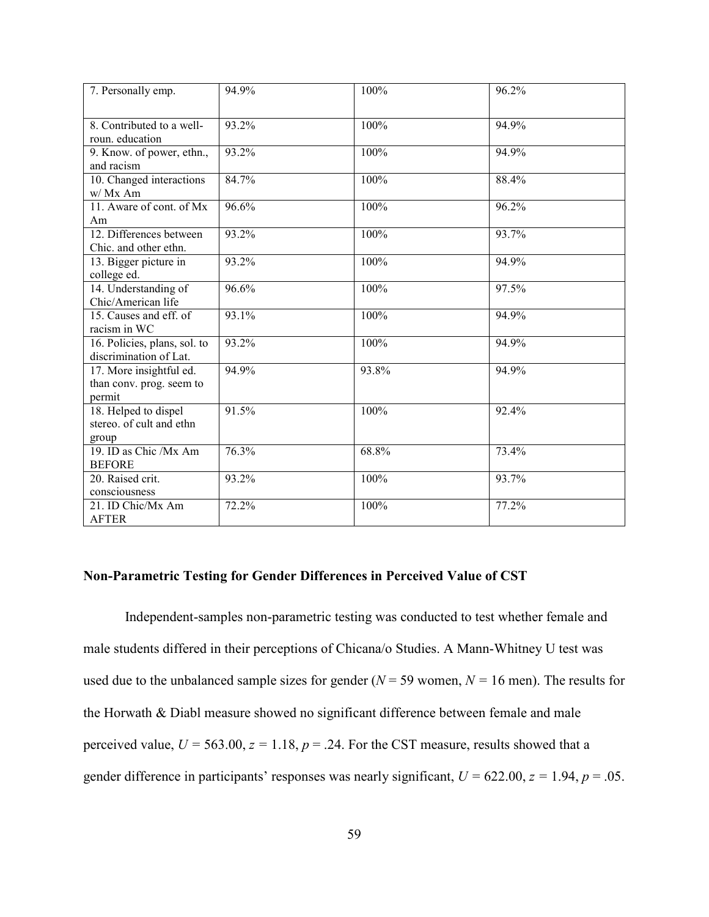| 7. Personally emp. | 94.9% | 100% | 96.2% |
|---|---|---|---|
| 8. Contributed to a well-roun. education | 93.2% | 100% | 94.9% |
| 9. Know. of power, ethn., and racism | 93.2% | 100% | 94.9% |
| 10. Changed interactions w/ Mx Am | 84.7% | 100% | 88.4% |
| 11. Aware of cont. of Mx Am | 96.6% | 100% | 96.2% |
| 12. Differences between Chic. and other ethn. | 93.2% | 100% | 93.7% |
| 13. Bigger picture in college ed. | 93.2% | 100% | 94.9% |
| 14. Understanding of Chic/American life | 96.6% | 100% | 97.5% |
| 15. Causes and eff. of racism in WC | 93.1% | 100% | 94.9% |
| 16. Policies, plans, sol. to discrimination of Lat. | 93.2% | 100% | 94.9% |
| 17. More insightful ed. than conv. prog. seem to permit | 94.9% | 93.8% | 94.9% |
| 18. Helped to dispel stereo. of cult and ethn group | 91.5% | 100% | 92.4% |
| 19. ID as Chic /Mx Am BEFORE | 76.3% | 68.8% | 73.4% |
| 20. Raised crit. consciousness | 93.2% | 100% | 93.7% |
| 21. ID Chic/Mx Am AFTER | 72.2% | 100% | 77.2% |

### Non-Parametric Testing for Gender Differences in Perceived Value of CST

Independent-samples non-parametric testing was conducted to test whether female and male students differed in their perceptions of Chicana/o Studies. A Mann-Whitney U test was used due to the unbalanced sample sizes for gender ($N = 59$ women, $N = 16$ men). The results for the Horwath & Diabl measure showed no significant difference between female and male perceived value, $U = 563.00$, $z = 1.18$, $p = .24$. For the CST measure, results showed that a gender difference in participants' responses was nearly significant, $U = 622.00$, $z = 1.94$, $p = .05$.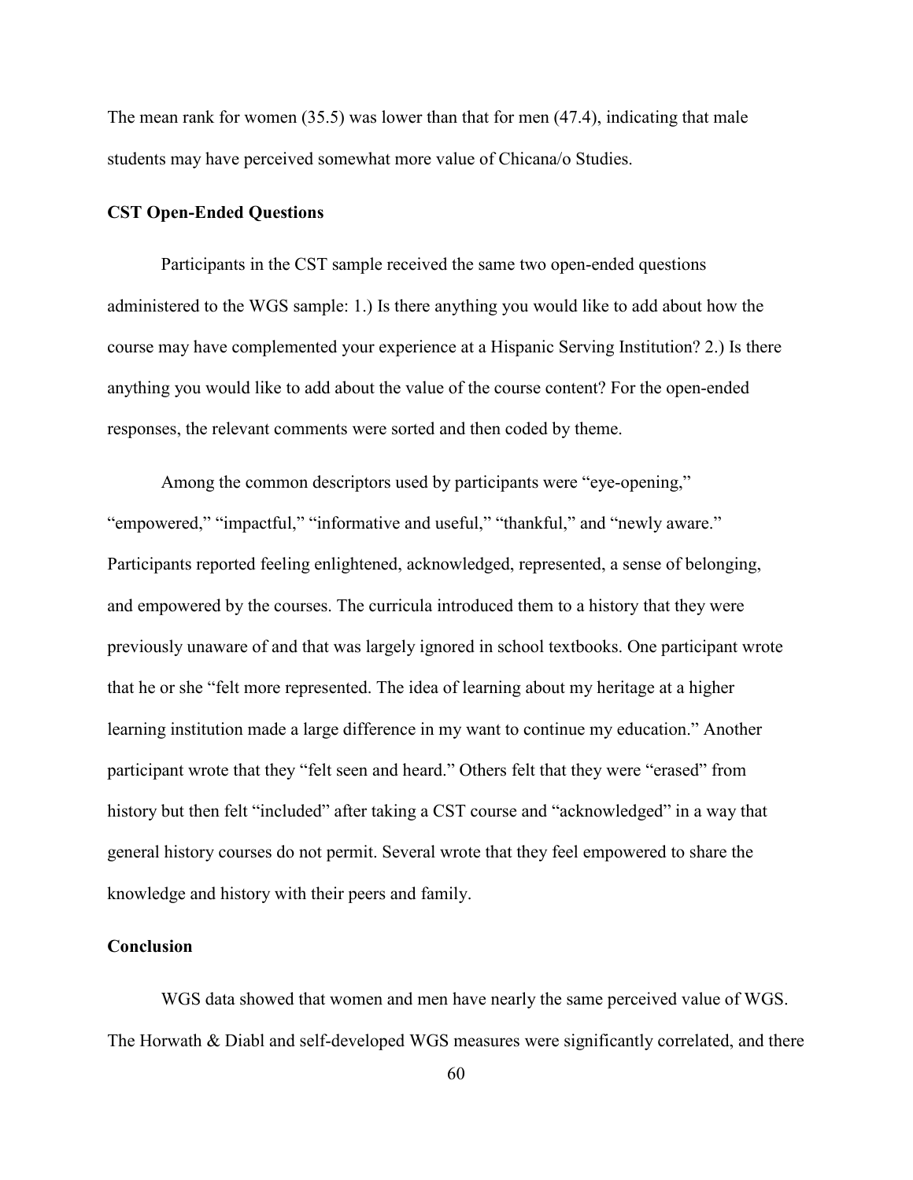The mean rank for women (35.5) was lower than that for men (47.4), indicating that male students may have perceived somewhat more value of Chicana/o Studies.

### CST Open-Ended Questions

Participants in the CST sample received the same two open-ended questions administered to the WGS sample: 1.) Is there anything you would like to add about how the course may have complemented your experience at a Hispanic Serving Institution? 2.) Is there anything you would like to add about the value of the course content? For the open-ended responses, the relevant comments were sorted and then coded by theme.

Among the common descriptors used by participants were "eye-opening," "empowered," "impactful," "informative and useful," "thankful," and "newly aware." Participants reported feeling enlightened, acknowledged, represented, a sense of belonging, and empowered by the courses. The curricula introduced them to a history that they were previously unaware of and that was largely ignored in school textbooks. One participant wrote that he or she "felt more represented. The idea of learning about my heritage at a higher learning institution made a large difference in my want to continue my education." Another participant wrote that they "felt seen and heard." Others felt that they were "erased" from history but then felt "included" after taking a CST course and "acknowledged" in a way that general history courses do not permit. Several wrote that they feel empowered to share the knowledge and history with their peers and family.

### Conclusion

WGS data showed that women and men have nearly the same perceived value of WGS. The Horwath & Diabl and self-developed WGS measures were significantly correlated, and there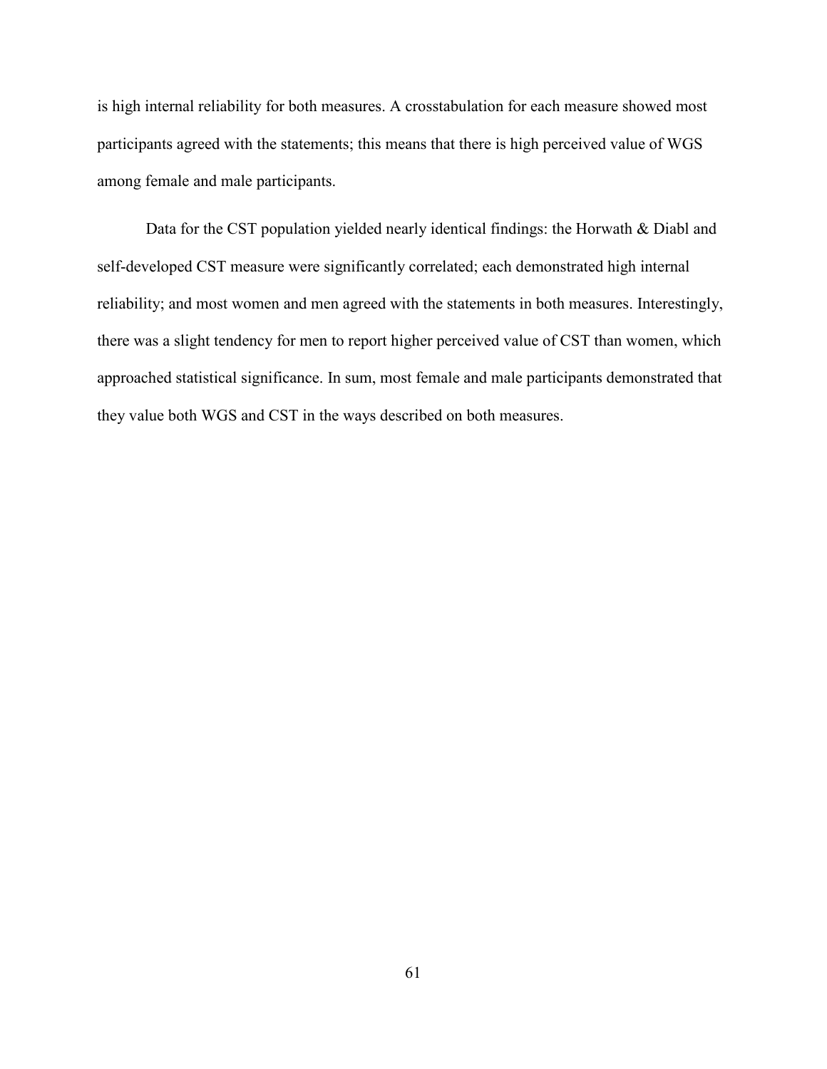is high internal reliability for both measures. A crosstabulation for each measure showed most participants agreed with the statements; this means that there is high perceived value of WGS among female and male participants.

Data for the CST population yielded nearly identical findings: the Horwath & Diabl and self-developed CST measure were significantly correlated; each demonstrated high internal reliability; and most women and men agreed with the statements in both measures. Interestingly, there was a slight tendency for men to report higher perceived value of CST than women, which approached statistical significance. In sum, most female and male participants demonstrated that they value both WGS and CST in the ways described on both measures.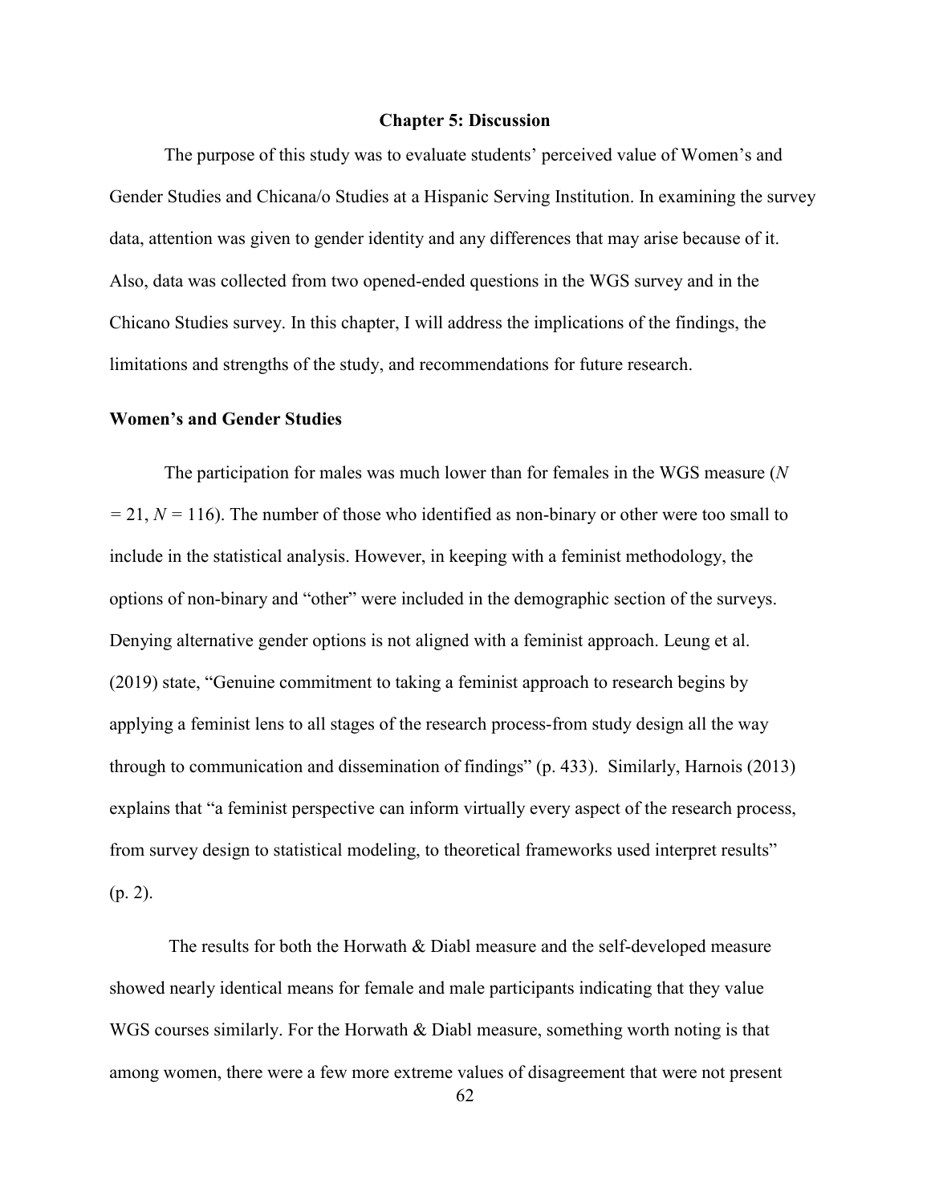# Chapter 5: Discussion

The purpose of this study was to evaluate students' perceived value of Women's and Gender Studies and Chicana/o Studies at a Hispanic Serving Institution. In examining the survey data, attention was given to gender identity and any differences that may arise because of it. Also, data was collected from two opened-ended questions in the WGS survey and in the Chicano Studies survey. In this chapter, I will address the implications of the findings, the limitations and strengths of the study, and recommendations for future research.

## Women's and Gender Studies

The participation for males was much lower than for females in the WGS measure ($N = 21$, $N = 116$). The number of those who identified as non-binary or other were too small to include in the statistical analysis. However, in keeping with a feminist methodology, the options of non-binary and "other" were included in the demographic section of the surveys. Denying alternative gender options is not aligned with a feminist approach. Leung et al. (2019) state, "Genuine commitment to taking a feminist approach to research begins by applying a feminist lens to all stages of the research process-from study design all the way through to communication and dissemination of findings" (p. 433). Similarly, Harnois (2013) explains that "a feminist perspective can inform virtually every aspect of the research process, from survey design to statistical modeling, to theoretical frameworks used interpret results" (p. 2).

The results for both the Horwath & Diabl measure and the self-developed measure showed nearly identical means for female and male participants indicating that they value WGS courses similarly. For the Horwath & Diabl measure, something worth noting is that among women, there were a few more extreme values of disagreement that were not present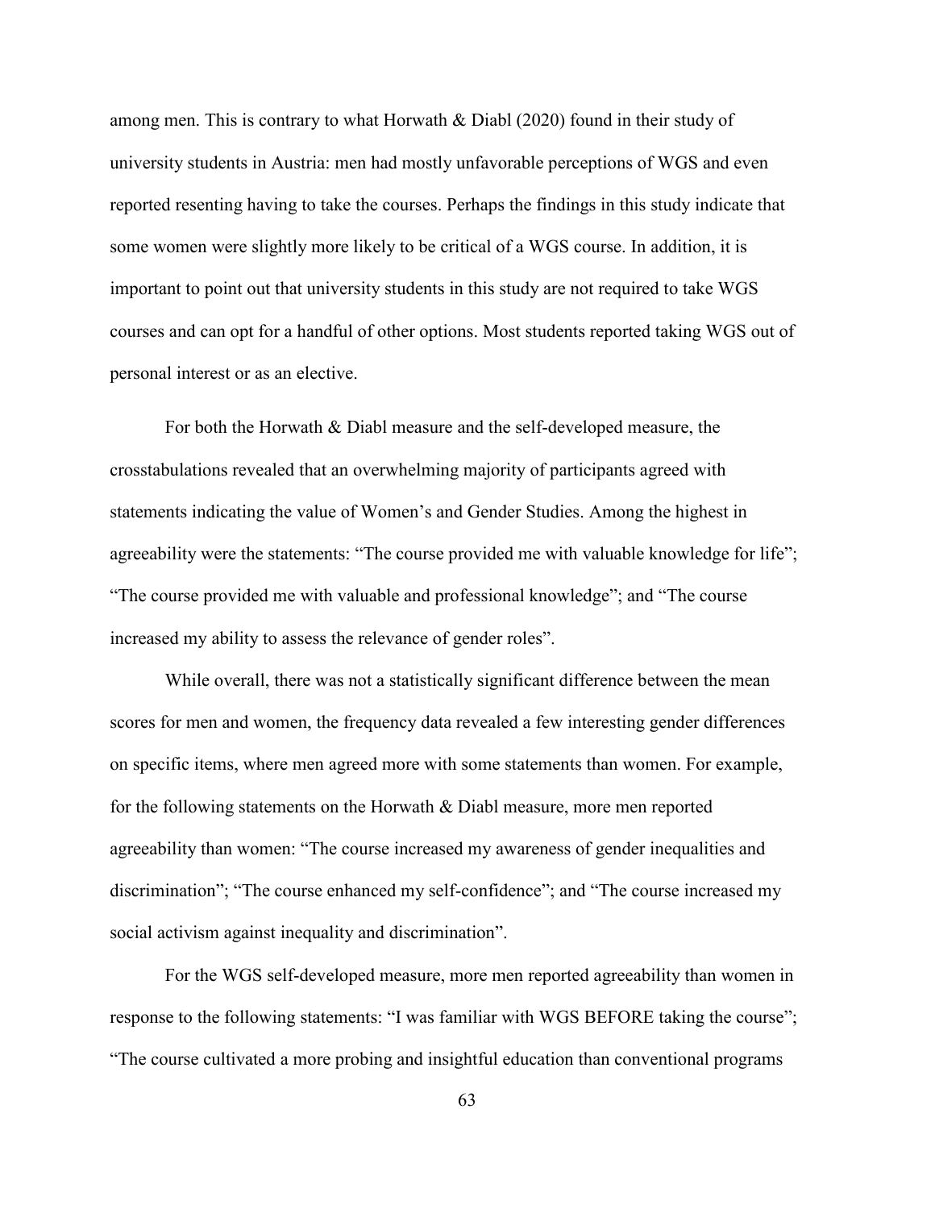among men. This is contrary to what Horwath & Diabl (2020) found in their study of university students in Austria: men had mostly unfavorable perceptions of WGS and even reported resenting having to take the courses. Perhaps the findings in this study indicate that some women were slightly more likely to be critical of a WGS course. In addition, it is important to point out that university students in this study are not required to take WGS courses and can opt for a handful of other options. Most students reported taking WGS out of personal interest or as an elective.

For both the Horwath & Diabl measure and the self-developed measure, the crosstabulations revealed that an overwhelming majority of participants agreed with statements indicating the value of Women's and Gender Studies. Among the highest in agreeability were the statements: "The course provided me with valuable knowledge for life"; "The course provided me with valuable and professional knowledge"; and "The course increased my ability to assess the relevance of gender roles".

While overall, there was not a statistically significant difference between the mean scores for men and women, the frequency data revealed a few interesting gender differences on specific items, where men agreed more with some statements than women. For example, for the following statements on the Horwath & Diabl measure, more men reported agreeability than women: "The course increased my awareness of gender inequalities and discrimination"; "The course enhanced my self-confidence"; and "The course increased my social activism against inequality and discrimination".

For the WGS self-developed measure, more men reported agreeability than women in response to the following statements: "I was familiar with WGS BEFORE taking the course"; "The course cultivated a more probing and insightful education than conventional programs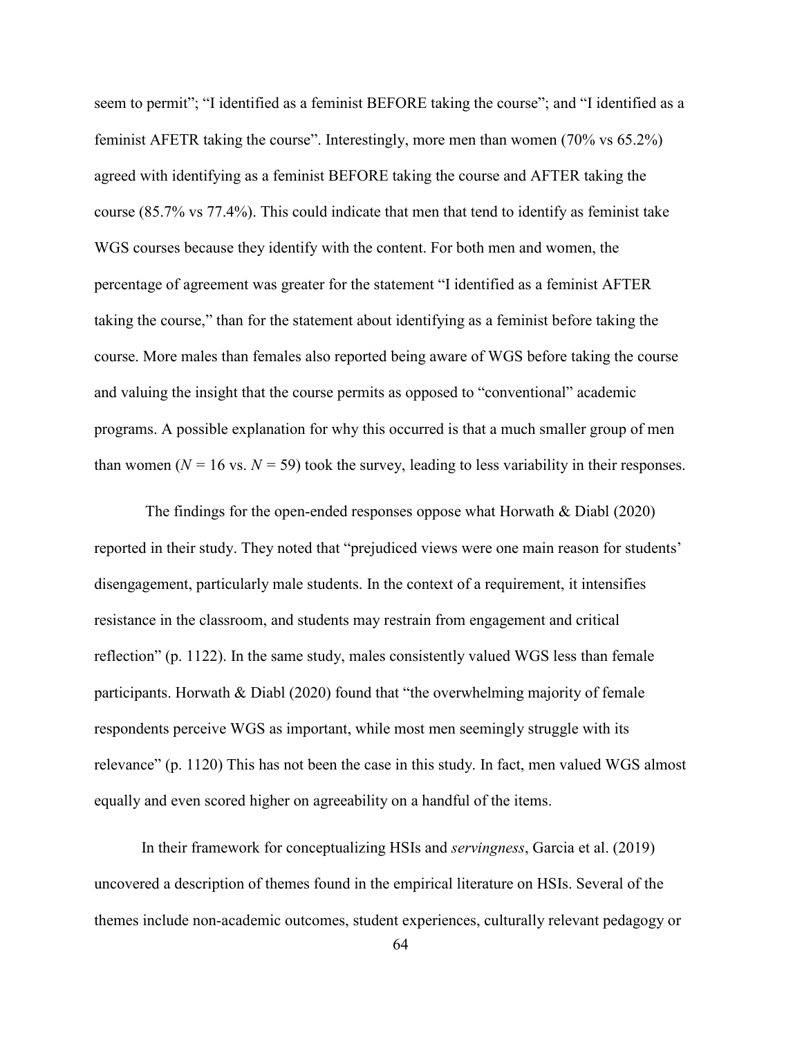seem to permit"; "I identified as a feminist BEFORE taking the course"; and "I identified as a feminist AFETR taking the course". Interestingly, more men than women (70% vs 65.2%) agreed with identifying as a feminist BEFORE taking the course and AFTER taking the course (85.7% vs 77.4%). This could indicate that men that tend to identify as feminist take WGS courses because they identify with the content. For both men and women, the percentage of agreement was greater for the statement "I identified as a feminist AFTER taking the course," than for the statement about identifying as a feminist before taking the course. More males than females also reported being aware of WGS before taking the course and valuing the insight that the course permits as opposed to "conventional" academic programs. A possible explanation for why this occurred is that a much smaller group of men than women ($N$ = 16 vs. $N$ = 59) took the survey, leading to less variability in their responses.

The findings for the open-ended responses oppose what Horwath & Diabl (2020) reported in their study. They noted that "prejudiced views were one main reason for students' disengagement, particularly male students. In the context of a requirement, it intensifies resistance in the classroom, and students may restrain from engagement and critical reflection" (p. 1122). In the same study, males consistently valued WGS less than female participants. Horwath & Diabl (2020) found that "the overwhelming majority of female respondents perceive WGS as important, while most men seemingly struggle with its relevance" (p. 1120) This has not been the case in this study. In fact, men valued WGS almost equally and even scored higher on agreeability on a handful of the items.

In their framework for conceptualizing HSIs and *servingness*, Garcia et al. (2019) uncovered a description of themes found in the empirical literature on HSIs. Several of the themes include non-academic outcomes, student experiences, culturally relevant pedagogy or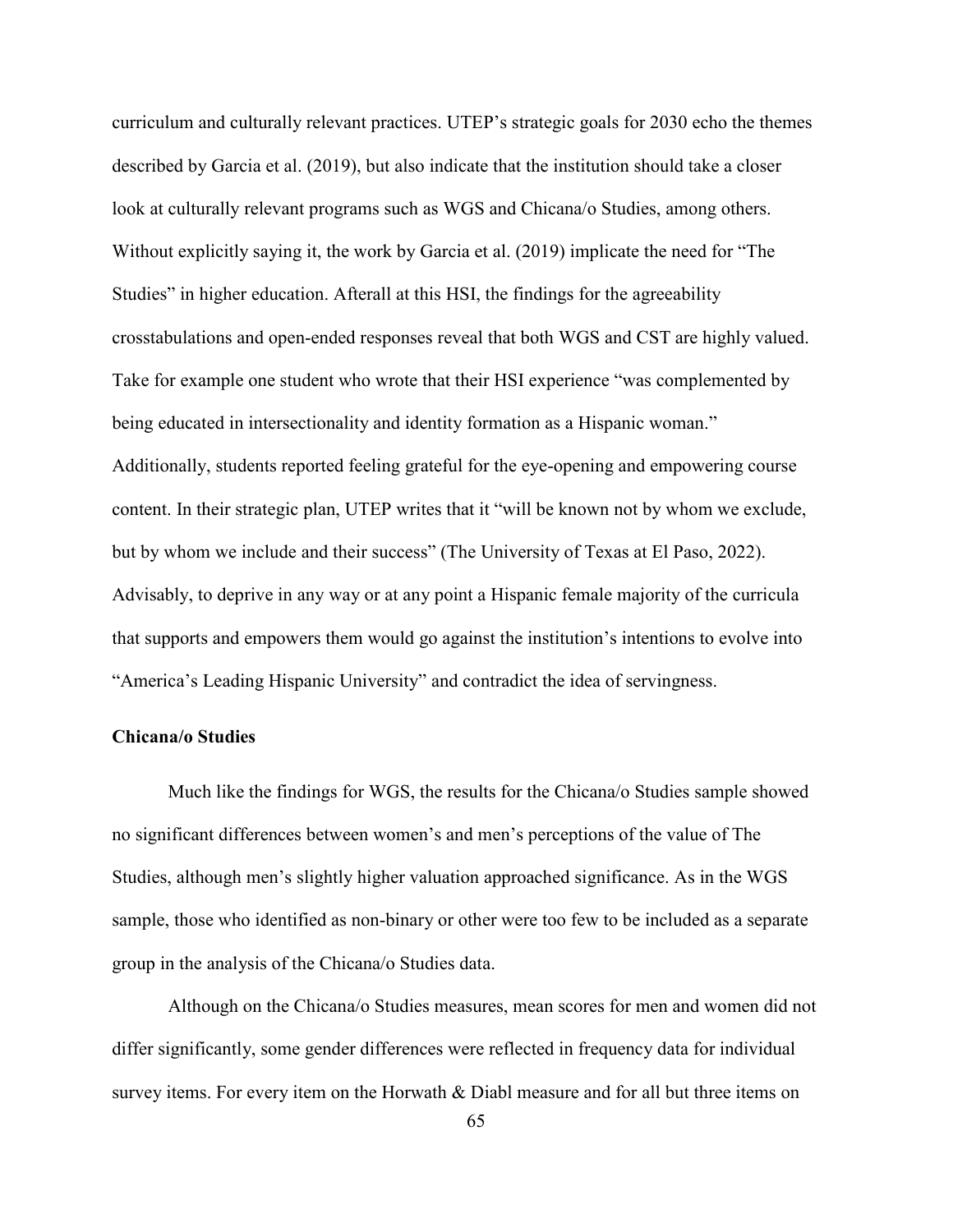curriculum and culturally relevant practices. UTEP's strategic goals for 2030 echo the themes described by Garcia et al. (2019), but also indicate that the institution should take a closer look at culturally relevant programs such as WGS and Chicana/o Studies, among others. Without explicitly saying it, the work by Garcia et al. (2019) implicate the need for "The Studies" in higher education. Afterall at this HSI, the findings for the agreeability crosstabulations and open-ended responses reveal that both WGS and CST are highly valued. Take for example one student who wrote that their HSI experience "was complemented by being educated in intersectionality and identity formation as a Hispanic woman." Additionally, students reported feeling grateful for the eye-opening and empowering course content. In their strategic plan, UTEP writes that it "will be known not by whom we exclude, but by whom we include and their success" (The University of Texas at El Paso, 2022). Advisably, to deprive in any way or at any point a Hispanic female majority of the curricula that supports and empowers them would go against the institution's intentions to evolve into "America's Leading Hispanic University" and contradict the idea of servingness.

### Chicana/o Studies

Much like the findings for WGS, the results for the Chicana/o Studies sample showed no significant differences between women's and men's perceptions of the value of The Studies, although men's slightly higher valuation approached significance. As in the WGS sample, those who identified as non-binary or other were too few to be included as a separate group in the analysis of the Chicana/o Studies data.

Although on the Chicana/o Studies measures, mean scores for men and women did not differ significantly, some gender differences were reflected in frequency data for individual survey items. For every item on the Horwath & Diabl measure and for all but three items on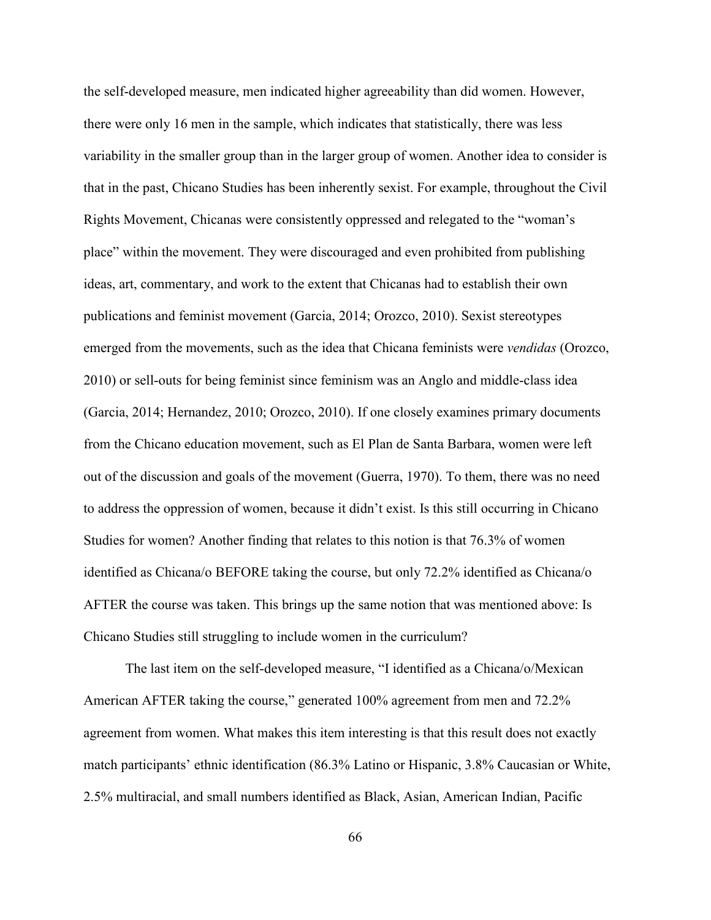the self-developed measure, men indicated higher agreeability than did women. However, there were only 16 men in the sample, which indicates that statistically, there was less variability in the smaller group than in the larger group of women. Another idea to consider is that in the past, Chicano Studies has been inherently sexist. For example, throughout the Civil Rights Movement, Chicanas were consistently oppressed and relegated to the "woman's place" within the movement. They were discouraged and even prohibited from publishing ideas, art, commentary, and work to the extent that Chicanas had to establish their own publications and feminist movement (Garcia, 2014; Orozco, 2010). Sexist stereotypes emerged from the movements, such as the idea that Chicana feminists were *vendidas* (Orozco, 2010) or sell-outs for being feminist since feminism was an Anglo and middle-class idea (Garcia, 2014; Hernandez, 2010; Orozco, 2010). If one closely examines primary documents from the Chicano education movement, such as El Plan de Santa Barbara, women were left out of the discussion and goals of the movement (Guerra, 1970). To them, there was no need to address the oppression of women, because it didn't exist. Is this still occurring in Chicano Studies for women? Another finding that relates to this notion is that 76.3% of women identified as Chicana/o BEFORE taking the course, but only 72.2% identified as Chicana/o AFTER the course was taken. This brings up the same notion that was mentioned above: Is Chicano Studies still struggling to include women in the curriculum?

The last item on the self-developed measure, "I identified as a Chicana/o/Mexican American AFTER taking the course," generated 100% agreement from men and 72.2% agreement from women. What makes this item interesting is that this result does not exactly match participants' ethnic identification (86.3% Latino or Hispanic, 3.8% Caucasian or White, 2.5% multiracial, and small numbers identified as Black, Asian, American Indian, Pacific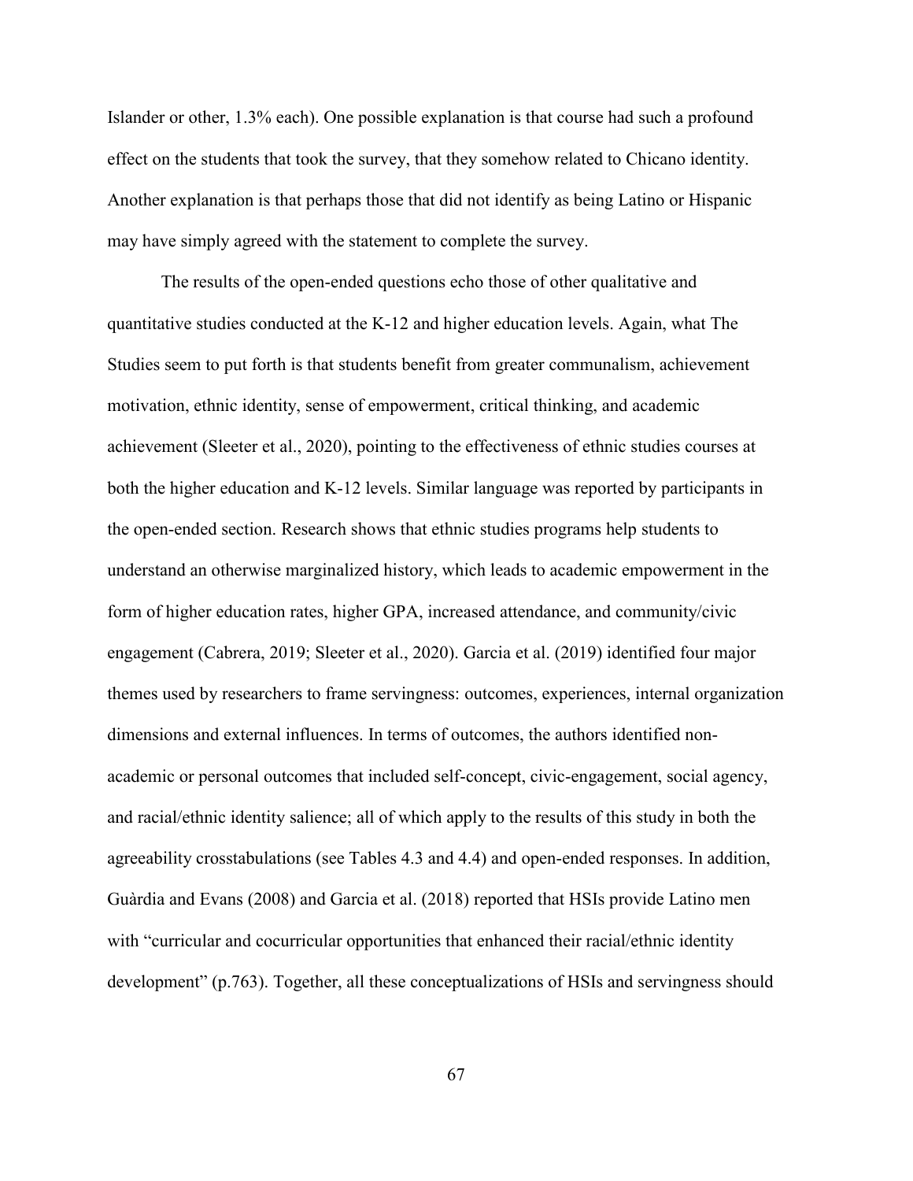Islander or other, 1.3% each). One possible explanation is that course had such a profound effect on the students that took the survey, that they somehow related to Chicano identity. Another explanation is that perhaps those that did not identify as being Latino or Hispanic may have simply agreed with the statement to complete the survey.

The results of the open-ended questions echo those of other qualitative and quantitative studies conducted at the K-12 and higher education levels. Again, what The Studies seem to put forth is that students benefit from greater communalism, achievement motivation, ethnic identity, sense of empowerment, critical thinking, and academic achievement (Sleeter et al., 2020), pointing to the effectiveness of ethnic studies courses at both the higher education and K-12 levels. Similar language was reported by participants in the open-ended section. Research shows that ethnic studies programs help students to understand an otherwise marginalized history, which leads to academic empowerment in the form of higher education rates, higher GPA, increased attendance, and community/civic engagement (Cabrera, 2019; Sleeter et al., 2020). Garcia et al. (2019) identified four major themes used by researchers to frame servingness: outcomes, experiences, internal organization dimensions and external influences. In terms of outcomes, the authors identified non-academic or personal outcomes that included self-concept, civic-engagement, social agency, and racial/ethnic identity salience; all of which apply to the results of this study in both the agreeability crosstabulations (see Tables 4.3 and 4.4) and open-ended responses. In addition, Guàrdia and Evans (2008) and Garcia et al. (2018) reported that HSIs provide Latino men with "curricular and cocurricular opportunities that enhanced their racial/ethnic identity development" (p.763). Together, all these conceptualizations of HSIs and servingness should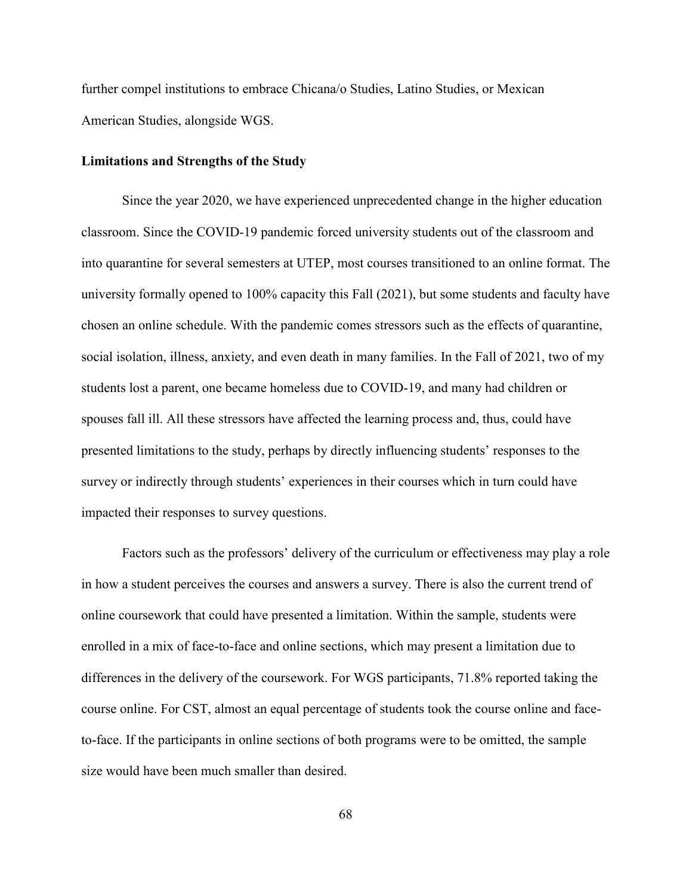further compel institutions to embrace Chicana/o Studies, Latino Studies, or Mexican American Studies, alongside WGS.

### Limitations and Strengths of the Study

Since the year 2020, we have experienced unprecedented change in the higher education classroom. Since the COVID-19 pandemic forced university students out of the classroom and into quarantine for several semesters at UTEP, most courses transitioned to an online format. The university formally opened to 100% capacity this Fall (2021), but some students and faculty have chosen an online schedule. With the pandemic comes stressors such as the effects of quarantine, social isolation, illness, anxiety, and even death in many families. In the Fall of 2021, two of my students lost a parent, one became homeless due to COVID-19, and many had children or spouses fall ill. All these stressors have affected the learning process and, thus, could have presented limitations to the study, perhaps by directly influencing students' responses to the survey or indirectly through students' experiences in their courses which in turn could have impacted their responses to survey questions.

Factors such as the professors' delivery of the curriculum or effectiveness may play a role in how a student perceives the courses and answers a survey. There is also the current trend of online coursework that could have presented a limitation. Within the sample, students were enrolled in a mix of face-to-face and online sections, which may present a limitation due to differences in the delivery of the coursework. For WGS participants, 71.8% reported taking the course online. For CST, almost an equal percentage of students took the course online and face-to-face. If the participants in online sections of both programs were to be omitted, the sample size would have been much smaller than desired.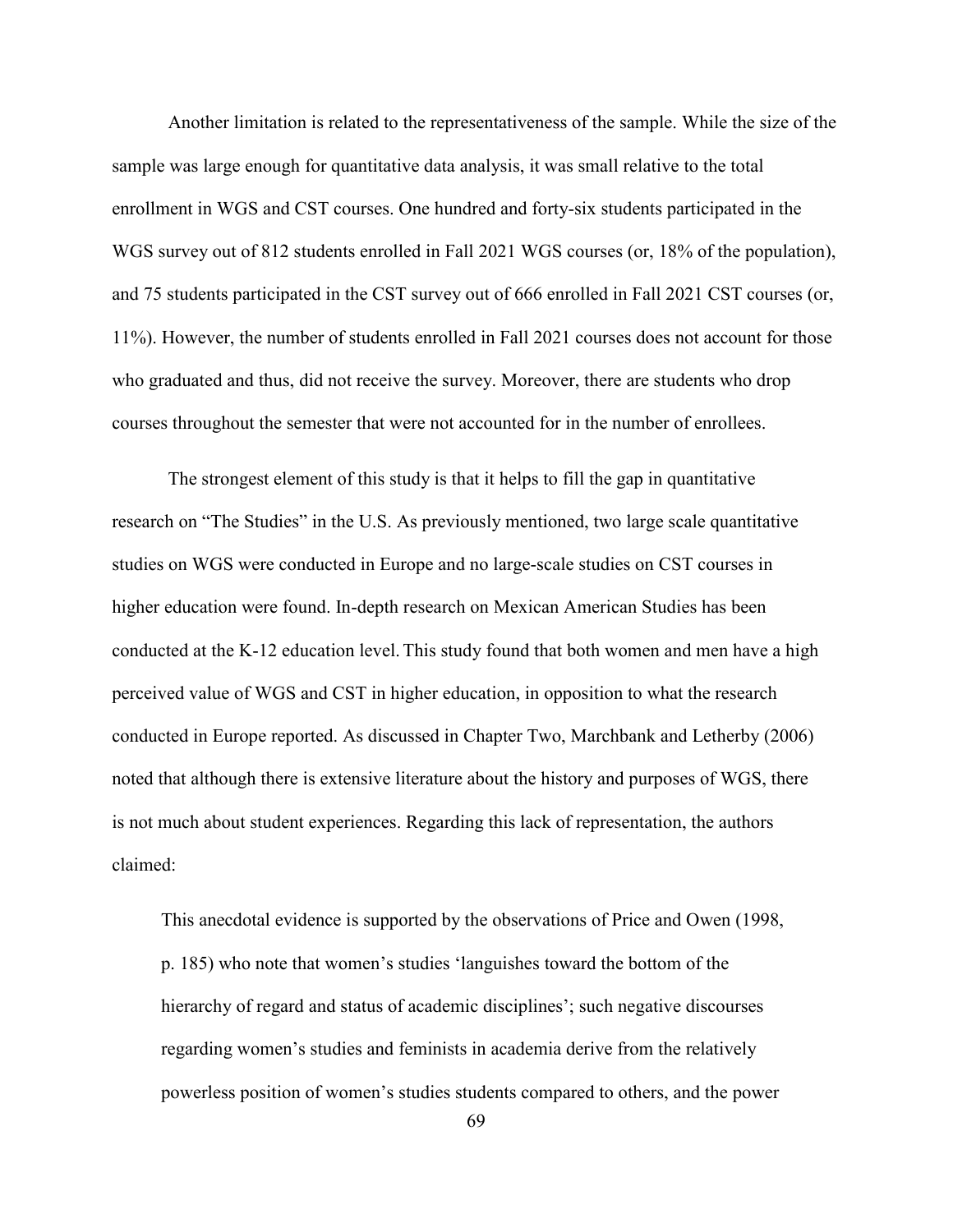Another limitation is related to the representativeness of the sample. While the size of the sample was large enough for quantitative data analysis, it was small relative to the total enrollment in WGS and CST courses. One hundred and forty-six students participated in the WGS survey out of 812 students enrolled in Fall 2021 WGS courses (or, 18% of the population), and 75 students participated in the CST survey out of 666 enrolled in Fall 2021 CST courses (or, 11%). However, the number of students enrolled in Fall 2021 courses does not account for those who graduated and thus, did not receive the survey. Moreover, there are students who drop courses throughout the semester that were not accounted for in the number of enrollees.

The strongest element of this study is that it helps to fill the gap in quantitative research on "The Studies" in the U.S. As previously mentioned, two large scale quantitative studies on WGS were conducted in Europe and no large-scale studies on CST courses in higher education were found. In-depth research on Mexican American Studies has been conducted at the K-12 education level. This study found that both women and men have a high perceived value of WGS and CST in higher education, in opposition to what the research conducted in Europe reported. As discussed in Chapter Two, Marchbank and Letherby (2006) noted that although there is extensive literature about the history and purposes of WGS, there is not much about student experiences. Regarding this lack of representation, the authors claimed:

> This anecdotal evidence is supported by the observations of Price and Owen (1998, p. 185) who note that women's studies 'languishes toward the bottom of the hierarchy of regard and status of academic disciplines'; such negative discourses regarding women's studies and feminists in academia derive from the relatively powerless position of women's studies students compared to others, and the power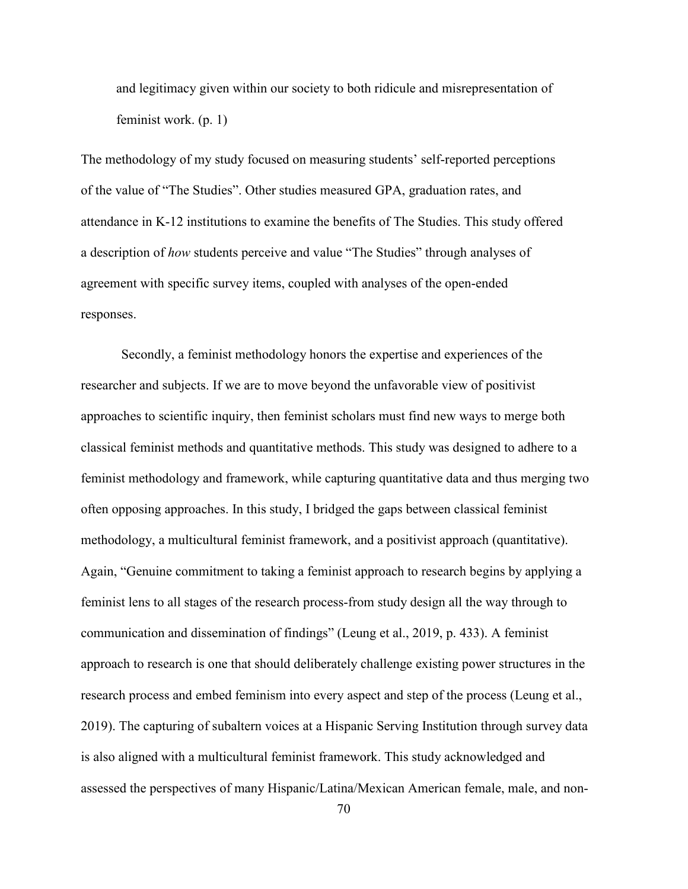> and legitimacy given within our society to both ridicule and misrepresentation of feminist work. (p. 1)

The methodology of my study focused on measuring students' self-reported perceptions of the value of "The Studies". Other studies measured GPA, graduation rates, and attendance in K-12 institutions to examine the benefits of The Studies. This study offered a description of *how* students perceive and value "The Studies" through analyses of agreement with specific survey items, coupled with analyses of the open-ended responses.

Secondly, a feminist methodology honors the expertise and experiences of the researcher and subjects. If we are to move beyond the unfavorable view of positivist approaches to scientific inquiry, then feminist scholars must find new ways to merge both classical feminist methods and quantitative methods. This study was designed to adhere to a feminist methodology and framework, while capturing quantitative data and thus merging two often opposing approaches. In this study, I bridged the gaps between classical feminist methodology, a multicultural feminist framework, and a positivist approach (quantitative). Again, "Genuine commitment to taking a feminist approach to research begins by applying a feminist lens to all stages of the research process-from study design all the way through to communication and dissemination of findings" (Leung et al., 2019, p. 433). A feminist approach to research is one that should deliberately challenge existing power structures in the research process and embed feminism into every aspect and step of the process (Leung et al., 2019). The capturing of subaltern voices at a Hispanic Serving Institution through survey data is also aligned with a multicultural feminist framework. This study acknowledged and assessed the perspectives of many Hispanic/Latina/Mexican American female, male, and non-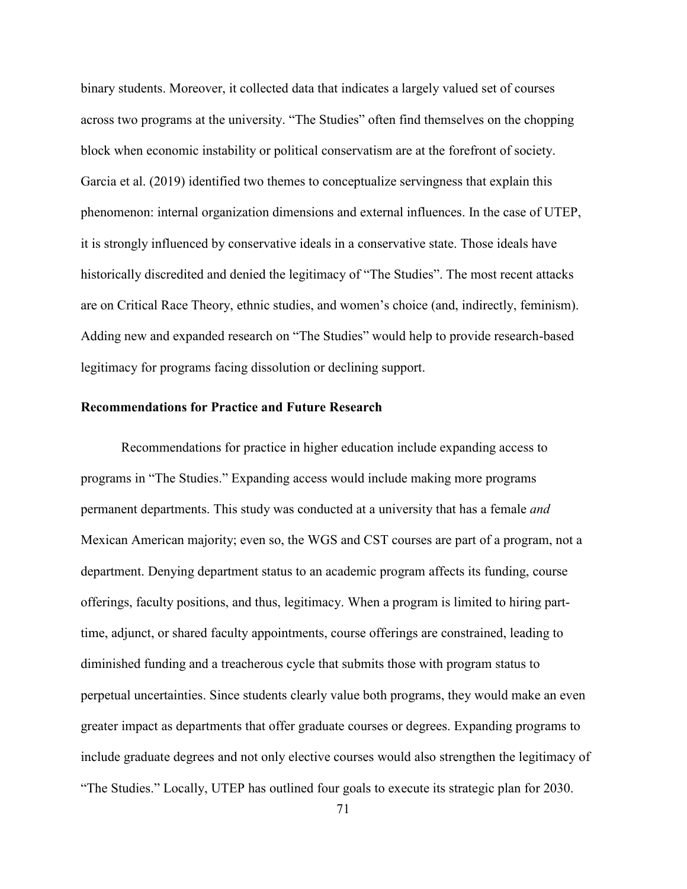binary students. Moreover, it collected data that indicates a largely valued set of courses across two programs at the university. "The Studies" often find themselves on the chopping block when economic instability or political conservatism are at the forefront of society. Garcia et al. (2019) identified two themes to conceptualize servingness that explain this phenomenon: internal organization dimensions and external influences. In the case of UTEP, it is strongly influenced by conservative ideals in a conservative state. Those ideals have historically discredited and denied the legitimacy of "The Studies". The most recent attacks are on Critical Race Theory, ethnic studies, and women's choice (and, indirectly, feminism). Adding new and expanded research on "The Studies" would help to provide research-based legitimacy for programs facing dissolution or declining support.

## Recommendations for Practice and Future Research

Recommendations for practice in higher education include expanding access to programs in "The Studies." Expanding access would include making more programs permanent departments. This study was conducted at a university that has a female *and* Mexican American majority; even so, the WGS and CST courses are part of a program, not a department. Denying department status to an academic program affects its funding, course offerings, faculty positions, and thus, legitimacy. When a program is limited to hiring part-time, adjunct, or shared faculty appointments, course offerings are constrained, leading to diminished funding and a treacherous cycle that submits those with program status to perpetual uncertainties. Since students clearly value both programs, they would make an even greater impact as departments that offer graduate courses or degrees. Expanding programs to include graduate degrees and not only elective courses would also strengthen the legitimacy of "The Studies." Locally, UTEP has outlined four goals to execute its strategic plan for 2030.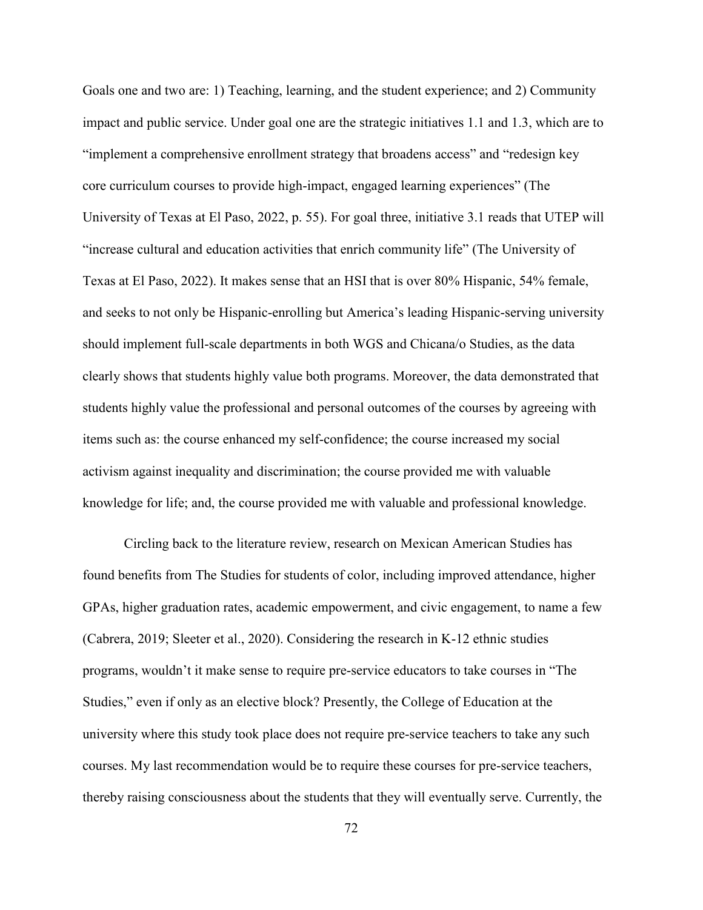Goals one and two are: 1) Teaching, learning, and the student experience; and 2) Community impact and public service. Under goal one are the strategic initiatives 1.1 and 1.3, which are to "implement a comprehensive enrollment strategy that broadens access" and "redesign key core curriculum courses to provide high-impact, engaged learning experiences" (The University of Texas at El Paso, 2022, p. 55). For goal three, initiative 3.1 reads that UTEP will "increase cultural and education activities that enrich community life" (The University of Texas at El Paso, 2022). It makes sense that an HSI that is over 80% Hispanic, 54% female, and seeks to not only be Hispanic-enrolling but America's leading Hispanic-serving university should implement full-scale departments in both WGS and Chicana/o Studies, as the data clearly shows that students highly value both programs. Moreover, the data demonstrated that students highly value the professional and personal outcomes of the courses by agreeing with items such as: the course enhanced my self-confidence; the course increased my social activism against inequality and discrimination; the course provided me with valuable knowledge for life; and, the course provided me with valuable and professional knowledge.

Circling back to the literature review, research on Mexican American Studies has found benefits from The Studies for students of color, including improved attendance, higher GPAs, higher graduation rates, academic empowerment, and civic engagement, to name a few (Cabrera, 2019; Sleeter et al., 2020). Considering the research in K-12 ethnic studies programs, wouldn't it make sense to require pre-service educators to take courses in "The Studies," even if only as an elective block? Presently, the College of Education at the university where this study took place does not require pre-service teachers to take any such courses. My last recommendation would be to require these courses for pre-service teachers, thereby raising consciousness about the students that they will eventually serve. Currently, the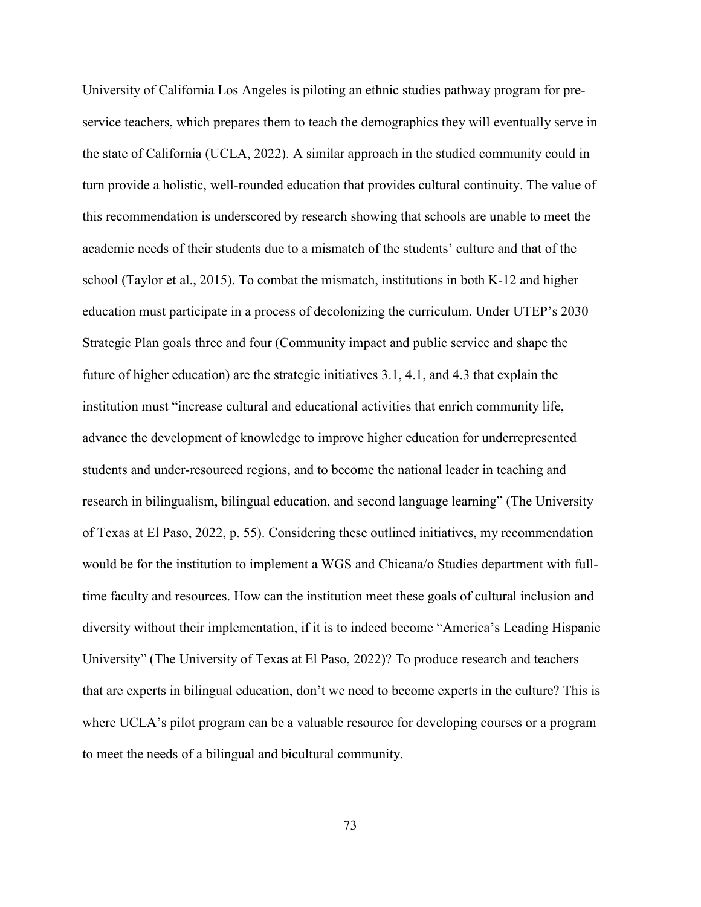University of California Los Angeles is piloting an ethnic studies pathway program for pre-service teachers, which prepares them to teach the demographics they will eventually serve in the state of California (UCLA, 2022). A similar approach in the studied community could in turn provide a holistic, well-rounded education that provides cultural continuity. The value of this recommendation is underscored by research showing that schools are unable to meet the academic needs of their students due to a mismatch of the students' culture and that of the school (Taylor et al., 2015). To combat the mismatch, institutions in both K-12 and higher education must participate in a process of decolonizing the curriculum. Under UTEP's 2030 Strategic Plan goals three and four (Community impact and public service and shape the future of higher education) are the strategic initiatives 3.1, 4.1, and 4.3 that explain the institution must "increase cultural and educational activities that enrich community life, advance the development of knowledge to improve higher education for underrepresented students and under-resourced regions, and to become the national leader in teaching and research in bilingualism, bilingual education, and second language learning" (The University of Texas at El Paso, 2022, p. 55). Considering these outlined initiatives, my recommendation would be for the institution to implement a WGS and Chicana/o Studies department with full-time faculty and resources. How can the institution meet these goals of cultural inclusion and diversity without their implementation, if it is to indeed become "America's Leading Hispanic University" (The University of Texas at El Paso, 2022)? To produce research and teachers that are experts in bilingual education, don't we need to become experts in the culture? This is where UCLA's pilot program can be a valuable resource for developing courses or a program to meet the needs of a bilingual and bicultural community.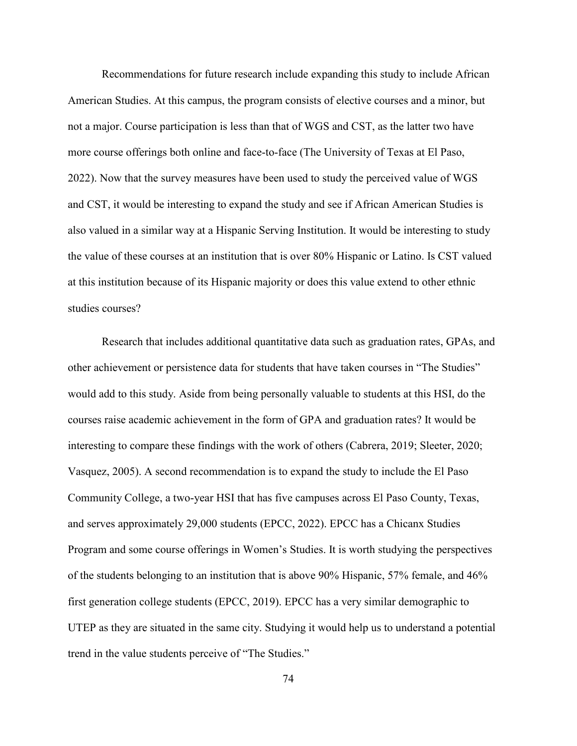Recommendations for future research include expanding this study to include African American Studies. At this campus, the program consists of elective courses and a minor, but not a major. Course participation is less than that of WGS and CST, as the latter two have more course offerings both online and face-to-face (The University of Texas at El Paso, 2022). Now that the survey measures have been used to study the perceived value of WGS and CST, it would be interesting to expand the study and see if African American Studies is also valued in a similar way at a Hispanic Serving Institution. It would be interesting to study the value of these courses at an institution that is over 80% Hispanic or Latino. Is CST valued at this institution because of its Hispanic majority or does this value extend to other ethnic studies courses?

Research that includes additional quantitative data such as graduation rates, GPAs, and other achievement or persistence data for students that have taken courses in "The Studies" would add to this study. Aside from being personally valuable to students at this HSI, do the courses raise academic achievement in the form of GPA and graduation rates? It would be interesting to compare these findings with the work of others (Cabrera, 2019; Sleeter, 2020; Vasquez, 2005). A second recommendation is to expand the study to include the El Paso Community College, a two-year HSI that has five campuses across El Paso County, Texas, and serves approximately 29,000 students (EPCC, 2022). EPCC has a Chicanx Studies Program and some course offerings in Women's Studies. It is worth studying the perspectives of the students belonging to an institution that is above 90% Hispanic, 57% female, and 46% first generation college students (EPCC, 2019). EPCC has a very similar demographic to UTEP as they are situated in the same city. Studying it would help us to understand a potential trend in the value students perceive of "The Studies."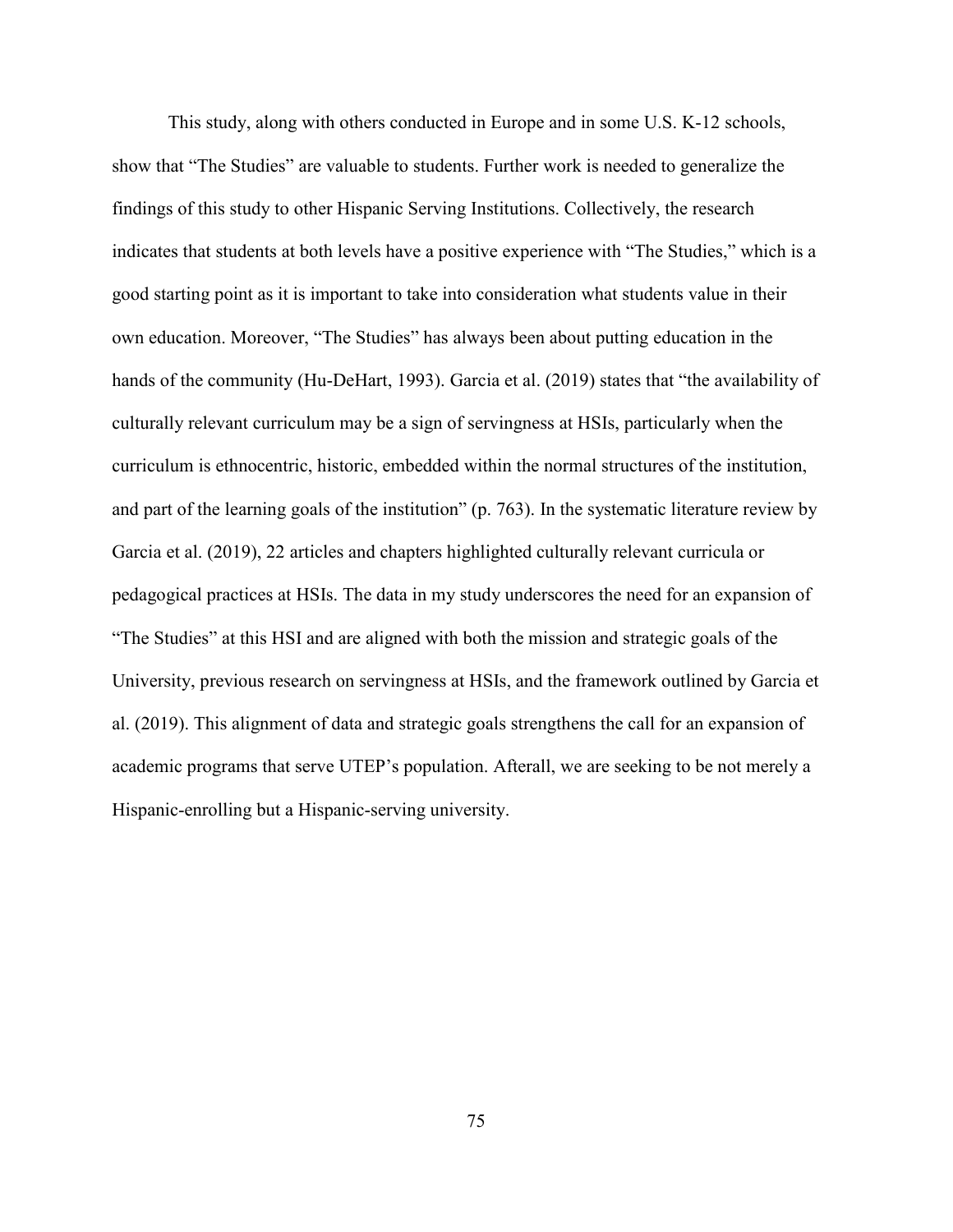This study, along with others conducted in Europe and in some U.S. K-12 schools, show that "The Studies" are valuable to students. Further work is needed to generalize the findings of this study to other Hispanic Serving Institutions. Collectively, the research indicates that students at both levels have a positive experience with "The Studies," which is a good starting point as it is important to take into consideration what students value in their own education. Moreover, "The Studies" has always been about putting education in the hands of the community (Hu-DeHart, 1993). Garcia et al. (2019) states that "the availability of culturally relevant curriculum may be a sign of servingness at HSIs, particularly when the curriculum is ethnocentric, historic, embedded within the normal structures of the institution, and part of the learning goals of the institution" (p. 763). In the systematic literature review by Garcia et al. (2019), 22 articles and chapters highlighted culturally relevant curricula or pedagogical practices at HSIs. The data in my study underscores the need for an expansion of "The Studies" at this HSI and are aligned with both the mission and strategic goals of the University, previous research on servingness at HSIs, and the framework outlined by Garcia et al. (2019). This alignment of data and strategic goals strengthens the call for an expansion of academic programs that serve UTEP's population. Afterall, we are seeking to be not merely a Hispanic-enrolling but a Hispanic-serving university.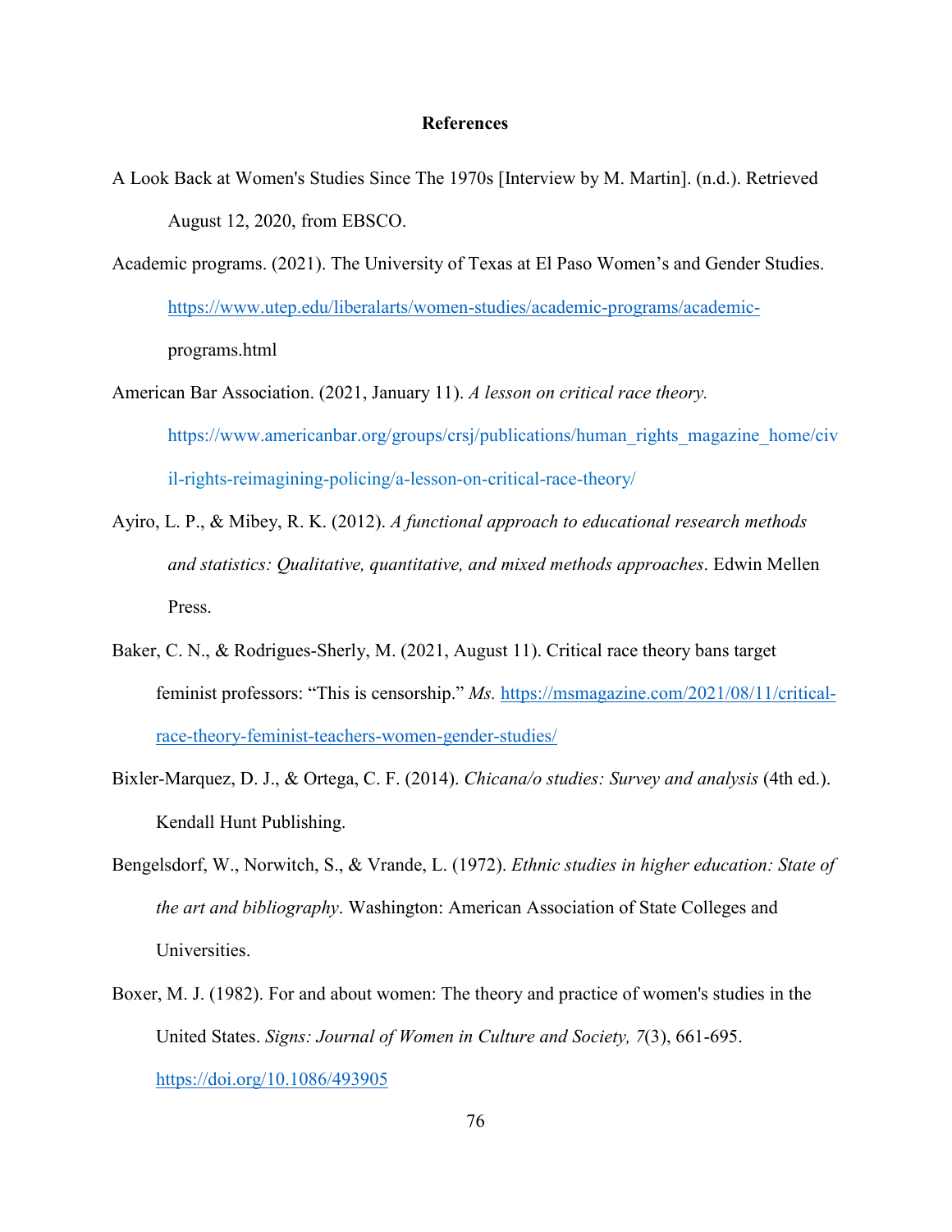# References

A Look Back at Women's Studies Since The 1970s [Interview by M. Martin]. (n.d.). Retrieved August 12, 2020, from EBSCO.

Academic programs. (2021). The University of Texas at El Paso Women's and Gender Studies. https://www.utep.edu/liberalarts/women-studies/academic-programs/academic-programs.html

American Bar Association. (2021, January 11). *A lesson on critical race theory.* https://www.americanbar.org/groups/crsj/publications/human_rights_magazine_home/civil-rights-reimagining-policing/a-lesson-on-critical-race-theory/

Ayiro, L. P., & Mibey, R. K. (2012). *A functional approach to educational research methods and statistics: Qualitative, quantitative, and mixed methods approaches*. Edwin Mellen Press.

Baker, C. N., & Rodrigues-Sherly, M. (2021, August 11). Critical race theory bans target feminist professors: "This is censorship." *Ms.* https://msmagazine.com/2021/08/11/critical-race-theory-feminist-teachers-women-gender-studies/

Bixler-Marquez, D. J., & Ortega, C. F. (2014). *Chicana/o studies: Survey and analysis* (4th ed.). Kendall Hunt Publishing.

Bengelsdorf, W., Norwitch, S., & Vrande, L. (1972). *Ethnic studies in higher education: State of the art and bibliography*. Washington: American Association of State Colleges and Universities.

Boxer, M. J. (1982). For and about women: The theory and practice of women's studies in the United States. *Signs: Journal of Women in Culture and Society, 7*(3), 661-695. https://doi.org/10.1086/493905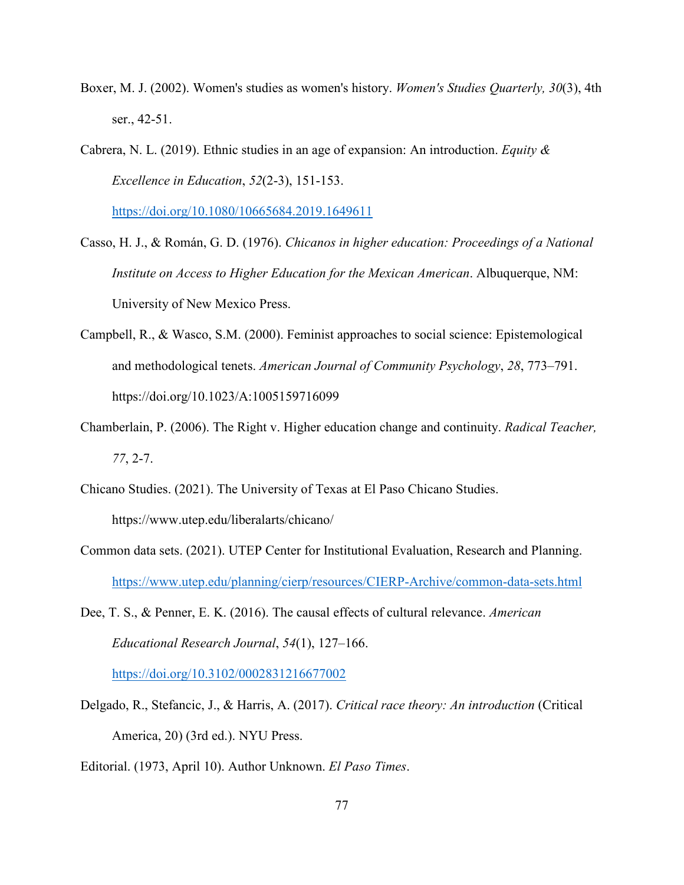Boxer, M. J. (2002). Women's studies as women's history. *Women's Studies Quarterly, 30*(3), 4th ser., 42-51.

Cabrera, N. L. (2019). Ethnic studies in an age of expansion: An introduction. *Equity & Excellence in Education*, *52*(2-3), 151-153. https://doi.org/10.1080/10665684.2019.1649611

Casso, H. J., & Román, G. D. (1976). *Chicanos in higher education: Proceedings of a National Institute on Access to Higher Education for the Mexican American*. Albuquerque, NM: University of New Mexico Press.

Campbell, R., & Wasco, S.M. (2000). Feminist approaches to social science: Epistemological and methodological tenets. *American Journal of Community Psychology*, *28*, 773–791. https://doi.org/10.1023/A:1005159716099

Chamberlain, P. (2006). The Right v. Higher education change and continuity. *Radical Teacher, 77*, 2-7.

Chicano Studies. (2021). The University of Texas at El Paso Chicano Studies. https://www.utep.edu/liberalarts/chicano/

Common data sets. (2021). UTEP Center for Institutional Evaluation, Research and Planning. https://www.utep.edu/planning/cierp/resources/CIERP-Archive/common-data-sets.html

Dee, T. S., & Penner, E. K. (2016). The causal effects of cultural relevance. *American Educational Research Journal*, *54*(1), 127–166. https://doi.org/10.3102/0002831216677002

Delgado, R., Stefancic, J., & Harris, A. (2017). *Critical race theory: An introduction* (Critical America, 20) (3rd ed.). NYU Press.

Editorial. (1973, April 10). Author Unknown. *El Paso Times*.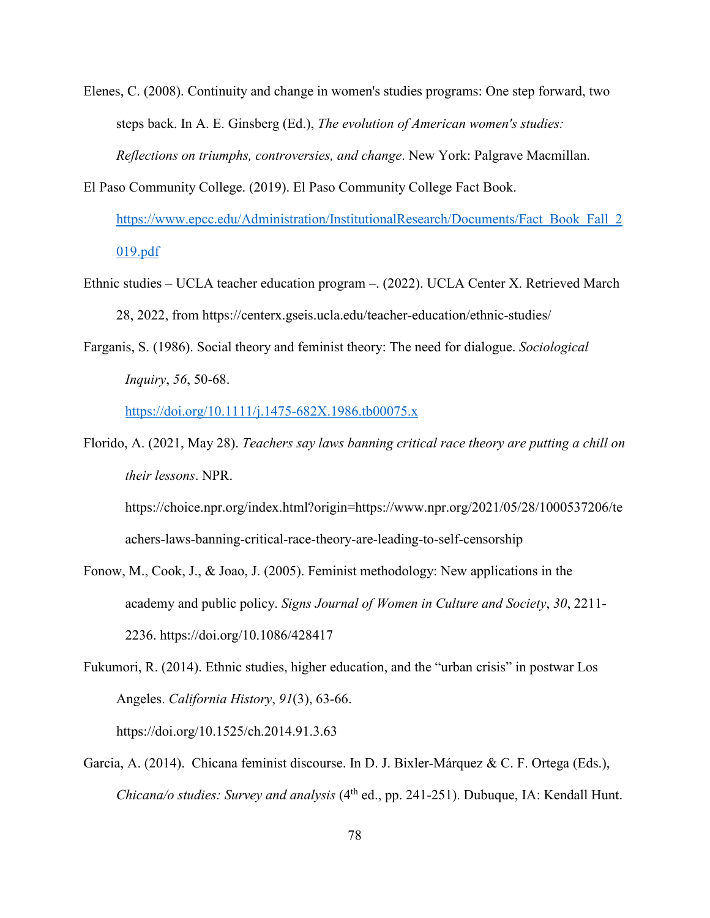Elenes, C. (2008). Continuity and change in women's studies programs: One step forward, two steps back. In A. E. Ginsberg (Ed.), *The evolution of American women's studies: Reflections on triumphs, controversies, and change*. New York: Palgrave Macmillan.

El Paso Community College. (2019). El Paso Community College Fact Book. https://www.epcc.edu/Administration/InstitutionalResearch/Documents/Fact_Book_Fall_2019.pdf

Ethnic studies – UCLA teacher education program –. (2022). UCLA Center X. Retrieved March 28, 2022, from https://centerx.gseis.ucla.edu/teacher-education/ethnic-studies/

Farganis, S. (1986). Social theory and feminist theory: The need for dialogue. *Sociological Inquiry*, *56*, 50-68. https://doi.org/10.1111/j.1475-682X.1986.tb00075.x

Florido, A. (2021, May 28). *Teachers say laws banning critical race theory are putting a chill on their lessons*. NPR. https://choice.npr.org/index.html?origin=https://www.npr.org/2021/05/28/1000537206/teachers-laws-banning-critical-race-theory-are-leading-to-self-censorship

Fonow, M., Cook, J., & Joao, J. (2005). Feminist methodology: New applications in the academy and public policy. *Signs Journal of Women in Culture and Society*, *30*, 2211-2236. https://doi.org/10.1086/428417

Fukumori, R. (2014). Ethnic studies, higher education, and the "urban crisis" in postwar Los Angeles. *California History*, *91*(3), 63-66. https://doi.org/10.1525/ch.2014.91.3.63

Garcia, A. (2014). Chicana feminist discourse. In D. J. Bixler-Márquez & C. F. Ortega (Eds.), *Chicana/o studies: Survey and analysis* (4th ed., pp. 241-251). Dubuque, IA: Kendall Hunt.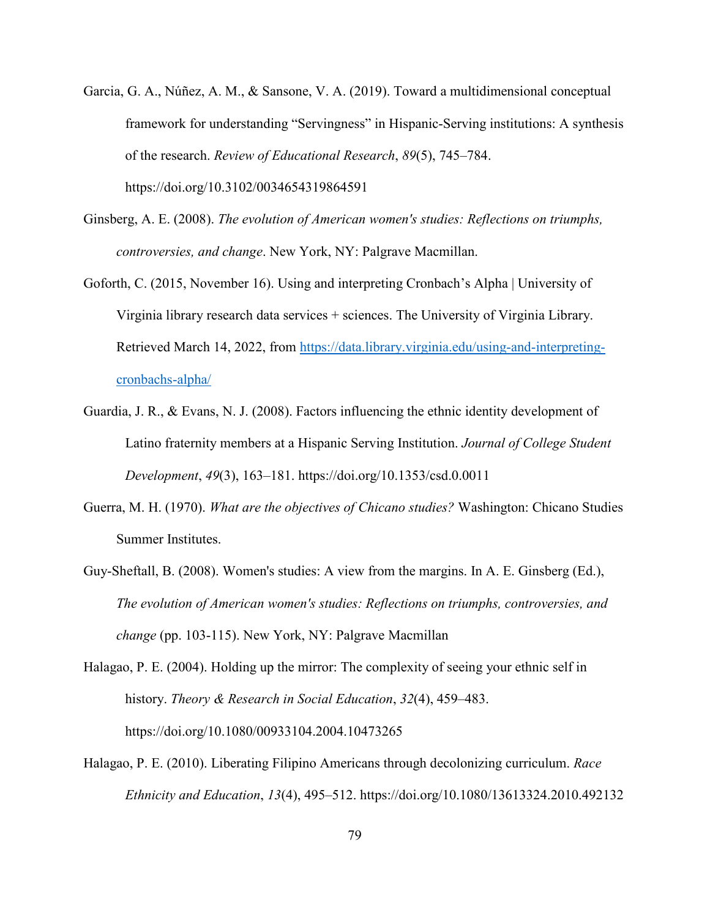Garcia, G. A., Núñez, A. M., & Sansone, V. A. (2019). Toward a multidimensional conceptual framework for understanding "Servingness" in Hispanic-Serving institutions: A synthesis of the research. *Review of Educational Research*, *89*(5), 745–784. https://doi.org/10.3102/0034654319864591

Ginsberg, A. E. (2008). *The evolution of American women's studies: Reflections on triumphs, controversies, and change*. New York, NY: Palgrave Macmillan.

Goforth, C. (2015, November 16). Using and interpreting Cronbach's Alpha | University of Virginia library research data services + sciences. The University of Virginia Library. Retrieved March 14, 2022, from [https://data.library.virginia.edu/using-and-interpreting-cronbachs-alpha/](https://data.library.virginia.edu/using-and-interpreting-cronbachs-alpha/)

Guardia, J. R., & Evans, N. J. (2008). Factors influencing the ethnic identity development of Latino fraternity members at a Hispanic Serving Institution. *Journal of College Student Development*, *49*(3), 163–181. https://doi.org/10.1353/csd.0.0011

Guerra, M. H. (1970). *What are the objectives of Chicano studies?* Washington: Chicano Studies Summer Institutes.

Guy-Sheftall, B. (2008). Women's studies: A view from the margins. In A. E. Ginsberg (Ed.), *The evolution of American women's studies: Reflections on triumphs, controversies, and change* (pp. 103-115). New York, NY: Palgrave Macmillan

Halagao, P. E. (2004). Holding up the mirror: The complexity of seeing your ethnic self in history. *Theory & Research in Social Education*, *32*(4), 459–483. https://doi.org/10.1080/00933104.2004.10473265

Halagao, P. E. (2010). Liberating Filipino Americans through decolonizing curriculum. *Race Ethnicity and Education*, *13*(4), 495–512. https://doi.org/10.1080/13613324.2010.492132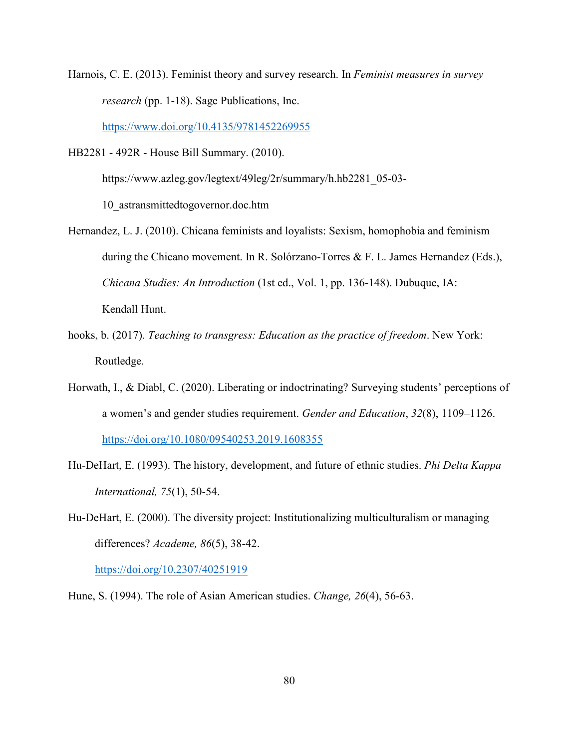Harnois, C. E. (2013). Feminist theory and survey research. In *Feminist measures in survey research* (pp. 1-18). Sage Publications, Inc. https://www.doi.org/10.4135/9781452269955

HB2281 - 492R - House Bill Summary. (2010). https://www.azleg.gov/legtext/49leg/2r/summary/h.hb2281_05-03-10_astransmittedtogovernor.doc.htm

Hernandez, L. J. (2010). Chicana feminists and loyalists: Sexism, homophobia and feminism during the Chicano movement. In R. Solórzano-Torres & F. L. James Hernandez (Eds.), *Chicana Studies: An Introduction* (1st ed., Vol. 1, pp. 136-148). Dubuque, IA: Kendall Hunt.

hooks, b. (2017). *Teaching to transgress: Education as the practice of freedom*. New York: Routledge.

Horwath, I., & Diabl, C. (2020). Liberating or indoctrinating? Surveying students' perceptions of a women's and gender studies requirement. *Gender and Education*, *32*(8), 1109–1126. https://doi.org/10.1080/09540253.2019.1608355

Hu-DeHart, E. (1993). The history, development, and future of ethnic studies. *Phi Delta Kappa International, 75*(1), 50-54.

Hu-DeHart, E. (2000). The diversity project: Institutionalizing multiculturalism or managing differences? *Academe, 86*(5), 38-42. https://doi.org/10.2307/40251919

Hune, S. (1994). The role of Asian American studies. *Change, 26*(4), 56-63.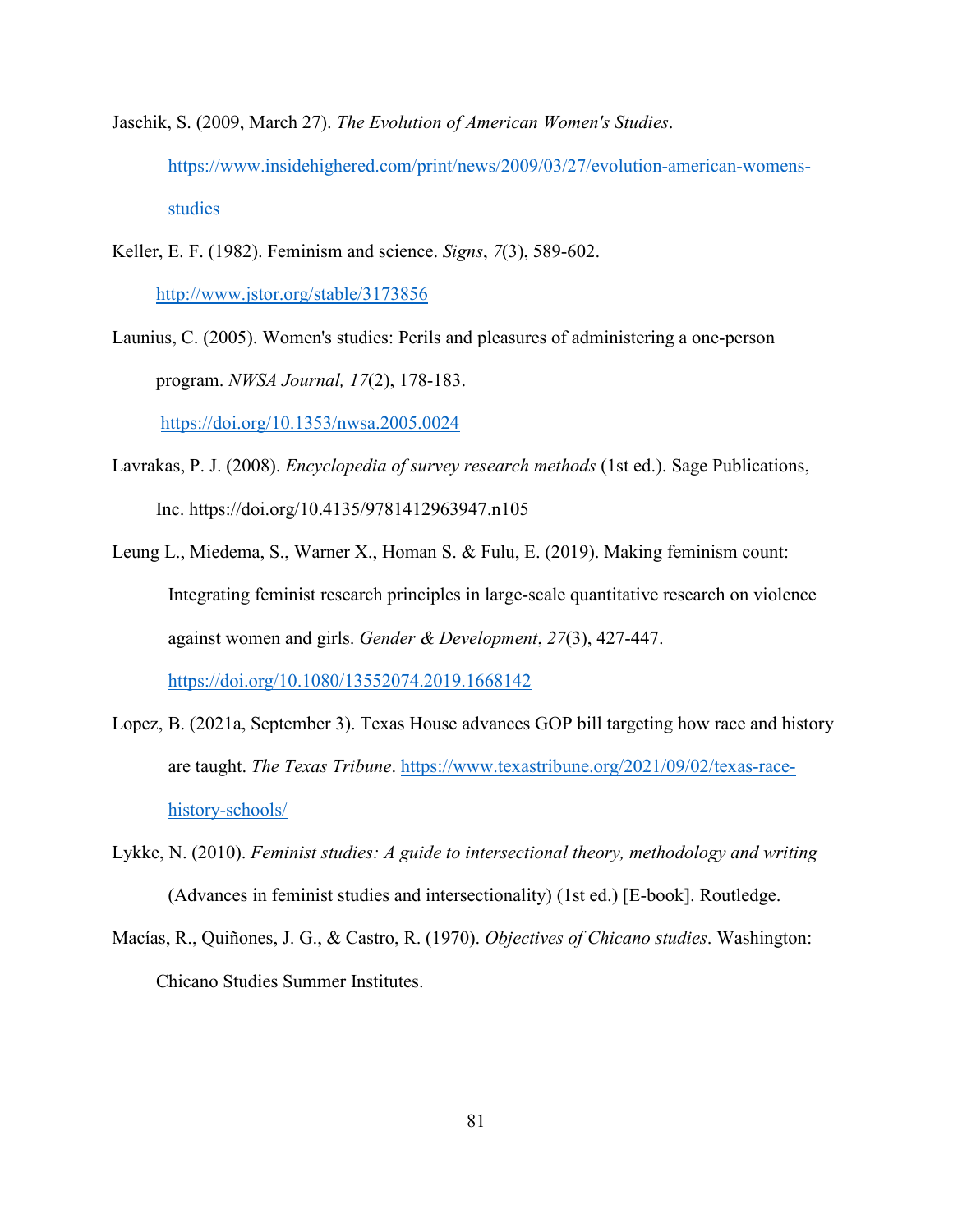Jaschik, S. (2009, March 27). *The Evolution of American Women's Studies*. https://www.insidehighered.com/print/news/2009/03/27/evolution-american-womens-studies

Keller, E. F. (1982). Feminism and science. *Signs*, *7*(3), 589-602. http://www.jstor.org/stable/3173856

Launius, C. (2005). Women's studies: Perils and pleasures of administering a one-person program. *NWSA Journal, 17*(2), 178-183. https://doi.org/10.1353/nwsa.2005.0024

Lavrakas, P. J. (2008). *Encyclopedia of survey research methods* (1st ed.). Sage Publications, Inc. https://doi.org/10.4135/9781412963947.n105

Leung L., Miedema, S., Warner X., Homan S. & Fulu, E. (2019). Making feminism count: Integrating feminist research principles in large-scale quantitative research on violence against women and girls. *Gender & Development*, *27*(3), 427-447. https://doi.org/10.1080/13552074.2019.1668142

Lopez, B. (2021a, September 3). Texas House advances GOP bill targeting how race and history are taught. *The Texas Tribune*. https://www.texastribune.org/2021/09/02/texas-race-history-schools/

Lykke, N. (2010). *Feminist studies: A guide to intersectional theory, methodology and writing* (Advances in feminist studies and intersectionality) (1st ed.) [E-book]. Routledge.

Macías, R., Quiñones, J. G., & Castro, R. (1970). *Objectives of Chicano studies*. Washington: Chicano Studies Summer Institutes.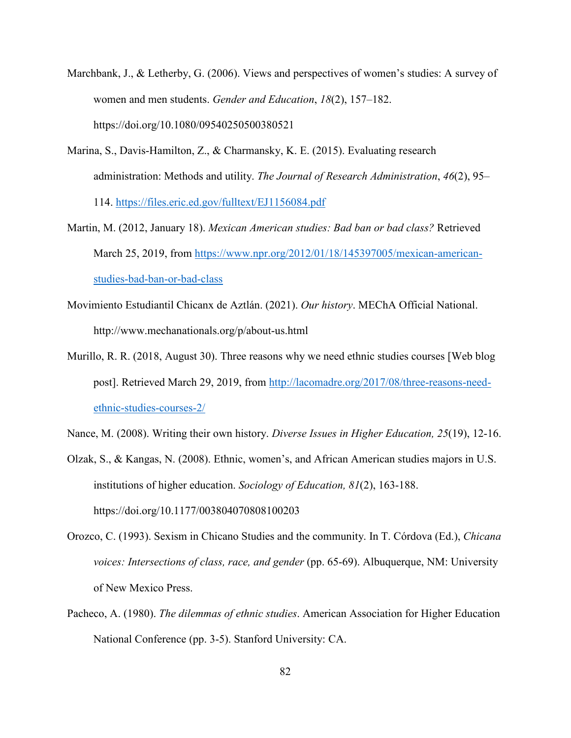Marchbank, J., & Letherby, G. (2006). Views and perspectives of women's studies: A survey of women and men students. *Gender and Education*, *18*(2), 157–182. https://doi.org/10.1080/09540250500380521

Marina, S., Davis-Hamilton, Z., & Charmansky, K. E. (2015). Evaluating research administration: Methods and utility. *The Journal of Research Administration*, *46*(2), 95–114. https://files.eric.ed.gov/fulltext/EJ1156084.pdf

Martin, M. (2012, January 18). *Mexican American studies: Bad ban or bad class?* Retrieved March 25, 2019, from https://www.npr.org/2012/01/18/145397005/mexican-american-studies-bad-ban-or-bad-class

Movimiento Estudiantil Chicanx de Aztlán. (2021). *Our history*. MEChA Official National. http://www.mechanationals.org/p/about-us.html

Murillo, R. R. (2018, August 30). Three reasons why we need ethnic studies courses [Web blog post]. Retrieved March 29, 2019, from http://lacomadre.org/2017/08/three-reasons-need-ethnic-studies-courses-2/

Nance, M. (2008). Writing their own history. *Diverse Issues in Higher Education, 25*(19), 12-16.

Olzak, S., & Kangas, N. (2008). Ethnic, women's, and African American studies majors in U.S. institutions of higher education. *Sociology of Education, 81*(2), 163-188. https://doi.org/10.1177/003804070808100203

Orozco, C. (1993). Sexism in Chicano Studies and the community. In T. Córdova (Ed.), *Chicana voices: Intersections of class, race, and gender* (pp. 65-69). Albuquerque, NM: University of New Mexico Press.

Pacheco, A. (1980). *The dilemmas of ethnic studies*. American Association for Higher Education National Conference (pp. 3-5). Stanford University: CA.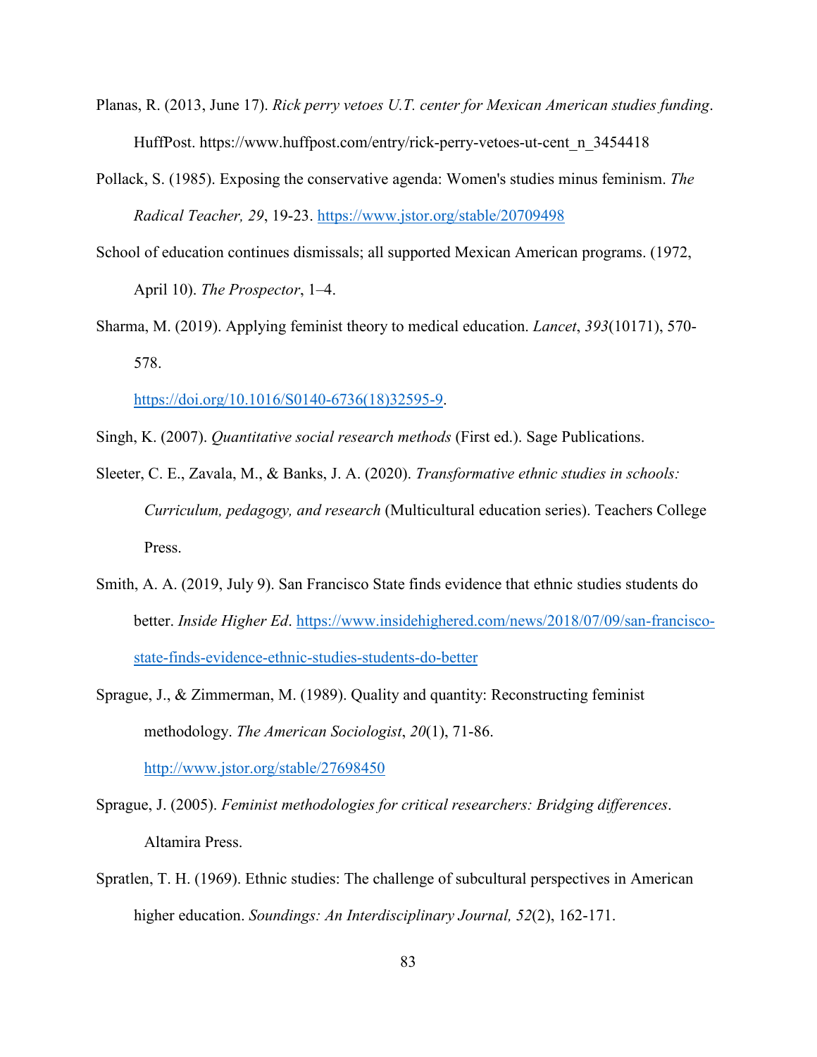Planas, R. (2013, June 17). *Rick perry vetoes U.T. center for Mexican American studies funding*. HuffPost. https://www.huffpost.com/entry/rick-perry-vetoes-ut-cent_n_3454418

Pollack, S. (1985). Exposing the conservative agenda: Women's studies minus feminism. *The Radical Teacher, 29*, 19-23. https://www.jstor.org/stable/20709498

School of education continues dismissals; all supported Mexican American programs. (1972, April 10). *The Prospector*, 1–4.

Sharma, M. (2019). Applying feminist theory to medical education. *Lancet*, *393*(10171), 570-578. https://doi.org/10.1016/S0140-6736(18)32595-9.

Singh, K. (2007). *Quantitative social research methods* (First ed.). Sage Publications.

Sleeter, C. E., Zavala, M., & Banks, J. A. (2020). *Transformative ethnic studies in schools: Curriculum, pedagogy, and research* (Multicultural education series). Teachers College Press.

Smith, A. A. (2019, July 9). San Francisco State finds evidence that ethnic studies students do better. *Inside Higher Ed*. https://www.insidehighered.com/news/2018/07/09/san-francisco-state-finds-evidence-ethnic-studies-students-do-better

Sprague, J., & Zimmerman, M. (1989). Quality and quantity: Reconstructing feminist methodology. *The American Sociologist*, *20*(1), 71-86. http://www.jstor.org/stable/27698450

Sprague, J. (2005). *Feminist methodologies for critical researchers: Bridging differences*. Altamira Press.

Spratlen, T. H. (1969). Ethnic studies: The challenge of subcultural perspectives in American higher education. *Soundings: An Interdisciplinary Journal, 52*(2), 162-171.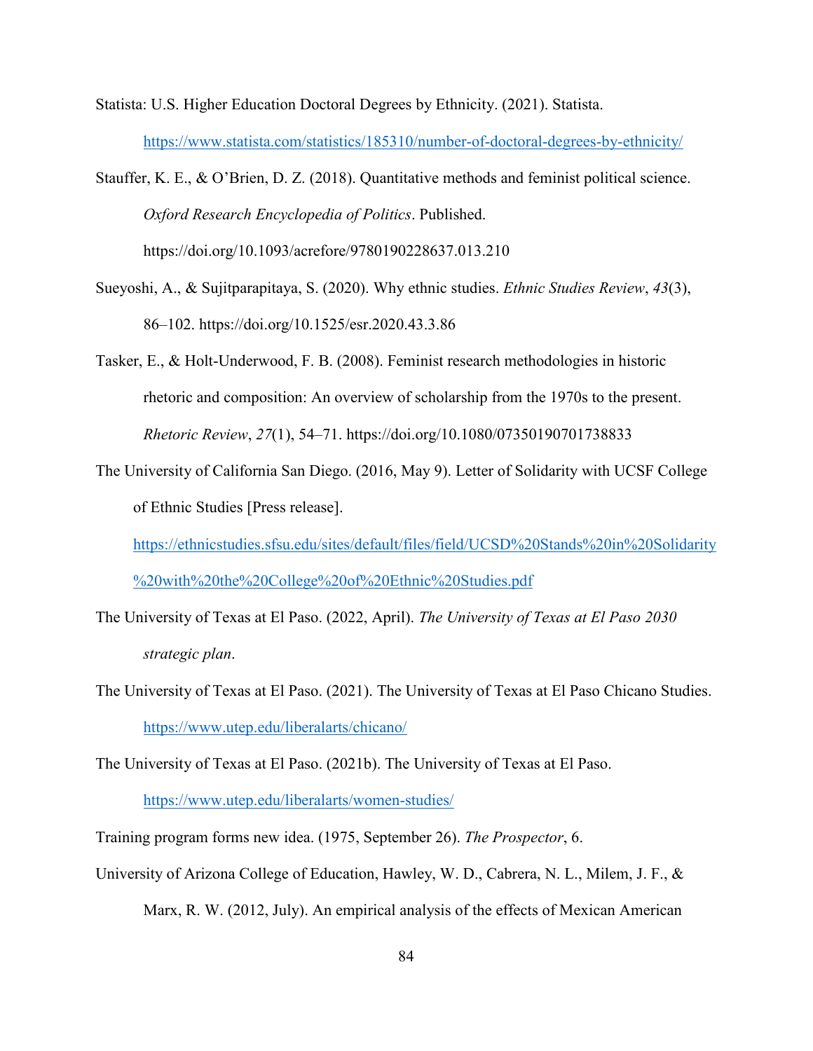Statista: U.S. Higher Education Doctoral Degrees by Ethnicity. (2021). Statista. https://www.statista.com/statistics/185310/number-of-doctoral-degrees-by-ethnicity/

Stauffer, K. E., & O'Brien, D. Z. (2018). Quantitative methods and feminist political science. *Oxford Research Encyclopedia of Politics*. Published. https://doi.org/10.1093/acrefore/9780190228637.013.210

Sueyoshi, A., & Sujitparapitaya, S. (2020). Why ethnic studies. *Ethnic Studies Review*, *43*(3), 86–102. https://doi.org/10.1525/esr.2020.43.3.86

Tasker, E., & Holt-Underwood, F. B. (2008). Feminist research methodologies in historic rhetoric and composition: An overview of scholarship from the 1970s to the present. *Rhetoric Review*, *27*(1), 54–71. https://doi.org/10.1080/07350190701738833

The University of California San Diego. (2016, May 9). Letter of Solidarity with UCSF College of Ethnic Studies [Press release]. https://ethnicstudies.sfsu.edu/sites/default/files/field/UCSD%20Stands%20in%20Solidarity%20with%20the%20College%20of%20Ethnic%20Studies.pdf

The University of Texas at El Paso. (2022, April). *The University of Texas at El Paso 2030 strategic plan*.

The University of Texas at El Paso. (2021). The University of Texas at El Paso Chicano Studies. https://www.utep.edu/liberalarts/chicano/

The University of Texas at El Paso. (2021b). The University of Texas at El Paso. https://www.utep.edu/liberalarts/women-studies/

Training program forms new idea. (1975, September 26). *The Prospector*, 6.

University of Arizona College of Education, Hawley, W. D., Cabrera, N. L., Milem, J. F., & Marx, R. W. (2012, July). An empirical analysis of the effects of Mexican American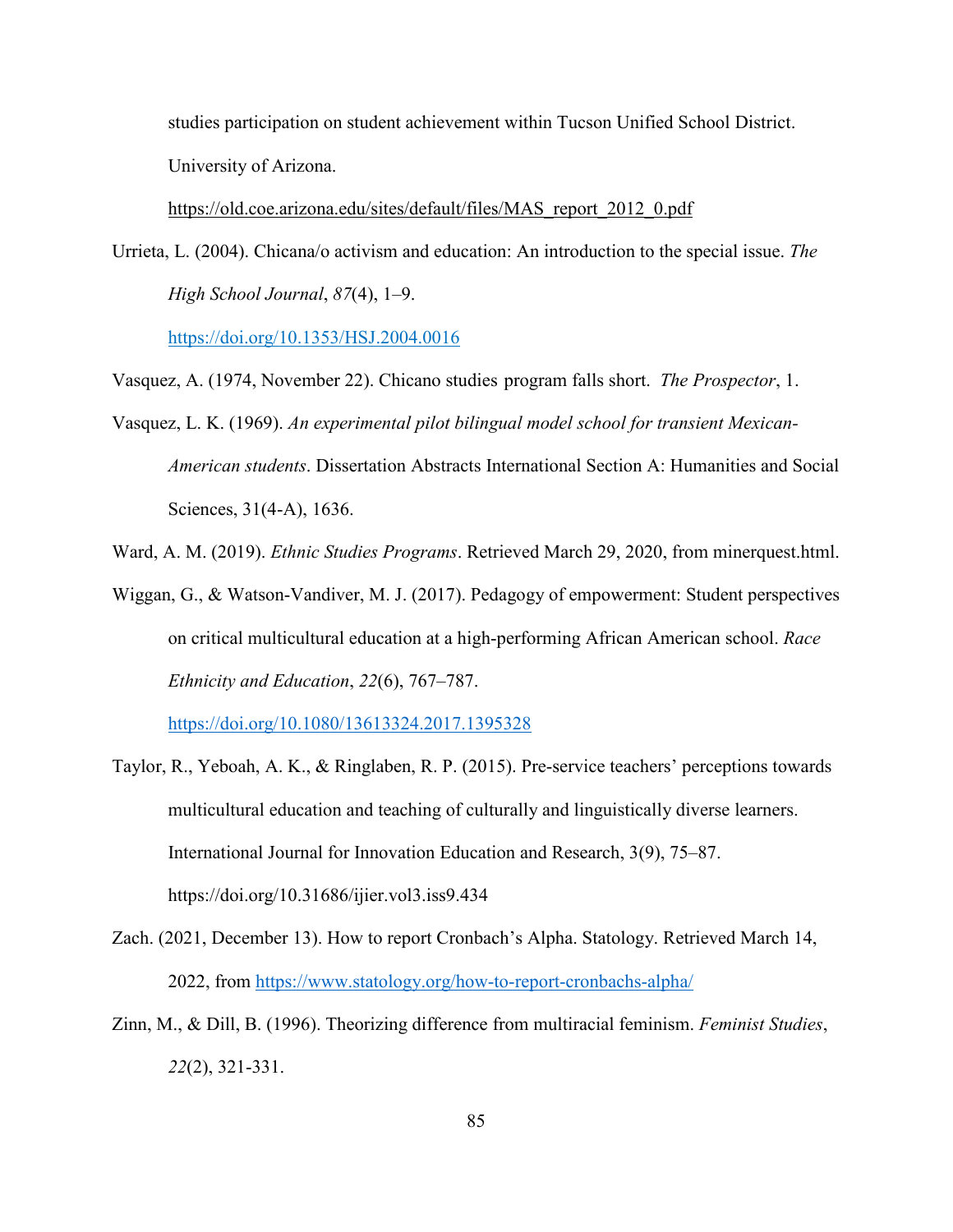studies participation on student achievement within Tucson Unified School District. University of Arizona. https://old.coe.arizona.edu/sites/default/files/MAS_report_2012_0.pdf

Urrieta, L. (2004). Chicana/o activism and education: An introduction to the special issue. *The High School Journal*, *87*(4), 1–9. https://doi.org/10.1353/HSJ.2004.0016

Vasquez, A. (1974, November 22). Chicano studies program falls short. *The Prospector*, 1.

Vasquez, L. K. (1969). *An experimental pilot bilingual model school for transient Mexican-American students*. Dissertation Abstracts International Section A: Humanities and Social Sciences, 31(4-A), 1636.

Ward, A. M. (2019). *Ethnic Studies Programs*. Retrieved March 29, 2020, from minerquest.html.

Wiggan, G., & Watson-Vandiver, M. J. (2017). Pedagogy of empowerment: Student perspectives on critical multicultural education at a high-performing African American school. *Race Ethnicity and Education*, *22*(6), 767–787. https://doi.org/10.1080/13613324.2017.1395328

Taylor, R., Yeboah, A. K., & Ringlaben, R. P. (2015). Pre-service teachers' perceptions towards multicultural education and teaching of culturally and linguistically diverse learners. International Journal for Innovation Education and Research, 3(9), 75–87. https://doi.org/10.31686/ijier.vol3.iss9.434

Zach. (2021, December 13). How to report Cronbach's Alpha. Statology. Retrieved March 14, 2022, from https://www.statology.org/how-to-report-cronbachs-alpha/

Zinn, M., & Dill, B. (1996). Theorizing difference from multiracial feminism. *Feminist Studies*, *22*(2), 321-331.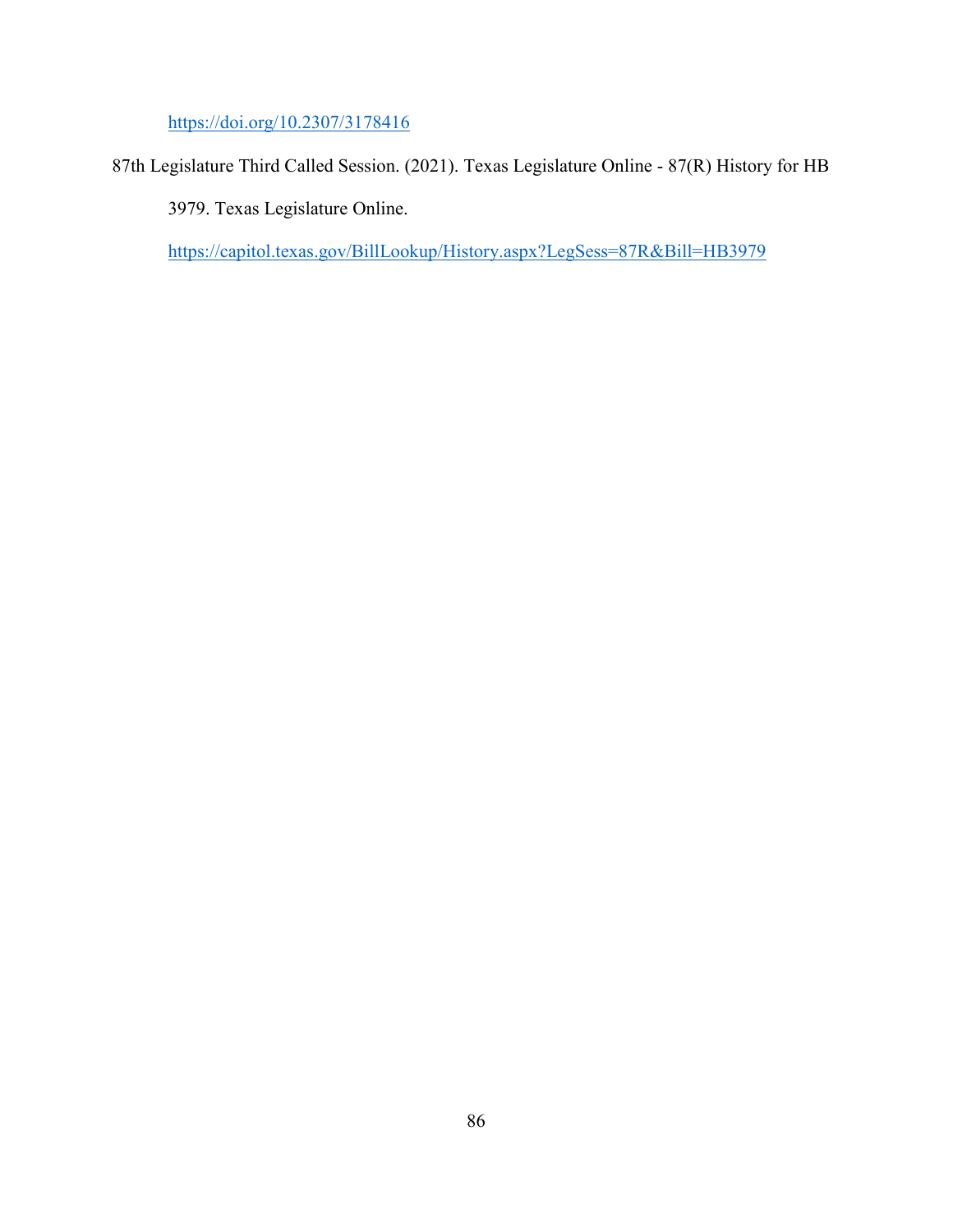https://doi.org/10.2307/3178416

87th Legislature Third Called Session. (2021). Texas Legislature Online - 87(R) History for HB 3979. Texas Legislature Online. https://capitol.texas.gov/BillLookup/History.aspx?LegSess=87R&Bill=HB3979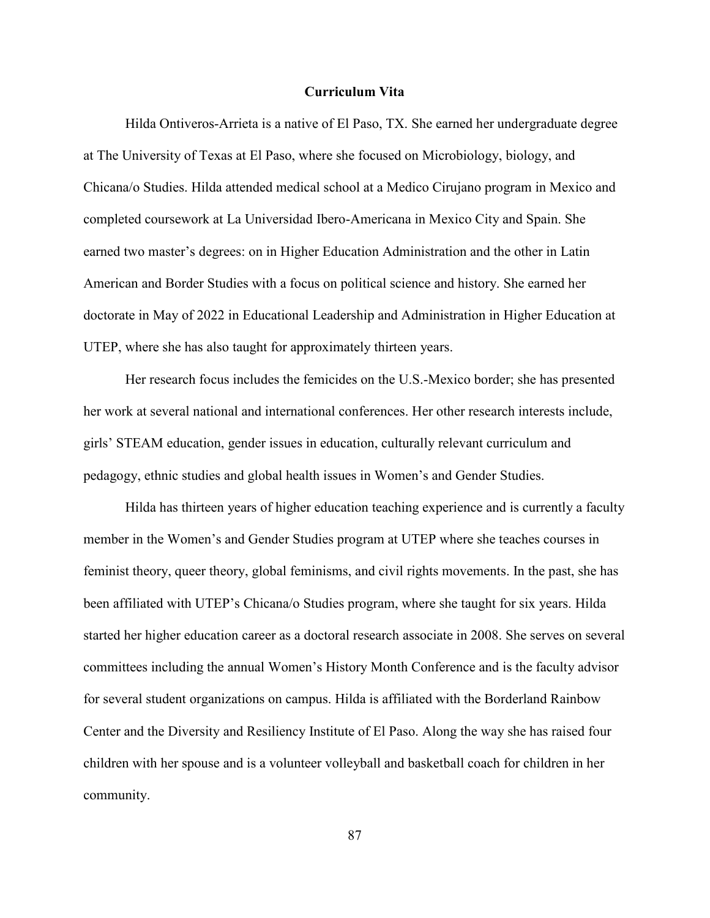## Curriculum Vita

Hilda Ontiveros-Arrieta is a native of El Paso, TX. She earned her undergraduate degree at The University of Texas at El Paso, where she focused on Microbiology, biology, and Chicana/o Studies. Hilda attended medical school at a Medico Cirujano program in Mexico and completed coursework at La Universidad Ibero-Americana in Mexico City and Spain. She earned two master's degrees: on in Higher Education Administration and the other in Latin American and Border Studies with a focus on political science and history. She earned her doctorate in May of 2022 in Educational Leadership and Administration in Higher Education at UTEP, where she has also taught for approximately thirteen years.

Her research focus includes the femicides on the U.S.-Mexico border; she has presented her work at several national and international conferences. Her other research interests include, girls' STEAM education, gender issues in education, culturally relevant curriculum and pedagogy, ethnic studies and global health issues in Women's and Gender Studies.

Hilda has thirteen years of higher education teaching experience and is currently a faculty member in the Women's and Gender Studies program at UTEP where she teaches courses in feminist theory, queer theory, global feminisms, and civil rights movements. In the past, she has been affiliated with UTEP's Chicana/o Studies program, where she taught for six years. Hilda started her higher education career as a doctoral research associate in 2008. She serves on several committees including the annual Women's History Month Conference and is the faculty advisor for several student organizations on campus. Hilda is affiliated with the Borderland Rainbow Center and the Diversity and Resiliency Institute of El Paso. Along the way she has raised four children with her spouse and is a volunteer volleyball and basketball coach for children in her community.